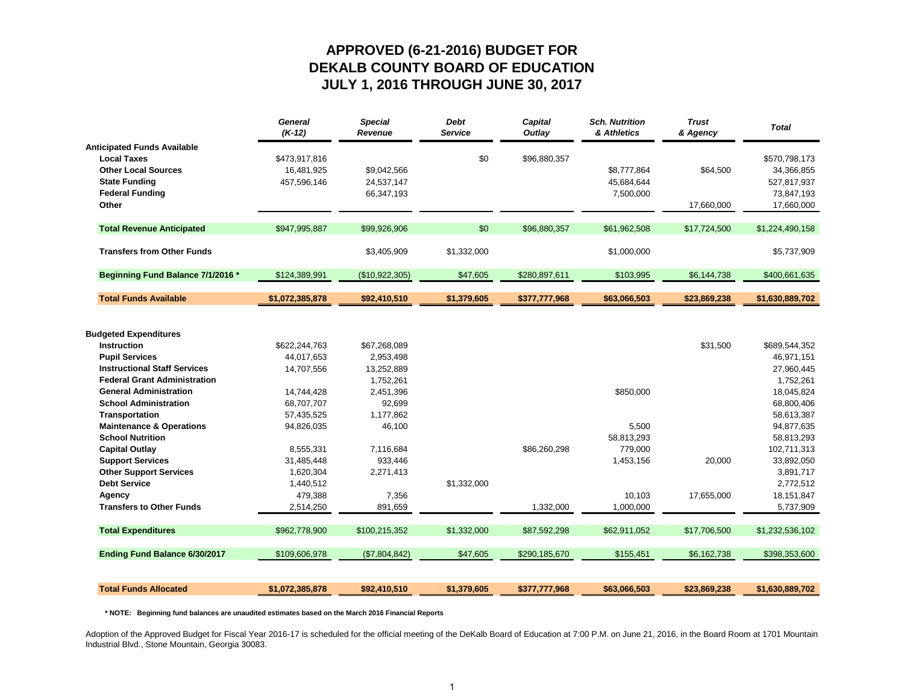# APPROVED (6-21-2016) BUDGET FOR
# DEKALB COUNTY BOARD OF EDUCATION
# JULY 1, 2016 THROUGH JUNE 30, 2017

| | *General (K-12)* | *Special Revenue* | *Debt Service* | *Capital Outlay* | *Sch. Nutrition & Athletics* | *Trust & Agency* | *Total* |
|---|---|---|---|---|---|---|---|
| **Anticipated Funds Available** | | | | | | | |
| **Local Taxes** | $473,917,816 | | $0 | $96,880,357 | | | $570,798,173 |
| **Other Local Sources** | 16,481,925 | $9,042,566 | | | $8,777,864 | $64,500 | 34,366,855 |
| **State Funding** | 457,596,146 | 24,537,147 | | | 45,684,644 | | 527,817,937 |
| **Federal Funding** | | 66,347,193 | | | 7,500,000 | | 73,847,193 |
| **Other** | | | | | | 17,660,000 | 17,660,000 |
| **Total Revenue Anticipated** | $947,995,887 | $99,926,906 | $0 | $96,880,357 | $61,962,508 | $17,724,500 | $1,224,490,158 |
| **Transfers from Other Funds** | | $3,405,909 | $1,332,000 | | $1,000,000 | | $5,737,909 |
| **Beginning Fund Balance 7/1/2016 *** | $124,389,991 | ($10,922,305) | $47,605 | $280,897,611 | $103,995 | $6,144,738 | $400,661,635 |
| **Total Funds Available** | **$1,072,385,878** | **$92,410,510** | **$1,379,605** | **$377,777,968** | **$63,066,503** | **$23,869,238** | **$1,630,889,702** |
| **Budgeted Expenditures** | | | | | | | |
| **Instruction** | $622,244,763 | $67,268,089 | | | | $31,500 | $689,544,352 |
| **Pupil Services** | 44,017,653 | 2,953,498 | | | | | 46,971,151 |
| **Instructional Staff Services** | 14,707,556 | 13,252,889 | | | | | 27,960,445 |
| **Federal Grant Administration** | | 1,752,261 | | | | | 1,752,261 |
| **General Administration** | 14,744,428 | 2,451,396 | | | $850,000 | | 18,045,824 |
| **School Administration** | 68,707,707 | 92,699 | | | | | 68,800,406 |
| **Transportation** | 57,435,525 | 1,177,862 | | | | | 58,613,387 |
| **Maintenance & Operations** | 94,826,035 | 46,100 | | | 5,500 | | 94,877,635 |
| **School Nutrition** | | | | | 58,813,293 | | 58,813,293 |
| **Capital Outlay** | 8,555,331 | 7,116,684 | | $86,260,298 | 779,000 | | 102,711,313 |
| **Support Services** | 31,485,448 | 933,446 | | | 1,453,156 | 20,000 | 33,892,050 |
| **Other Support Services** | 1,620,304 | 2,271,413 | | | | | 3,891,717 |
| **Debt Service** | 1,440,512 | | $1,332,000 | | | | 2,772,512 |
| **Agency** | 479,388 | 7,356 | | | 10,103 | 17,655,000 | 18,151,847 |
| **Transfers to Other Funds** | 2,514,250 | 891,659 | | 1,332,000 | 1,000,000 | | 5,737,909 |
| **Total Expenditures** | $962,778,900 | $100,215,352 | $1,332,000 | $87,592,298 | $62,911,052 | $17,706,500 | $1,232,536,102 |
| **Ending Fund Balance 6/30/2017** | $109,606,978 | ($7,804,842) | $47,605 | $290,185,670 | $155,451 | $6,162,738 | $398,353,600 |
| **Total Funds Allocated** | **$1,072,385,878** | **$92,410,510** | **$1,379,605** | **$377,777,968** | **$63,066,503** | **$23,869,238** | **$1,630,889,702** |

**\* NOTE: Beginning fund balances are unaudited estimates based on the March 2016 Financial Reports**

Adoption of the Approved Budget for Fiscal Year 2016-17 is scheduled for the official meeting of the DeKalb Board of Education at 7:00 P.M. on June 21, 2016, in the Board Room at 1701 Mountain Industrial Blvd., Stone Mountain, Georgia 30083.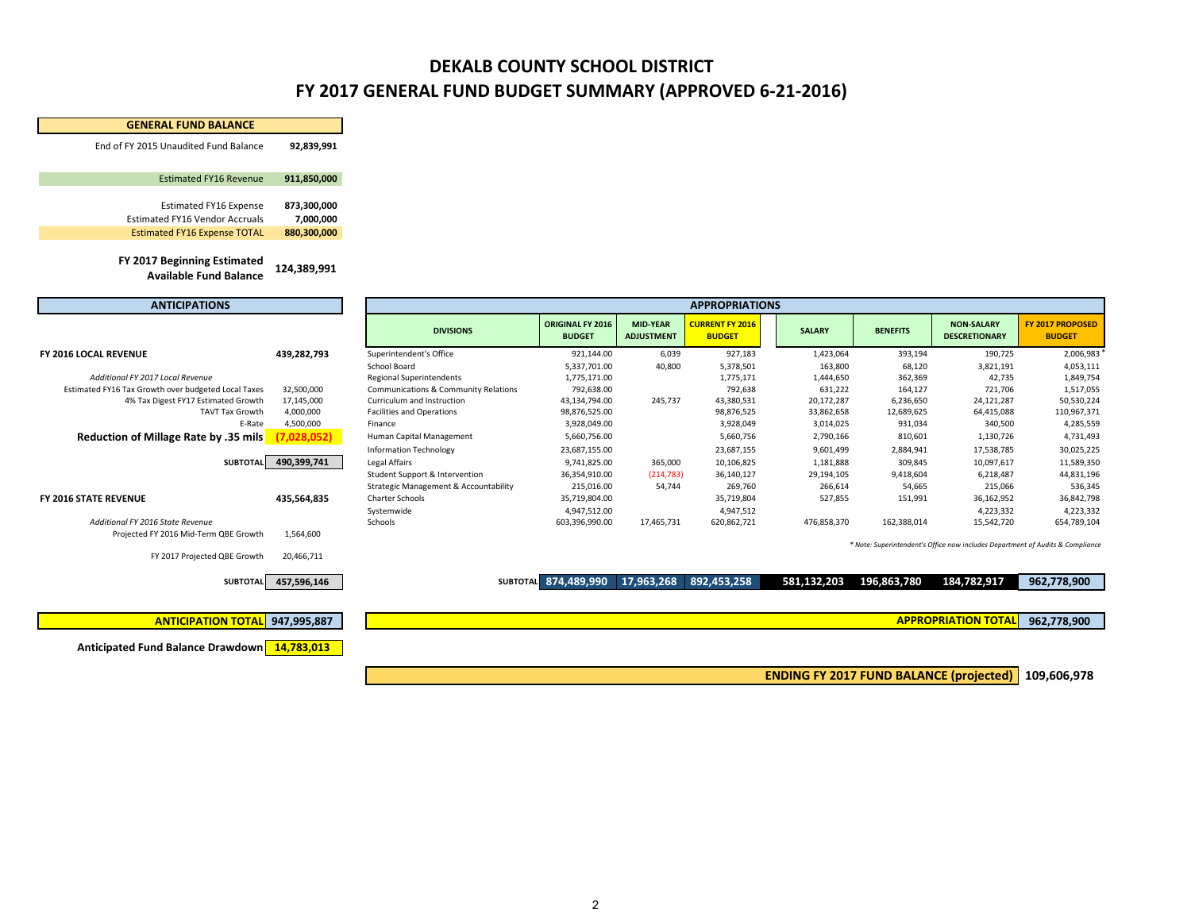# DEKALB COUNTY SCHOOL DISTRICT
# FY 2017 GENERAL FUND BUDGET SUMMARY (APPROVED 6-21-2016)

## GENERAL FUND BALANCE

| | |
|---|---|
| End of FY 2015 Unaudited Fund Balance | **92,839,991** |
| Estimated FY16 Revenue | **911,850,000** |
| Estimated FY16 Expense | **873,300,000** |
| Estimated FY16 Vendor Accruals | **7,000,000** |
| Estimated FY16 Expense TOTAL | **880,300,000** |
| **FY 2017 Beginning Estimated Available Fund Balance** | **124,389,991** |

## ANTICIPATIONS

| | | |
|---|---|---|
| **FY 2016 LOCAL REVENUE** | | **439,282,793** |
| *Additional FY 2017 Local Revenue* | | |
| Estimated FY16 Tax Growth over budgeted Local Taxes | 32,500,000 | |
| 4% Tax Digest FY17 Estimated Growth | 17,145,000 | |
| TAVT Tax Growth | 4,000,000 | |
| E-Rate | 4,500,000 | |
| **Reduction of Millage Rate by .35 mils** | **(7,028,052)** | |
| **SUBTOTAL** | **490,399,741** | |
| **FY 2016 STATE REVENUE** | | **435,564,835** |
| *Additional FY 2016 State Revenue* | | |
| Projected FY 2016 Mid-Term QBE Growth | 1,564,600 | |
| FY 2017 Projected QBE Growth | 20,466,711 | |
| **SUBTOTAL** | **457,596,146** | |
| **ANTICIPATION TOTAL** | **947,995,887** | |
| **Anticipated Fund Balance Drawdown** | **14,783,013** | |

## APPROPRIATIONS

| DIVISIONS | ORIGINAL FY 2016 BUDGET | MID-YEAR ADJUSTMENT | CURRENT FY 2016 BUDGET | SALARY | BENEFITS | NON-SALARY DESCRETIONARY | FY 2017 PROPOSED BUDGET |
|---|---|---|---|---|---|---|---|
| Superintendent's Office | 921,144.00 | 6,039 | 927,183 | 1,423,064 | 393,194 | 190,725 | 2,006,983 * |
| School Board | 5,337,701.00 | 40,800 | 5,378,501 | 163,800 | 68,120 | 3,821,191 | 4,053,111 |
| Regional Superintendents | 1,775,171.00 | | 1,775,171 | 1,444,650 | 362,369 | 42,735 | 1,849,754 |
| Communications & Community Relations | 792,638.00 | | 792,638 | 631,222 | 164,127 | 721,706 | 1,517,055 |
| Curriculum and Instruction | 43,134,794.00 | 245,737 | 43,380,531 | 20,172,287 | 6,236,650 | 24,121,287 | 50,530,224 |
| Facilities and Operations | 98,876,525.00 | | 98,876,525 | 33,862,658 | 12,689,625 | 64,415,088 | 110,967,371 |
| Finance | 3,928,049.00 | | 3,928,049 | 3,014,025 | 931,034 | 340,500 | 4,285,559 |
| Human Capital Management | 5,660,756.00 | | 5,660,756 | 2,790,166 | 810,601 | 1,130,726 | 4,731,493 |
| Information Technology | 23,687,155.00 | | 23,687,155 | 9,601,499 | 2,884,941 | 17,538,785 | 30,025,225 |
| Legal Affairs | 9,741,825.00 | 365,000 | 10,106,825 | 1,181,888 | 309,845 | 10,097,617 | 11,589,350 |
| Student Support & Intervention | 36,354,910.00 | (214,783) | 36,140,127 | 29,194,105 | 9,418,604 | 6,218,487 | 44,831,196 |
| Strategic Management & Accountability | 215,016.00 | 54,744 | 269,760 | 266,614 | 54,665 | 215,066 | 536,345 |
| Charter Schools | 35,719,804.00 | | 35,719,804 | 527,855 | 151,991 | 36,162,952 | 36,842,798 |
| Systemwide | 4,947,512.00 | | 4,947,512 | | | 4,223,332 | 4,223,332 |
| Schools | 603,396,990.00 | 17,465,731 | 620,862,721 | 476,858,370 | 162,388,014 | 15,542,720 | 654,789,104 |
| **SUBTOTAL** | **874,489,990** | **17,963,268** | **892,453,258** | **581,132,203** | **196,863,780** | **184,782,917** | **962,778,900** |
| **APPROPRIATION TOTAL** | | | | | | | **962,778,900** |

*\* Note: Superintendent's Office now includes Department of Audits & Compliance*

**ENDING FY 2017 FUND BALANCE (projected) 109,606,978**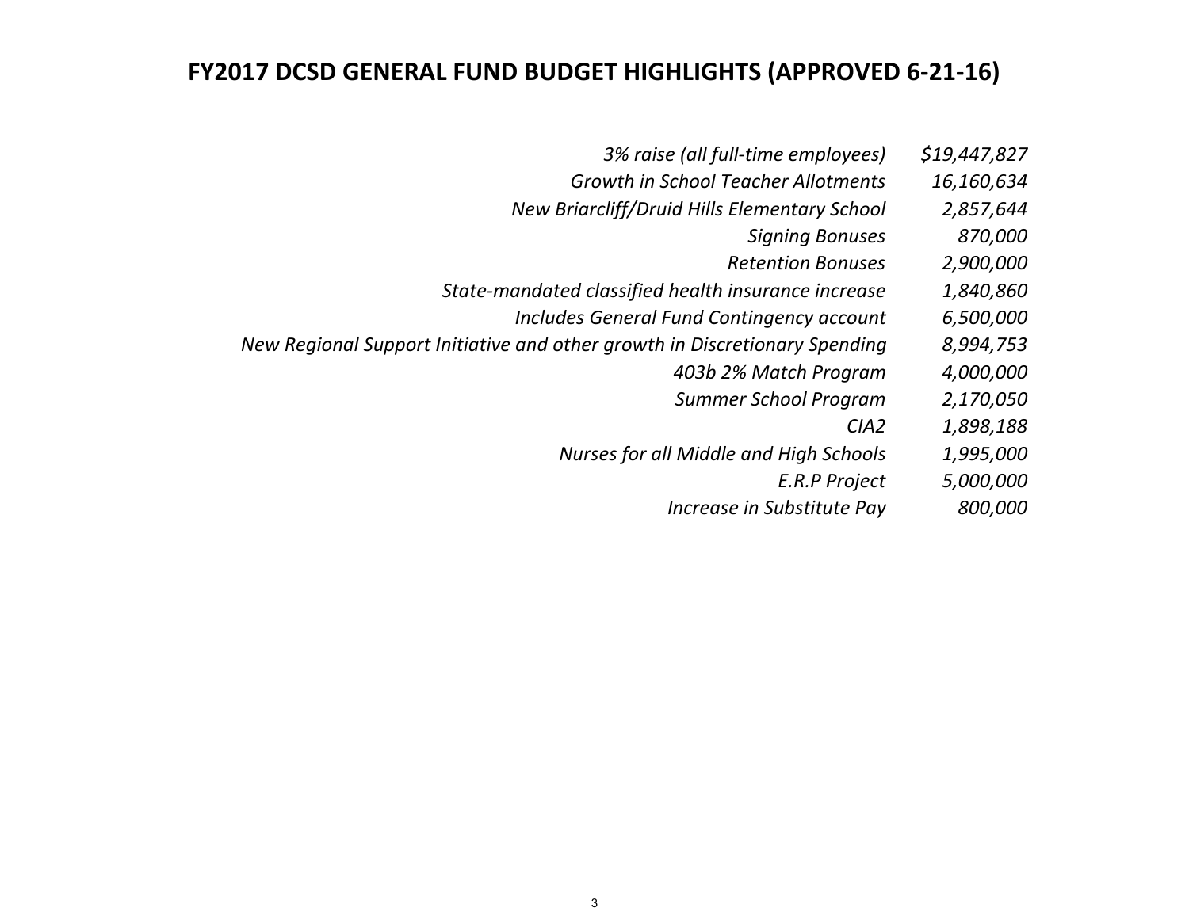# FY2017 DCSD GENERAL FUND BUDGET HIGHLIGHTS (APPROVED 6-21-16)

| | |
|---|---|
| *3% raise (all full-time employees)* | *$19,447,827* |
| *Growth in School Teacher Allotments* | *16,160,634* |
| *New Briarcliff/Druid Hills Elementary School* | *2,857,644* |
| *Signing Bonuses* | *870,000* |
| *Retention Bonuses* | *2,900,000* |
| *State-mandated classified health insurance increase* | *1,840,860* |
| *Includes General Fund Contingency account* | *6,500,000* |
| *New Regional Support Initiative and other growth in Discretionary Spending* | *8,994,753* |
| *403b 2% Match Program* | *4,000,000* |
| *Summer School Program* | *2,170,050* |
| *CIA2* | *1,898,188* |
| *Nurses for all Middle and High Schools* | *1,995,000* |
| *E.R.P Project* | *5,000,000* |
| *Increase in Substitute Pay* | *800,000* |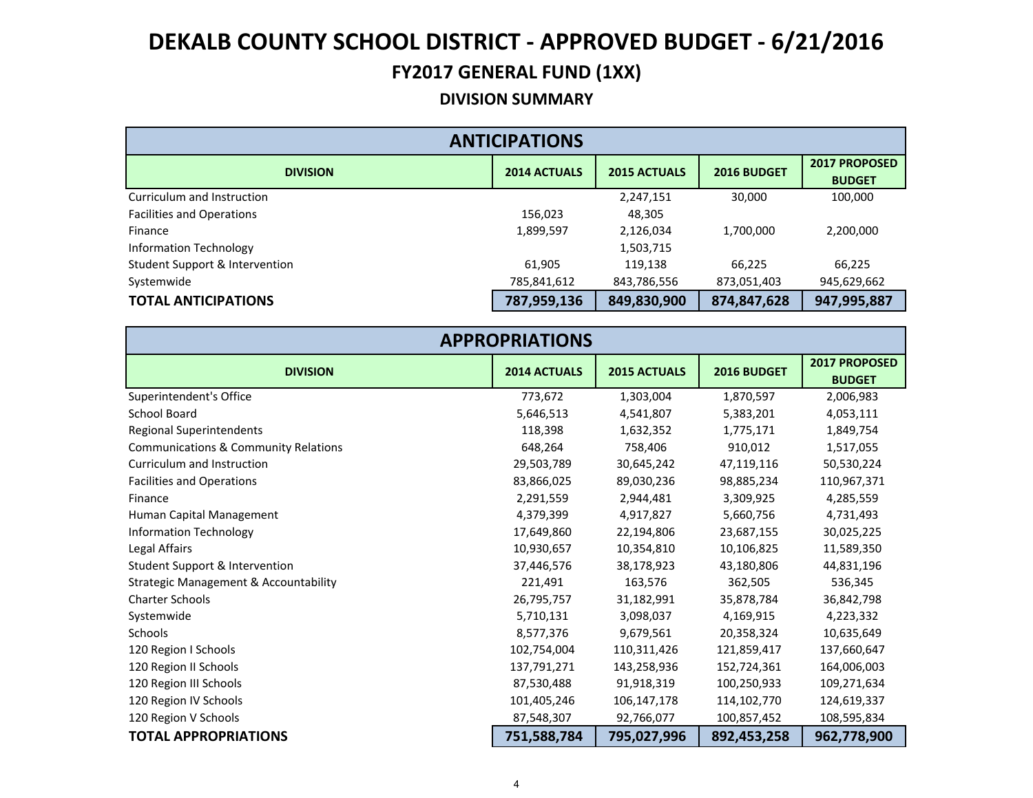# DEKALB COUNTY SCHOOL DISTRICT - APPROVED BUDGET - 6/21/2016

## FY2017 GENERAL FUND (1XX)

### DIVISION SUMMARY

| ANTICIPATIONS | | | | |
|---|---|---|---|---|
| **DIVISION** | **2014 ACTUALS** | **2015 ACTUALS** | **2016 BUDGET** | **2017 PROPOSED BUDGET** |
| Curriculum and Instruction | | 2,247,151 | 30,000 | 100,000 |
| Facilities and Operations | 156,023 | 48,305 | | |
| Finance | 1,899,597 | 2,126,034 | 1,700,000 | 2,200,000 |
| Information Technology | | 1,503,715 | | |
| Student Support & Intervention | 61,905 | 119,138 | 66,225 | 66,225 |
| Systemwide | 785,841,612 | 843,786,556 | 873,051,403 | 945,629,662 |
| **TOTAL ANTICIPATIONS** | **787,959,136** | **849,830,900** | **874,847,628** | **947,995,887** |

| APPROPRIATIONS | | | | |
|---|---|---|---|---|
| **DIVISION** | **2014 ACTUALS** | **2015 ACTUALS** | **2016 BUDGET** | **2017 PROPOSED BUDGET** |
| Superintendent's Office | 773,672 | 1,303,004 | 1,870,597 | 2,006,983 |
| School Board | 5,646,513 | 4,541,807 | 5,383,201 | 4,053,111 |
| Regional Superintendents | 118,398 | 1,632,352 | 1,775,171 | 1,849,754 |
| Communications & Community Relations | 648,264 | 758,406 | 910,012 | 1,517,055 |
| Curriculum and Instruction | 29,503,789 | 30,645,242 | 47,119,116 | 50,530,224 |
| Facilities and Operations | 83,866,025 | 89,030,236 | 98,885,234 | 110,967,371 |
| Finance | 2,291,559 | 2,944,481 | 3,309,925 | 4,285,559 |
| Human Capital Management | 4,379,399 | 4,917,827 | 5,660,756 | 4,731,493 |
| Information Technology | 17,649,860 | 22,194,806 | 23,687,155 | 30,025,225 |
| Legal Affairs | 10,930,657 | 10,354,810 | 10,106,825 | 11,589,350 |
| Student Support & Intervention | 37,446,576 | 38,178,923 | 43,180,806 | 44,831,196 |
| Strategic Management & Accountability | 221,491 | 163,576 | 362,505 | 536,345 |
| Charter Schools | 26,795,757 | 31,182,991 | 35,878,784 | 36,842,798 |
| Systemwide | 5,710,131 | 3,098,037 | 4,169,915 | 4,223,332 |
| Schools | 8,577,376 | 9,679,561 | 20,358,324 | 10,635,649 |
| 120 Region I Schools | 102,754,004 | 110,311,426 | 121,859,417 | 137,660,647 |
| 120 Region II Schools | 137,791,271 | 143,258,936 | 152,724,361 | 164,006,003 |
| 120 Region III Schools | 87,530,488 | 91,918,319 | 100,250,933 | 109,271,634 |
| 120 Region IV Schools | 101,405,246 | 106,147,178 | 114,102,770 | 124,619,337 |
| 120 Region V Schools | 87,548,307 | 92,766,077 | 100,857,452 | 108,595,834 |
| **TOTAL APPROPRIATIONS** | **751,588,784** | **795,027,996** | **892,453,258** | **962,778,900** |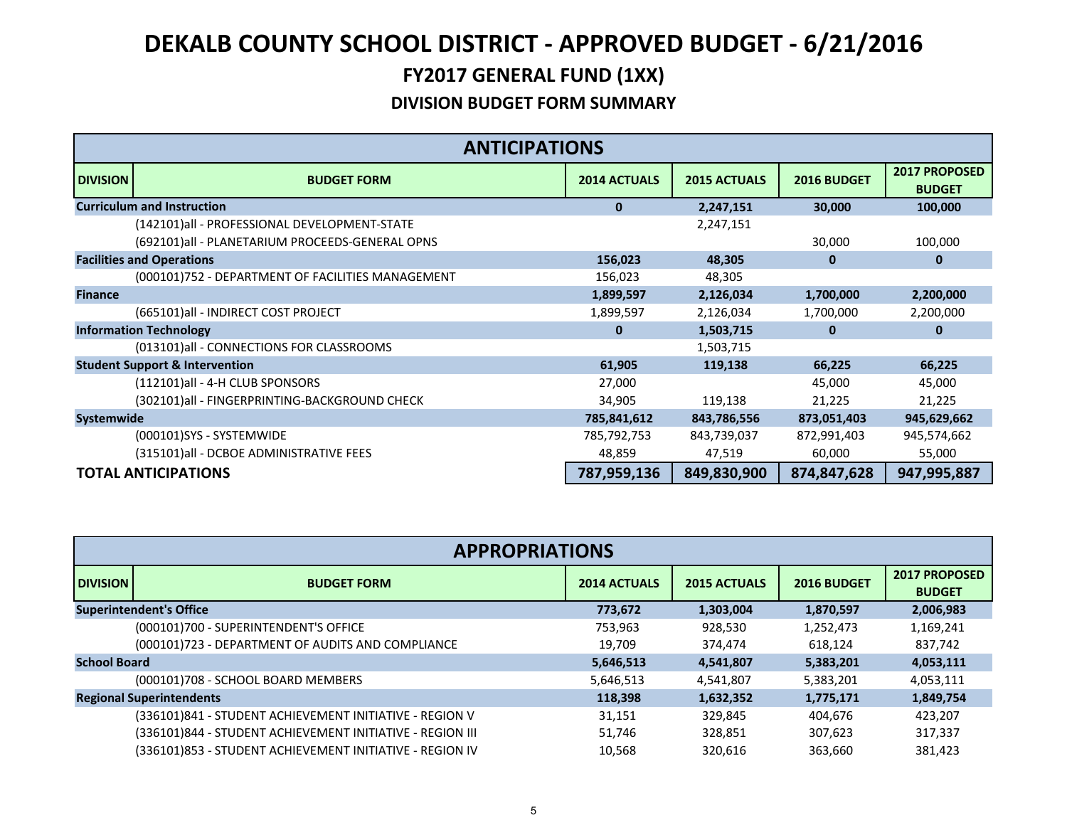# DEKALB COUNTY SCHOOL DISTRICT - APPROVED BUDGET - 6/21/2016

## FY2017 GENERAL FUND (1XX)

### DIVISION BUDGET FORM SUMMARY

| ANTICIPATIONS | | | | | |
|---|---|---|---|---|---|
| **DIVISION** | **BUDGET FORM** | **2014 ACTUALS** | **2015 ACTUALS** | **2016 BUDGET** | **2017 PROPOSED BUDGET** |
| **Curriculum and Instruction** | | **0** | **2,247,151** | **30,000** | **100,000** |
| | (142101)all - PROFESSIONAL DEVELOPMENT-STATE | | 2,247,151 | | |
| | (692101)all - PLANETARIUM PROCEEDS-GENERAL OPNS | | | 30,000 | 100,000 |
| **Facilities and Operations** | | **156,023** | **48,305** | **0** | **0** |
| | (000101)752 - DEPARTMENT OF FACILITIES MANAGEMENT | 156,023 | 48,305 | | |
| **Finance** | | **1,899,597** | **2,126,034** | **1,700,000** | **2,200,000** |
| | (665101)all - INDIRECT COST PROJECT | 1,899,597 | 2,126,034 | 1,700,000 | 2,200,000 |
| **Information Technology** | | **0** | **1,503,715** | **0** | **0** |
| | (013101)all - CONNECTIONS FOR CLASSROOMS | | 1,503,715 | | |
| **Student Support & Intervention** | | **61,905** | **119,138** | **66,225** | **66,225** |
| | (112101)all - 4-H CLUB SPONSORS | 27,000 | | 45,000 | 45,000 |
| | (302101)all - FINGERPRINTING-BACKGROUND CHECK | 34,905 | 119,138 | 21,225 | 21,225 |
| **Systemwide** | | **785,841,612** | **843,786,556** | **873,051,403** | **945,629,662** |
| | (000101)SYS - SYSTEMWIDE | 785,792,753 | 843,739,037 | 872,991,403 | 945,574,662 |
| | (315101)all - DCBOE ADMINISTRATIVE FEES | 48,859 | 47,519 | 60,000 | 55,000 |
| **TOTAL ANTICIPATIONS** | | **787,959,136** | **849,830,900** | **874,847,628** | **947,995,887** |

| APPROPRIATIONS | | | | | |
|---|---|---|---|---|---|
| **DIVISION** | **BUDGET FORM** | **2014 ACTUALS** | **2015 ACTUALS** | **2016 BUDGET** | **2017 PROPOSED BUDGET** |
| **Superintendent's Office** | | **773,672** | **1,303,004** | **1,870,597** | **2,006,983** |
| | (000101)700 - SUPERINTENDENT'S OFFICE | 753,963 | 928,530 | 1,252,473 | 1,169,241 |
| | (000101)723 - DEPARTMENT OF AUDITS AND COMPLIANCE | 19,709 | 374,474 | 618,124 | 837,742 |
| **School Board** | | **5,646,513** | **4,541,807** | **5,383,201** | **4,053,111** |
| | (000101)708 - SCHOOL BOARD MEMBERS | 5,646,513 | 4,541,807 | 5,383,201 | 4,053,111 |
| **Regional Superintendents** | | **118,398** | **1,632,352** | **1,775,171** | **1,849,754** |
| | (336101)841 - STUDENT ACHIEVEMENT INITIATIVE - REGION V | 31,151 | 329,845 | 404,676 | 423,207 |
| | (336101)844 - STUDENT ACHIEVEMENT INITIATIVE - REGION III | 51,746 | 328,851 | 307,623 | 317,337 |
| | (336101)853 - STUDENT ACHIEVEMENT INITIATIVE - REGION IV | 10,568 | 320,616 | 363,660 | 381,423 |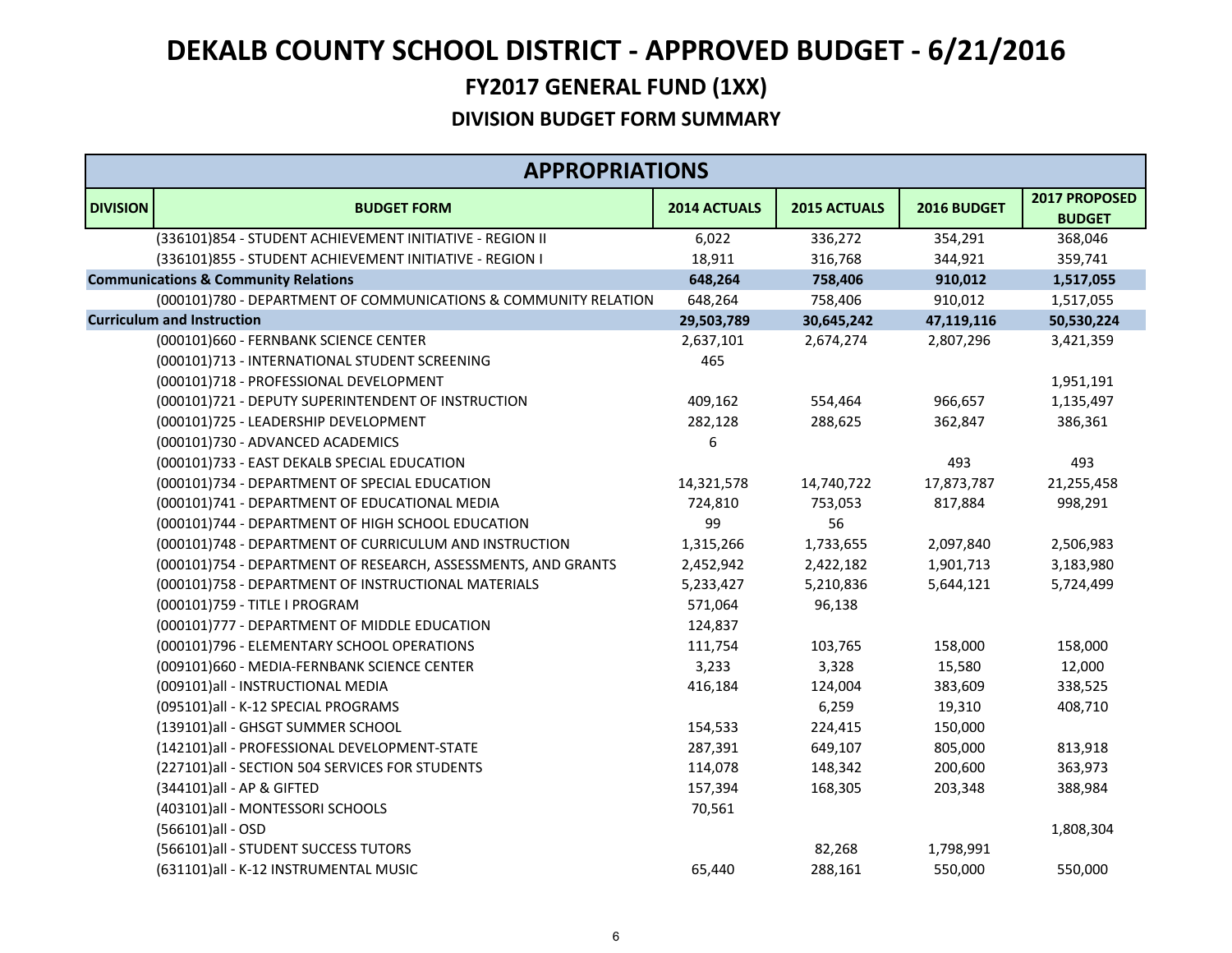# DEKALB COUNTY SCHOOL DISTRICT - APPROVED BUDGET - 6/21/2016

## FY2017 GENERAL FUND (1XX)

### DIVISION BUDGET FORM SUMMARY

| APPROPRIATIONS | | | | | |
|---|---|---|---|---|---|
| **DIVISION** | **BUDGET FORM** | **2014 ACTUALS** | **2015 ACTUALS** | **2016 BUDGET** | **2017 PROPOSED BUDGET** |
| | (336101)854 - STUDENT ACHIEVEMENT INITIATIVE - REGION II | 6,022 | 336,272 | 354,291 | 368,046 |
| | (336101)855 - STUDENT ACHIEVEMENT INITIATIVE - REGION I | 18,911 | 316,768 | 344,921 | 359,741 |
| **Communications & Community Relations** | | **648,264** | **758,406** | **910,012** | **1,517,055** |
| | (000101)780 - DEPARTMENT OF COMMUNICATIONS & COMMUNITY RELATION | 648,264 | 758,406 | 910,012 | 1,517,055 |
| **Curriculum and Instruction** | | **29,503,789** | **30,645,242** | **47,119,116** | **50,530,224** |
| | (000101)660 - FERNBANK SCIENCE CENTER | 2,637,101 | 2,674,274 | 2,807,296 | 3,421,359 |
| | (000101)713 - INTERNATIONAL STUDENT SCREENING | 465 | | | |
| | (000101)718 - PROFESSIONAL DEVELOPMENT | | | | 1,951,191 |
| | (000101)721 - DEPUTY SUPERINTENDENT OF INSTRUCTION | 409,162 | 554,464 | 966,657 | 1,135,497 |
| | (000101)725 - LEADERSHIP DEVELOPMENT | 282,128 | 288,625 | 362,847 | 386,361 |
| | (000101)730 - ADVANCED ACADEMICS | 6 | | | |
| | (000101)733 - EAST DEKALB SPECIAL EDUCATION | | | 493 | 493 |
| | (000101)734 - DEPARTMENT OF SPECIAL EDUCATION | 14,321,578 | 14,740,722 | 17,873,787 | 21,255,458 |
| | (000101)741 - DEPARTMENT OF EDUCATIONAL MEDIA | 724,810 | 753,053 | 817,884 | 998,291 |
| | (000101)744 - DEPARTMENT OF HIGH SCHOOL EDUCATION | 99 | 56 | | |
| | (000101)748 - DEPARTMENT OF CURRICULUM AND INSTRUCTION | 1,315,266 | 1,733,655 | 2,097,840 | 2,506,983 |
| | (000101)754 - DEPARTMENT OF RESEARCH, ASSESSMENTS, AND GRANTS | 2,452,942 | 2,422,182 | 1,901,713 | 3,183,980 |
| | (000101)758 - DEPARTMENT OF INSTRUCTIONAL MATERIALS | 5,233,427 | 5,210,836 | 5,644,121 | 5,724,499 |
| | (000101)759 - TITLE I PROGRAM | 571,064 | 96,138 | | |
| | (000101)777 - DEPARTMENT OF MIDDLE EDUCATION | 124,837 | | | |
| | (000101)796 - ELEMENTARY SCHOOL OPERATIONS | 111,754 | 103,765 | 158,000 | 158,000 |
| | (009101)660 - MEDIA-FERNBANK SCIENCE CENTER | 3,233 | 3,328 | 15,580 | 12,000 |
| | (009101)all - INSTRUCTIONAL MEDIA | 416,184 | 124,004 | 383,609 | 338,525 |
| | (095101)all - K-12 SPECIAL PROGRAMS | | 6,259 | 19,310 | 408,710 |
| | (139101)all - GHSGT SUMMER SCHOOL | 154,533 | 224,415 | 150,000 | |
| | (142101)all - PROFESSIONAL DEVELOPMENT-STATE | 287,391 | 649,107 | 805,000 | 813,918 |
| | (227101)all - SECTION 504 SERVICES FOR STUDENTS | 114,078 | 148,342 | 200,600 | 363,973 |
| | (344101)all - AP & GIFTED | 157,394 | 168,305 | 203,348 | 388,984 |
| | (403101)all - MONTESSORI SCHOOLS | 70,561 | | | |
| | (566101)all - OSD | | | | 1,808,304 |
| | (566101)all - STUDENT SUCCESS TUTORS | | 82,268 | 1,798,991 | |
| | (631101)all - K-12 INSTRUMENTAL MUSIC | 65,440 | 288,161 | 550,000 | 550,000 |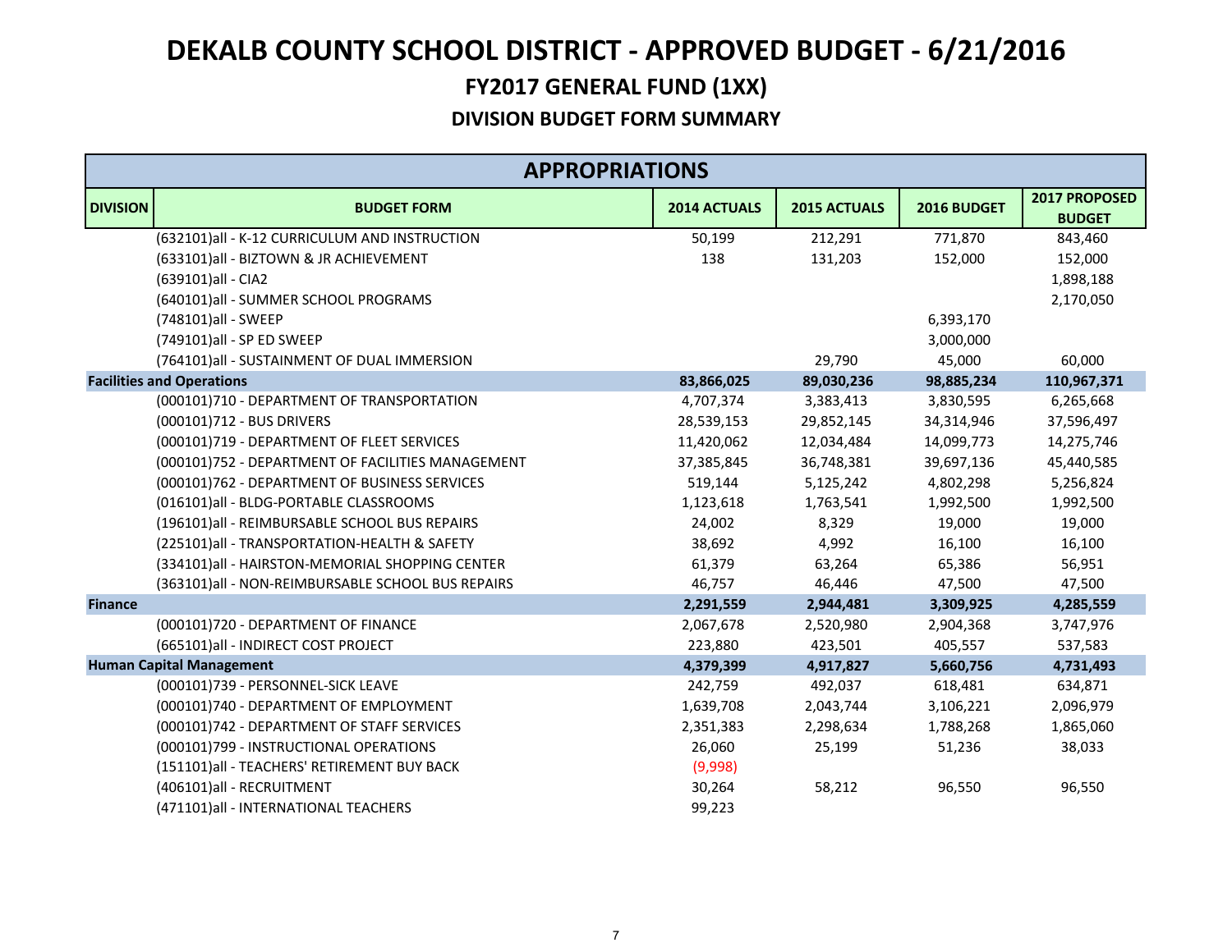# DEKALB COUNTY SCHOOL DISTRICT - APPROVED BUDGET - 6/21/2016

## FY2017 GENERAL FUND (1XX)

### DIVISION BUDGET FORM SUMMARY

| APPROPRIATIONS | | | | | |
|---|---|---|---|---|---|
| **DIVISION** | **BUDGET FORM** | **2014 ACTUALS** | **2015 ACTUALS** | **2016 BUDGET** | **2017 PROPOSED BUDGET** |
| | (632101)all - K-12 CURRICULUM AND INSTRUCTION | 50,199 | 212,291 | 771,870 | 843,460 |
| | (633101)all - BIZTOWN & JR ACHIEVEMENT | 138 | 131,203 | 152,000 | 152,000 |
| | (639101)all - CIA2 | | | | 1,898,188 |
| | (640101)all - SUMMER SCHOOL PROGRAMS | | | | 2,170,050 |
| | (748101)all - SWEEP | | | 6,393,170 | |
| | (749101)all - SP ED SWEEP | | | 3,000,000 | |
| | (764101)all - SUSTAINMENT OF DUAL IMMERSION | | 29,790 | 45,000 | 60,000 |
| **Facilities and Operations** | | **83,866,025** | **89,030,236** | **98,885,234** | **110,967,371** |
| | (000101)710 - DEPARTMENT OF TRANSPORTATION | 4,707,374 | 3,383,413 | 3,830,595 | 6,265,668 |
| | (000101)712 - BUS DRIVERS | 28,539,153 | 29,852,145 | 34,314,946 | 37,596,497 |
| | (000101)719 - DEPARTMENT OF FLEET SERVICES | 11,420,062 | 12,034,484 | 14,099,773 | 14,275,746 |
| | (000101)752 - DEPARTMENT OF FACILITIES MANAGEMENT | 37,385,845 | 36,748,381 | 39,697,136 | 45,440,585 |
| | (000101)762 - DEPARTMENT OF BUSINESS SERVICES | 519,144 | 5,125,242 | 4,802,298 | 5,256,824 |
| | (016101)all - BLDG-PORTABLE CLASSROOMS | 1,123,618 | 1,763,541 | 1,992,500 | 1,992,500 |
| | (196101)all - REIMBURSABLE SCHOOL BUS REPAIRS | 24,002 | 8,329 | 19,000 | 19,000 |
| | (225101)all - TRANSPORTATION-HEALTH & SAFETY | 38,692 | 4,992 | 16,100 | 16,100 |
| | (334101)all - HAIRSTON-MEMORIAL SHOPPING CENTER | 61,379 | 63,264 | 65,386 | 56,951 |
| | (363101)all - NON-REIMBURSABLE SCHOOL BUS REPAIRS | 46,757 | 46,446 | 47,500 | 47,500 |
| **Finance** | | **2,291,559** | **2,944,481** | **3,309,925** | **4,285,559** |
| | (000101)720 - DEPARTMENT OF FINANCE | 2,067,678 | 2,520,980 | 2,904,368 | 3,747,976 |
| | (665101)all - INDIRECT COST PROJECT | 223,880 | 423,501 | 405,557 | 537,583 |
| **Human Capital Management** | | **4,379,399** | **4,917,827** | **5,660,756** | **4,731,493** |
| | (000101)739 - PERSONNEL-SICK LEAVE | 242,759 | 492,037 | 618,481 | 634,871 |
| | (000101)740 - DEPARTMENT OF EMPLOYMENT | 1,639,708 | 2,043,744 | 3,106,221 | 2,096,979 |
| | (000101)742 - DEPARTMENT OF STAFF SERVICES | 2,351,383 | 2,298,634 | 1,788,268 | 1,865,060 |
| | (000101)799 - INSTRUCTIONAL OPERATIONS | 26,060 | 25,199 | 51,236 | 38,033 |
| | (151101)all - TEACHERS' RETIREMENT BUY BACK | (9,998) | | | |
| | (406101)all - RECRUITMENT | 30,264 | 58,212 | 96,550 | 96,550 |
| | (471101)all - INTERNATIONAL TEACHERS | 99,223 | | | |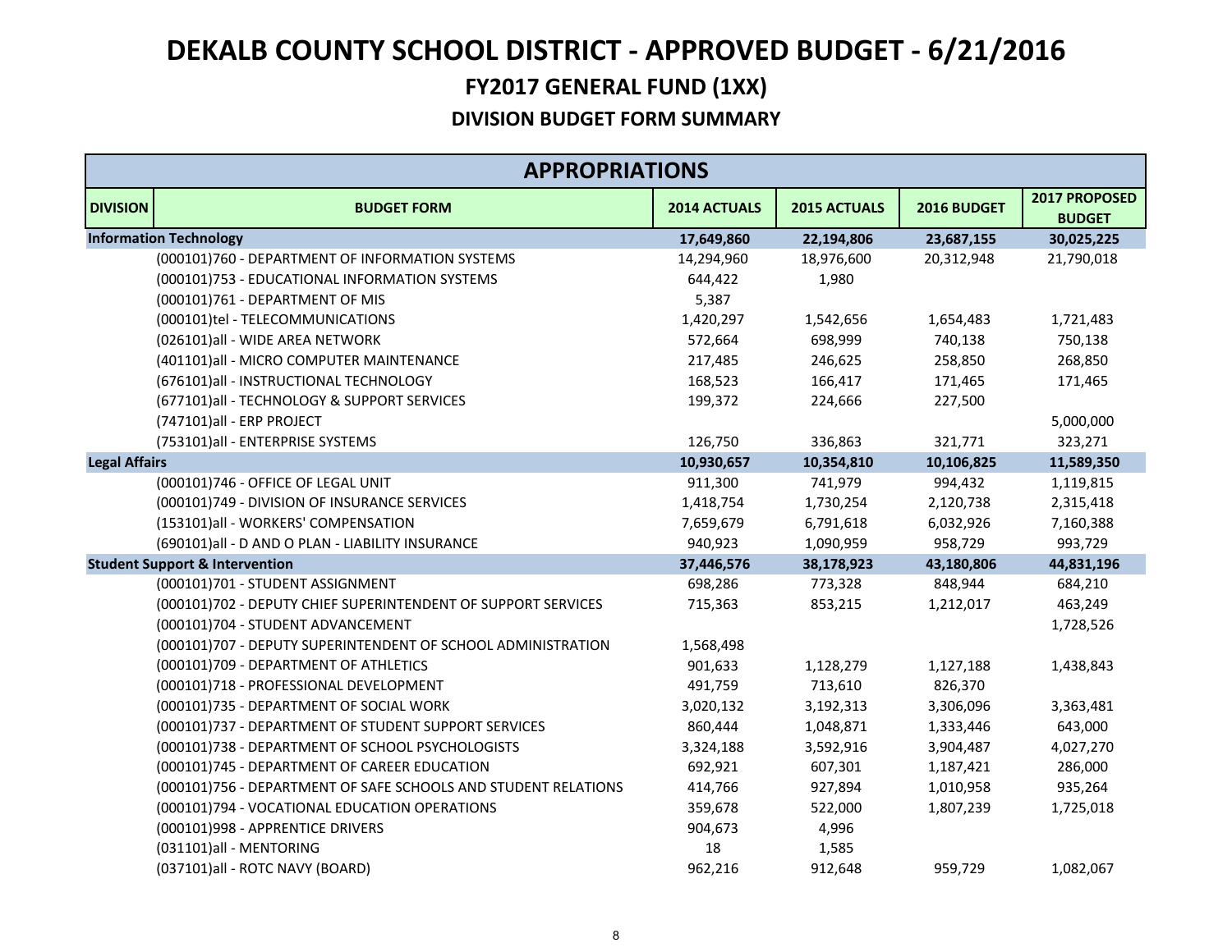# DEKALB COUNTY SCHOOL DISTRICT - APPROVED BUDGET - 6/21/2016

## FY2017 GENERAL FUND (1XX)

### DIVISION BUDGET FORM SUMMARY

| APPROPRIATIONS | | | | | |
|---|---|---|---|---|---|
| **DIVISION** | **BUDGET FORM** | **2014 ACTUALS** | **2015 ACTUALS** | **2016 BUDGET** | **2017 PROPOSED BUDGET** |
| **Information Technology** | | **17,649,860** | **22,194,806** | **23,687,155** | **30,025,225** |
| | (000101)760 - DEPARTMENT OF INFORMATION SYSTEMS | 14,294,960 | 18,976,600 | 20,312,948 | 21,790,018 |
| | (000101)753 - EDUCATIONAL INFORMATION SYSTEMS | 644,422 | 1,980 | | |
| | (000101)761 - DEPARTMENT OF MIS | 5,387 | | | |
| | (000101)tel - TELECOMMUNICATIONS | 1,420,297 | 1,542,656 | 1,654,483 | 1,721,483 |
| | (026101)all - WIDE AREA NETWORK | 572,664 | 698,999 | 740,138 | 750,138 |
| | (401101)all - MICRO COMPUTER MAINTENANCE | 217,485 | 246,625 | 258,850 | 268,850 |
| | (676101)all - INSTRUCTIONAL TECHNOLOGY | 168,523 | 166,417 | 171,465 | 171,465 |
| | (677101)all - TECHNOLOGY & SUPPORT SERVICES | 199,372 | 224,666 | 227,500 | |
| | (747101)all - ERP PROJECT | | | | 5,000,000 |
| | (753101)all - ENTERPRISE SYSTEMS | 126,750 | 336,863 | 321,771 | 323,271 |
| **Legal Affairs** | | **10,930,657** | **10,354,810** | **10,106,825** | **11,589,350** |
| | (000101)746 - OFFICE OF LEGAL UNIT | 911,300 | 741,979 | 994,432 | 1,119,815 |
| | (000101)749 - DIVISION OF INSURANCE SERVICES | 1,418,754 | 1,730,254 | 2,120,738 | 2,315,418 |
| | (153101)all - WORKERS' COMPENSATION | 7,659,679 | 6,791,618 | 6,032,926 | 7,160,388 |
| | (690101)all - D AND O PLAN - LIABILITY INSURANCE | 940,923 | 1,090,959 | 958,729 | 993,729 |
| **Student Support & Intervention** | | **37,446,576** | **38,178,923** | **43,180,806** | **44,831,196** |
| | (000101)701 - STUDENT ASSIGNMENT | 698,286 | 773,328 | 848,944 | 684,210 |
| | (000101)702 - DEPUTY CHIEF SUPERINTENDENT OF SUPPORT SERVICES | 715,363 | 853,215 | 1,212,017 | 463,249 |
| | (000101)704 - STUDENT ADVANCEMENT | | | | 1,728,526 |
| | (000101)707 - DEPUTY SUPERINTENDENT OF SCHOOL ADMINISTRATION | 1,568,498 | | | |
| | (000101)709 - DEPARTMENT OF ATHLETICS | 901,633 | 1,128,279 | 1,127,188 | 1,438,843 |
| | (000101)718 - PROFESSIONAL DEVELOPMENT | 491,759 | 713,610 | 826,370 | |
| | (000101)735 - DEPARTMENT OF SOCIAL WORK | 3,020,132 | 3,192,313 | 3,306,096 | 3,363,481 |
| | (000101)737 - DEPARTMENT OF STUDENT SUPPORT SERVICES | 860,444 | 1,048,871 | 1,333,446 | 643,000 |
| | (000101)738 - DEPARTMENT OF SCHOOL PSYCHOLOGISTS | 3,324,188 | 3,592,916 | 3,904,487 | 4,027,270 |
| | (000101)745 - DEPARTMENT OF CAREER EDUCATION | 692,921 | 607,301 | 1,187,421 | 286,000 |
| | (000101)756 - DEPARTMENT OF SAFE SCHOOLS AND STUDENT RELATIONS | 414,766 | 927,894 | 1,010,958 | 935,264 |
| | (000101)794 - VOCATIONAL EDUCATION OPERATIONS | 359,678 | 522,000 | 1,807,239 | 1,725,018 |
| | (000101)998 - APPRENTICE DRIVERS | 904,673 | 4,996 | | |
| | (031101)all - MENTORING | 18 | 1,585 | | |
| | (037101)all - ROTC NAVY (BOARD) | 962,216 | 912,648 | 959,729 | 1,082,067 |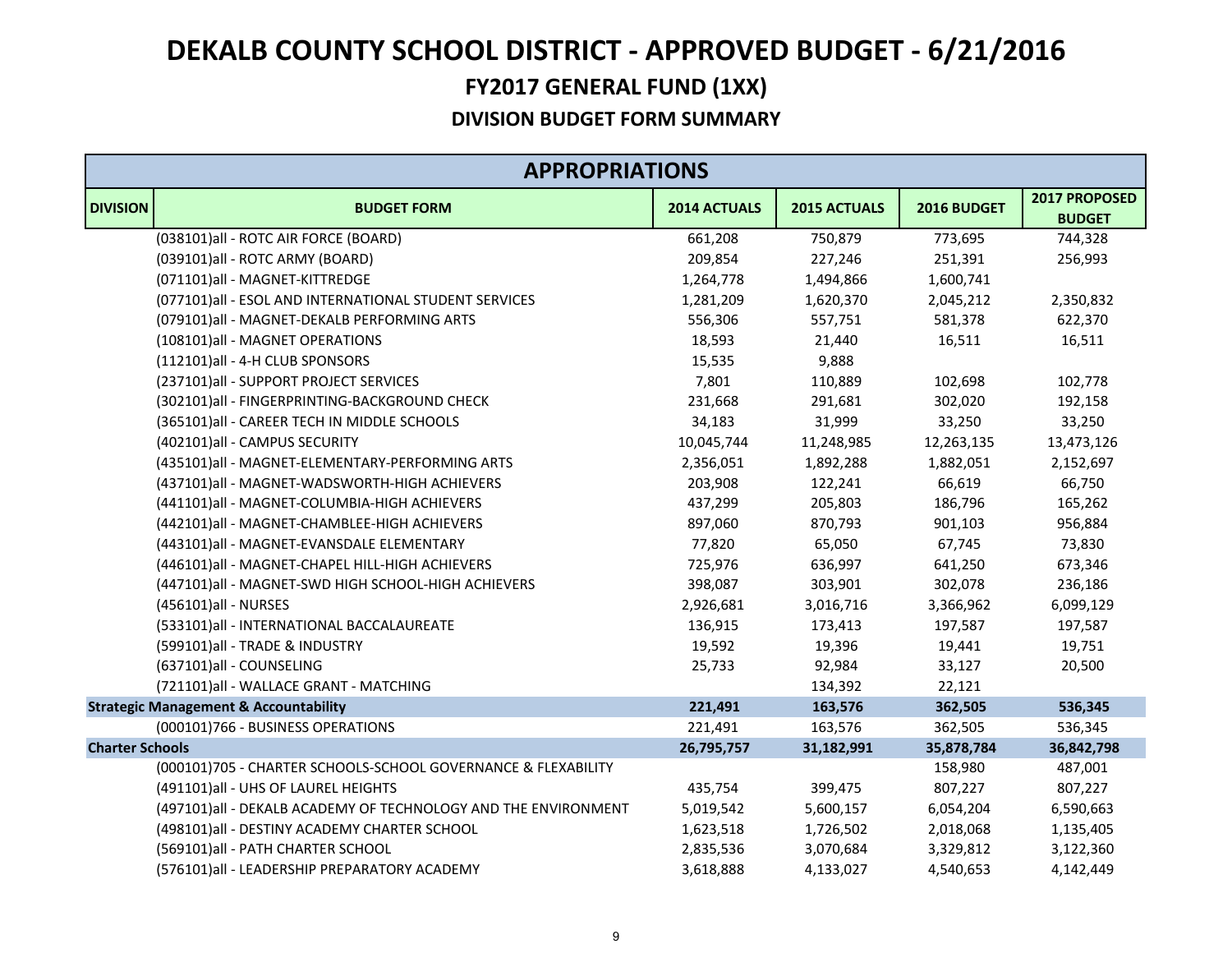# DEKALB COUNTY SCHOOL DISTRICT - APPROVED BUDGET - 6/21/2016

## FY2017 GENERAL FUND (1XX)

### DIVISION BUDGET FORM SUMMARY

| APPROPRIATIONS | | | | | |
|---|---|---|---|---|---|
| **DIVISION** | **BUDGET FORM** | **2014 ACTUALS** | **2015 ACTUALS** | **2016 BUDGET** | **2017 PROPOSED BUDGET** |
| | (038101)all - ROTC AIR FORCE (BOARD) | 661,208 | 750,879 | 773,695 | 744,328 |
| | (039101)all - ROTC ARMY (BOARD) | 209,854 | 227,246 | 251,391 | 256,993 |
| | (071101)all - MAGNET-KITTREDGE | 1,264,778 | 1,494,866 | 1,600,741 | |
| | (077101)all - ESOL AND INTERNATIONAL STUDENT SERVICES | 1,281,209 | 1,620,370 | 2,045,212 | 2,350,832 |
| | (079101)all - MAGNET-DEKALB PERFORMING ARTS | 556,306 | 557,751 | 581,378 | 622,370 |
| | (108101)all - MAGNET OPERATIONS | 18,593 | 21,440 | 16,511 | 16,511 |
| | (112101)all - 4-H CLUB SPONSORS | 15,535 | 9,888 | | |
| | (237101)all - SUPPORT PROJECT SERVICES | 7,801 | 110,889 | 102,698 | 102,778 |
| | (302101)all - FINGERPRINTING-BACKGROUND CHECK | 231,668 | 291,681 | 302,020 | 192,158 |
| | (365101)all - CAREER TECH IN MIDDLE SCHOOLS | 34,183 | 31,999 | 33,250 | 33,250 |
| | (402101)all - CAMPUS SECURITY | 10,045,744 | 11,248,985 | 12,263,135 | 13,473,126 |
| | (435101)all - MAGNET-ELEMENTARY-PERFORMING ARTS | 2,356,051 | 1,892,288 | 1,882,051 | 2,152,697 |
| | (437101)all - MAGNET-WADSWORTH-HIGH ACHIEVERS | 203,908 | 122,241 | 66,619 | 66,750 |
| | (441101)all - MAGNET-COLUMBIA-HIGH ACHIEVERS | 437,299 | 205,803 | 186,796 | 165,262 |
| | (442101)all - MAGNET-CHAMBLEE-HIGH ACHIEVERS | 897,060 | 870,793 | 901,103 | 956,884 |
| | (443101)all - MAGNET-EVANSDALE ELEMENTARY | 77,820 | 65,050 | 67,745 | 73,830 |
| | (446101)all - MAGNET-CHAPEL HILL-HIGH ACHIEVERS | 725,976 | 636,997 | 641,250 | 673,346 |
| | (447101)all - MAGNET-SWD HIGH SCHOOL-HIGH ACHIEVERS | 398,087 | 303,901 | 302,078 | 236,186 |
| | (456101)all - NURSES | 2,926,681 | 3,016,716 | 3,366,962 | 6,099,129 |
| | (533101)all - INTERNATIONAL BACCALAUREATE | 136,915 | 173,413 | 197,587 | 197,587 |
| | (599101)all - TRADE & INDUSTRY | 19,592 | 19,396 | 19,441 | 19,751 |
| | (637101)all - COUNSELING | 25,733 | 92,984 | 33,127 | 20,500 |
| | (721101)all - WALLACE GRANT - MATCHING | | 134,392 | 22,121 | |
| **Strategic Management & Accountability** | | **221,491** | **163,576** | **362,505** | **536,345** |
| | (000101)766 - BUSINESS OPERATIONS | 221,491 | 163,576 | 362,505 | 536,345 |
| **Charter Schools** | | **26,795,757** | **31,182,991** | **35,878,784** | **36,842,798** |
| | (000101)705 - CHARTER SCHOOLS-SCHOOL GOVERNANCE & FLEXABILITY | | | 158,980 | 487,001 |
| | (491101)all - UHS OF LAUREL HEIGHTS | 435,754 | 399,475 | 807,227 | 807,227 |
| | (497101)all - DEKALB ACADEMY OF TECHNOLOGY AND THE ENVIRONMENT | 5,019,542 | 5,600,157 | 6,054,204 | 6,590,663 |
| | (498101)all - DESTINY ACADEMY CHARTER SCHOOL | 1,623,518 | 1,726,502 | 2,018,068 | 1,135,405 |
| | (569101)all - PATH CHARTER SCHOOL | 2,835,536 | 3,070,684 | 3,329,812 | 3,122,360 |
| | (576101)all - LEADERSHIP PREPARATORY ACADEMY | 3,618,888 | 4,133,027 | 4,540,653 | 4,142,449 |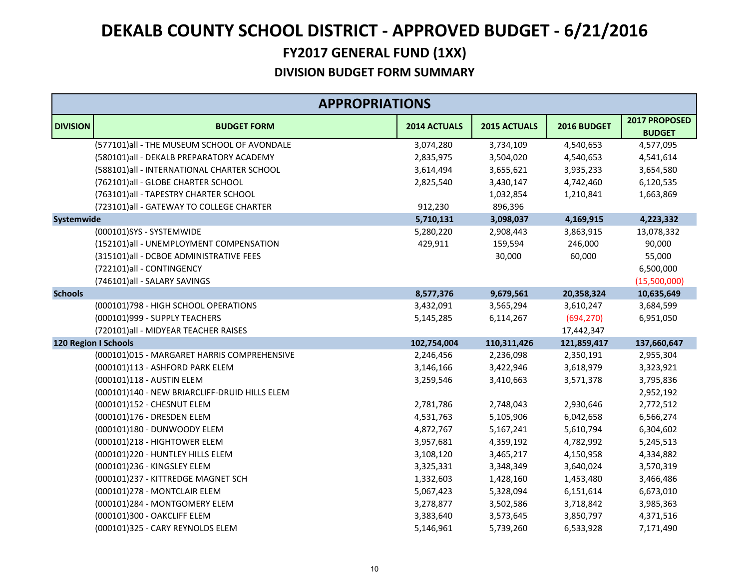# DEKALB COUNTY SCHOOL DISTRICT - APPROVED BUDGET - 6/21/2016

## FY2017 GENERAL FUND (1XX)

### DIVISION BUDGET FORM SUMMARY

| APPROPRIATIONS | | | | | |
|---|---|---|---|---|---|
| **DIVISION** | **BUDGET FORM** | **2014 ACTUALS** | **2015 ACTUALS** | **2016 BUDGET** | **2017 PROPOSED BUDGET** |
| | (577101)all - THE MUSEUM SCHOOL OF AVONDALE | 3,074,280 | 3,734,109 | 4,540,653 | 4,577,095 |
| | (580101)all - DEKALB PREPARATORY ACADEMY | 2,835,975 | 3,504,020 | 4,540,653 | 4,541,614 |
| | (588101)all - INTERNATIONAL CHARTER SCHOOL | 3,614,494 | 3,655,621 | 3,935,233 | 3,654,580 |
| | (762101)all - GLOBE CHARTER SCHOOL | 2,825,540 | 3,430,147 | 4,742,460 | 6,120,535 |
| | (763101)all - TAPESTRY CHARTER SCHOOL | | 1,032,854 | 1,210,841 | 1,663,869 |
| | (723101)all - GATEWAY TO COLLEGE CHARTER | 912,230 | 896,396 | | |
| **Systemwide** | | **5,710,131** | **3,098,037** | **4,169,915** | **4,223,332** |
| | (000101)SYS - SYSTEMWIDE | 5,280,220 | 2,908,443 | 3,863,915 | 13,078,332 |
| | (152101)all - UNEMPLOYMENT COMPENSATION | 429,911 | 159,594 | 246,000 | 90,000 |
| | (315101)all - DCBOE ADMINISTRATIVE FEES | | 30,000 | 60,000 | 55,000 |
| | (722101)all - CONTINGENCY | | | | 6,500,000 |
| | (746101)all - SALARY SAVINGS | | | | (15,500,000) |
| **Schools** | | **8,577,376** | **9,679,561** | **20,358,324** | **10,635,649** |
| | (000101)798 - HIGH SCHOOL OPERATIONS | 3,432,091 | 3,565,294 | 3,610,247 | 3,684,599 |
| | (000101)999 - SUPPLY TEACHERS | 5,145,285 | 6,114,267 | (694,270) | 6,951,050 |
| | (720101)all - MIDYEAR TEACHER RAISES | | | 17,442,347 | |
| **120 Region I Schools** | | **102,754,004** | **110,311,426** | **121,859,417** | **137,660,647** |
| | (000101)015 - MARGARET HARRIS COMPREHENSIVE | 2,246,456 | 2,236,098 | 2,350,191 | 2,955,304 |
| | (000101)113 - ASHFORD PARK ELEM | 3,146,166 | 3,422,946 | 3,618,979 | 3,323,921 |
| | (000101)118 - AUSTIN ELEM | 3,259,546 | 3,410,663 | 3,571,378 | 3,795,836 |
| | (000101)140 - NEW BRIARCLIFF-DRUID HILLS ELEM | | | | 2,952,192 |
| | (000101)152 - CHESNUT ELEM | 2,781,786 | 2,748,043 | 2,930,646 | 2,772,512 |
| | (000101)176 - DRESDEN ELEM | 4,531,763 | 5,105,906 | 6,042,658 | 6,566,274 |
| | (000101)180 - DUNWOODY ELEM | 4,872,767 | 5,167,241 | 5,610,794 | 6,304,602 |
| | (000101)218 - HIGHTOWER ELEM | 3,957,681 | 4,359,192 | 4,782,992 | 5,245,513 |
| | (000101)220 - HUNTLEY HILLS ELEM | 3,108,120 | 3,465,217 | 4,150,958 | 4,334,882 |
| | (000101)236 - KINGSLEY ELEM | 3,325,331 | 3,348,349 | 3,640,024 | 3,570,319 |
| | (000101)237 - KITTREDGE MAGNET SCH | 1,332,603 | 1,428,160 | 1,453,480 | 3,466,486 |
| | (000101)278 - MONTCLAIR ELEM | 5,067,423 | 5,328,094 | 6,151,614 | 6,673,010 |
| | (000101)284 - MONTGOMERY ELEM | 3,278,877 | 3,502,586 | 3,718,842 | 3,985,363 |
| | (000101)300 - OAKCLIFF ELEM | 3,383,640 | 3,573,645 | 3,850,797 | 4,371,516 |
| | (000101)325 - CARY REYNOLDS ELEM | 5,146,961 | 5,739,260 | 6,533,928 | 7,171,490 |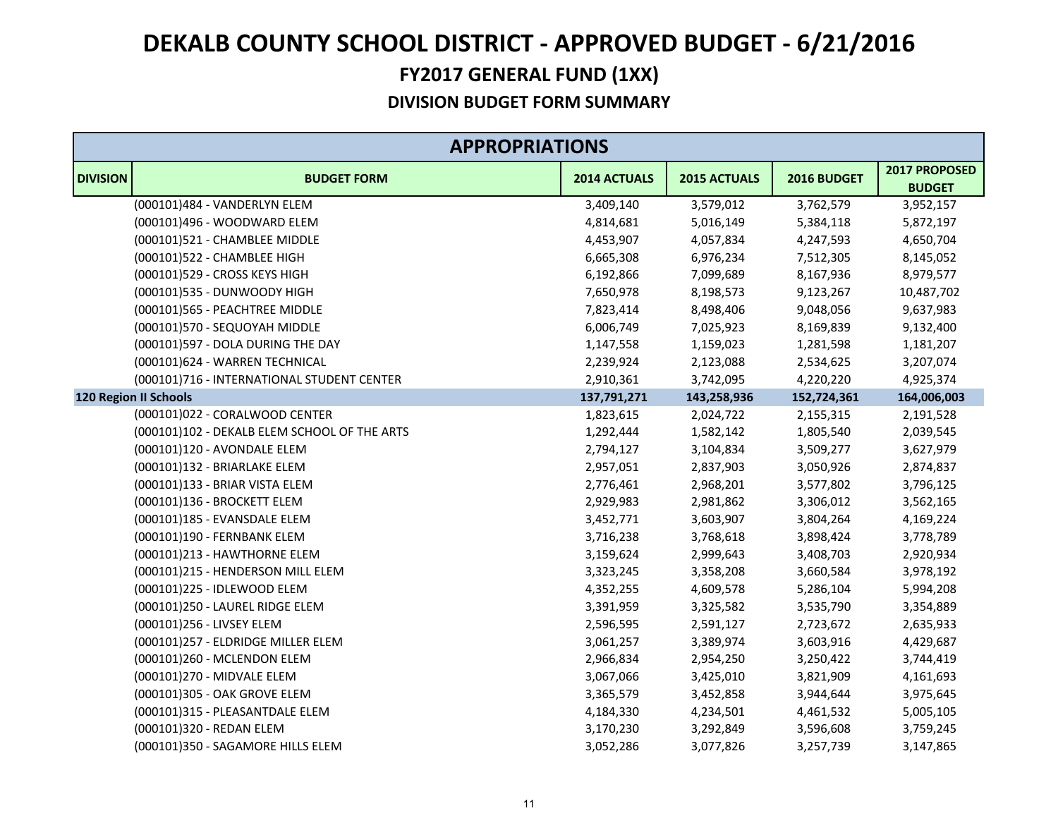# DEKALB COUNTY SCHOOL DISTRICT - APPROVED BUDGET - 6/21/2016

## FY2017 GENERAL FUND (1XX)

### DIVISION BUDGET FORM SUMMARY

| APPROPRIATIONS | | | | | |
|---|---|---|---|---|---|
| **DIVISION** | **BUDGET FORM** | **2014 ACTUALS** | **2015 ACTUALS** | **2016 BUDGET** | **2017 PROPOSED BUDGET** |
| | (000101)484 - VANDERLYN ELEM | 3,409,140 | 3,579,012 | 3,762,579 | 3,952,157 |
| | (000101)496 - WOODWARD ELEM | 4,814,681 | 5,016,149 | 5,384,118 | 5,872,197 |
| | (000101)521 - CHAMBLEE MIDDLE | 4,453,907 | 4,057,834 | 4,247,593 | 4,650,704 |
| | (000101)522 - CHAMBLEE HIGH | 6,665,308 | 6,976,234 | 7,512,305 | 8,145,052 |
| | (000101)529 - CROSS KEYS HIGH | 6,192,866 | 7,099,689 | 8,167,936 | 8,979,577 |
| | (000101)535 - DUNWOODY HIGH | 7,650,978 | 8,198,573 | 9,123,267 | 10,487,702 |
| | (000101)565 - PEACHTREE MIDDLE | 7,823,414 | 8,498,406 | 9,048,056 | 9,637,983 |
| | (000101)570 - SEQUOYAH MIDDLE | 6,006,749 | 7,025,923 | 8,169,839 | 9,132,400 |
| | (000101)597 - DOLA DURING THE DAY | 1,147,558 | 1,159,023 | 1,281,598 | 1,181,207 |
| | (000101)624 - WARREN TECHNICAL | 2,239,924 | 2,123,088 | 2,534,625 | 3,207,074 |
| | (000101)716 - INTERNATIONAL STUDENT CENTER | 2,910,361 | 3,742,095 | 4,220,220 | 4,925,374 |
| **120 Region II Schools** | | **137,791,271** | **143,258,936** | **152,724,361** | **164,006,003** |
| | (000101)022 - CORALWOOD CENTER | 1,823,615 | 2,024,722 | 2,155,315 | 2,191,528 |
| | (000101)102 - DEKALB ELEM SCHOOL OF THE ARTS | 1,292,444 | 1,582,142 | 1,805,540 | 2,039,545 |
| | (000101)120 - AVONDALE ELEM | 2,794,127 | 3,104,834 | 3,509,277 | 3,627,979 |
| | (000101)132 - BRIARLAKE ELEM | 2,957,051 | 2,837,903 | 3,050,926 | 2,874,837 |
| | (000101)133 - BRIAR VISTA ELEM | 2,776,461 | 2,968,201 | 3,577,802 | 3,796,125 |
| | (000101)136 - BROCKETT ELEM | 2,929,983 | 2,981,862 | 3,306,012 | 3,562,165 |
| | (000101)185 - EVANSDALE ELEM | 3,452,771 | 3,603,907 | 3,804,264 | 4,169,224 |
| | (000101)190 - FERNBANK ELEM | 3,716,238 | 3,768,618 | 3,898,424 | 3,778,789 |
| | (000101)213 - HAWTHORNE ELEM | 3,159,624 | 2,999,643 | 3,408,703 | 2,920,934 |
| | (000101)215 - HENDERSON MILL ELEM | 3,323,245 | 3,358,208 | 3,660,584 | 3,978,192 |
| | (000101)225 - IDLEWOOD ELEM | 4,352,255 | 4,609,578 | 5,286,104 | 5,994,208 |
| | (000101)250 - LAUREL RIDGE ELEM | 3,391,959 | 3,325,582 | 3,535,790 | 3,354,889 |
| | (000101)256 - LIVSEY ELEM | 2,596,595 | 2,591,127 | 2,723,672 | 2,635,933 |
| | (000101)257 - ELDRIDGE MILLER ELEM | 3,061,257 | 3,389,974 | 3,603,916 | 4,429,687 |
| | (000101)260 - MCLENDON ELEM | 2,966,834 | 2,954,250 | 3,250,422 | 3,744,419 |
| | (000101)270 - MIDVALE ELEM | 3,067,066 | 3,425,010 | 3,821,909 | 4,161,693 |
| | (000101)305 - OAK GROVE ELEM | 3,365,579 | 3,452,858 | 3,944,644 | 3,975,645 |
| | (000101)315 - PLEASANTDALE ELEM | 4,184,330 | 4,234,501 | 4,461,532 | 5,005,105 |
| | (000101)320 - REDAN ELEM | 3,170,230 | 3,292,849 | 3,596,608 | 3,759,245 |
| | (000101)350 - SAGAMORE HILLS ELEM | 3,052,286 | 3,077,826 | 3,257,739 | 3,147,865 |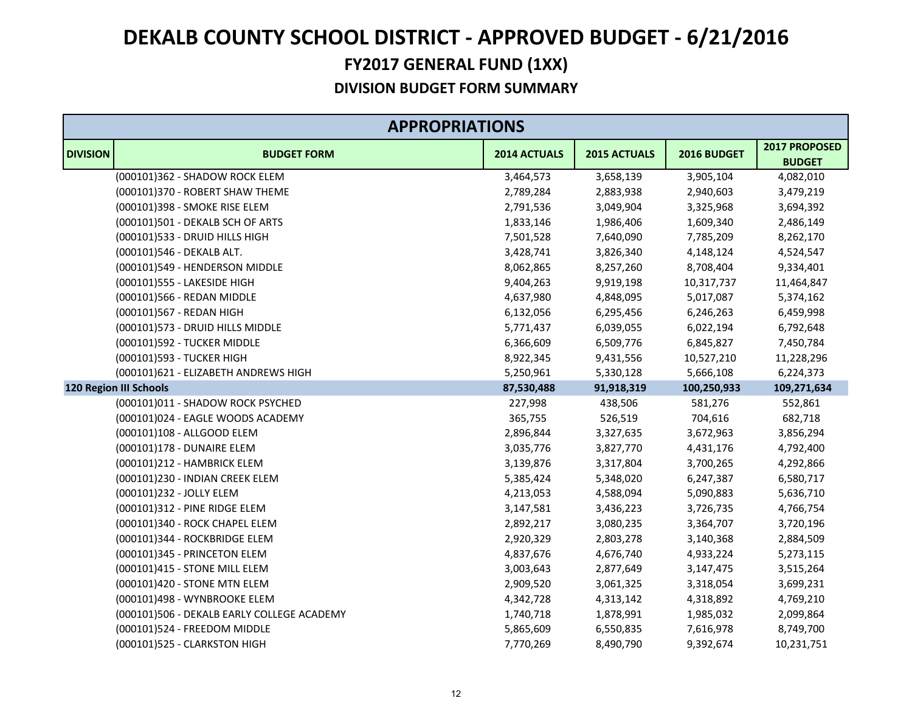# DEKALB COUNTY SCHOOL DISTRICT - APPROVED BUDGET - 6/21/2016

## FY2017 GENERAL FUND (1XX)

### DIVISION BUDGET FORM SUMMARY

| APPROPRIATIONS | | | | | |
|---|---|---|---|---|---|
| **DIVISION** | **BUDGET FORM** | **2014 ACTUALS** | **2015 ACTUALS** | **2016 BUDGET** | **2017 PROPOSED BUDGET** |
| | (000101)362 - SHADOW ROCK ELEM | 3,464,573 | 3,658,139 | 3,905,104 | 4,082,010 |
| | (000101)370 - ROBERT SHAW THEME | 2,789,284 | 2,883,938 | 2,940,603 | 3,479,219 |
| | (000101)398 - SMOKE RISE ELEM | 2,791,536 | 3,049,904 | 3,325,968 | 3,694,392 |
| | (000101)501 - DEKALB SCH OF ARTS | 1,833,146 | 1,986,406 | 1,609,340 | 2,486,149 |
| | (000101)533 - DRUID HILLS HIGH | 7,501,528 | 7,640,090 | 7,785,209 | 8,262,170 |
| | (000101)546 - DEKALB ALT. | 3,428,741 | 3,826,340 | 4,148,124 | 4,524,547 |
| | (000101)549 - HENDERSON MIDDLE | 8,062,865 | 8,257,260 | 8,708,404 | 9,334,401 |
| | (000101)555 - LAKESIDE HIGH | 9,404,263 | 9,919,198 | 10,317,737 | 11,464,847 |
| | (000101)566 - REDAN MIDDLE | 4,637,980 | 4,848,095 | 5,017,087 | 5,374,162 |
| | (000101)567 - REDAN HIGH | 6,132,056 | 6,295,456 | 6,246,263 | 6,459,998 |
| | (000101)573 - DRUID HILLS MIDDLE | 5,771,437 | 6,039,055 | 6,022,194 | 6,792,648 |
| | (000101)592 - TUCKER MIDDLE | 6,366,609 | 6,509,776 | 6,845,827 | 7,450,784 |
| | (000101)593 - TUCKER HIGH | 8,922,345 | 9,431,556 | 10,527,210 | 11,228,296 |
| | (000101)621 - ELIZABETH ANDREWS HIGH | 5,250,961 | 5,330,128 | 5,666,108 | 6,224,373 |
| **120 Region III Schools** | | **87,530,488** | **91,918,319** | **100,250,933** | **109,271,634** |
| | (000101)011 - SHADOW ROCK PSYCHED | 227,998 | 438,506 | 581,276 | 552,861 |
| | (000101)024 - EAGLE WOODS ACADEMY | 365,755 | 526,519 | 704,616 | 682,718 |
| | (000101)108 - ALLGOOD ELEM | 2,896,844 | 3,327,635 | 3,672,963 | 3,856,294 |
| | (000101)178 - DUNAIRE ELEM | 3,035,776 | 3,827,770 | 4,431,176 | 4,792,400 |
| | (000101)212 - HAMBRICK ELEM | 3,139,876 | 3,317,804 | 3,700,265 | 4,292,866 |
| | (000101)230 - INDIAN CREEK ELEM | 5,385,424 | 5,348,020 | 6,247,387 | 6,580,717 |
| | (000101)232 - JOLLY ELEM | 4,213,053 | 4,588,094 | 5,090,883 | 5,636,710 |
| | (000101)312 - PINE RIDGE ELEM | 3,147,581 | 3,436,223 | 3,726,735 | 4,766,754 |
| | (000101)340 - ROCK CHAPEL ELEM | 2,892,217 | 3,080,235 | 3,364,707 | 3,720,196 |
| | (000101)344 - ROCKBRIDGE ELEM | 2,920,329 | 2,803,278 | 3,140,368 | 2,884,509 |
| | (000101)345 - PRINCETON ELEM | 4,837,676 | 4,676,740 | 4,933,224 | 5,273,115 |
| | (000101)415 - STONE MILL ELEM | 3,003,643 | 2,877,649 | 3,147,475 | 3,515,264 |
| | (000101)420 - STONE MTN ELEM | 2,909,520 | 3,061,325 | 3,318,054 | 3,699,231 |
| | (000101)498 - WYNBROOKE ELEM | 4,342,728 | 4,313,142 | 4,318,892 | 4,769,210 |
| | (000101)506 - DEKALB EARLY COLLEGE ACADEMY | 1,740,718 | 1,878,991 | 1,985,032 | 2,099,864 |
| | (000101)524 - FREEDOM MIDDLE | 5,865,609 | 6,550,835 | 7,616,978 | 8,749,700 |
| | (000101)525 - CLARKSTON HIGH | 7,770,269 | 8,490,790 | 9,392,674 | 10,231,751 |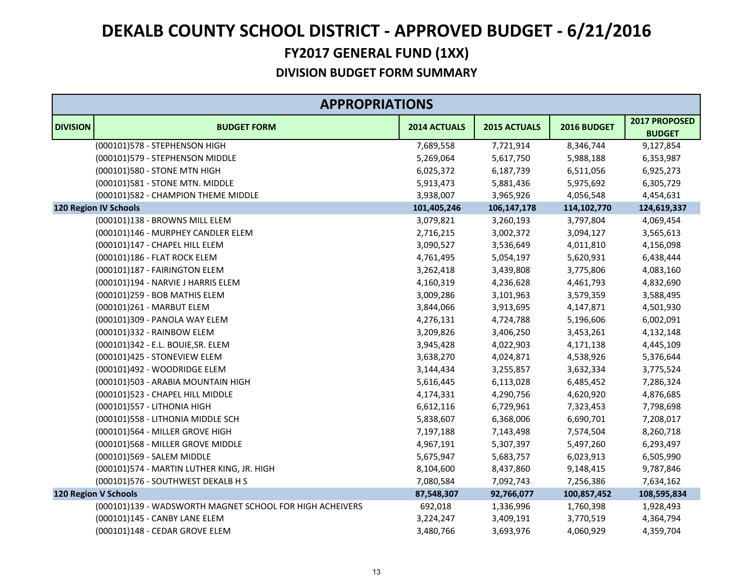# DEKALB COUNTY SCHOOL DISTRICT - APPROVED BUDGET - 6/21/2016

## FY2017 GENERAL FUND (1XX)

### DIVISION BUDGET FORM SUMMARY

| APPROPRIATIONS | | | | | |
|---|---|---|---|---|---|
| **DIVISION** | **BUDGET FORM** | **2014 ACTUALS** | **2015 ACTUALS** | **2016 BUDGET** | **2017 PROPOSED BUDGET** |
| | (000101)578 - STEPHENSON HIGH | 7,689,558 | 7,721,914 | 8,346,744 | 9,127,854 |
| | (000101)579 - STEPHENSON MIDDLE | 5,269,064 | 5,617,750 | 5,988,188 | 6,353,987 |
| | (000101)580 - STONE MTN HIGH | 6,025,372 | 6,187,739 | 6,511,056 | 6,925,273 |
| | (000101)581 - STONE MTN. MIDDLE | 5,913,473 | 5,881,436 | 5,975,692 | 6,305,729 |
| | (000101)582 - CHAMPION THEME MIDDLE | 3,938,007 | 3,965,926 | 4,056,548 | 4,454,631 |
| **120 Region IV Schools** | | **101,405,246** | **106,147,178** | **114,102,770** | **124,619,337** |
| | (000101)138 - BROWNS MILL ELEM | 3,079,821 | 3,260,193 | 3,797,804 | 4,069,454 |
| | (000101)146 - MURPHEY CANDLER ELEM | 2,716,215 | 3,002,372 | 3,094,127 | 3,565,613 |
| | (000101)147 - CHAPEL HILL ELEM | 3,090,527 | 3,536,649 | 4,011,810 | 4,156,098 |
| | (000101)186 - FLAT ROCK ELEM | 4,761,495 | 5,054,197 | 5,620,931 | 6,438,444 |
| | (000101)187 - FAIRINGTON ELEM | 3,262,418 | 3,439,808 | 3,775,806 | 4,083,160 |
| | (000101)194 - NARVIE J HARRIS ELEM | 4,160,319 | 4,236,628 | 4,461,793 | 4,832,690 |
| | (000101)259 - BOB MATHIS ELEM | 3,009,286 | 3,101,963 | 3,579,359 | 3,588,495 |
| | (000101)261 - MARBUT ELEM | 3,844,066 | 3,913,695 | 4,147,871 | 4,501,930 |
| | (000101)309 - PANOLA WAY ELEM | 4,276,131 | 4,724,788 | 5,196,606 | 6,002,091 |
| | (000101)332 - RAINBOW ELEM | 3,209,826 | 3,406,250 | 3,453,261 | 4,132,148 |
| | (000101)342 - E.L. BOUIE,SR. ELEM | 3,945,428 | 4,022,903 | 4,171,138 | 4,445,109 |
| | (000101)425 - STONEVIEW ELEM | 3,638,270 | 4,024,871 | 4,538,926 | 5,376,644 |
| | (000101)492 - WOODRIDGE ELEM | 3,144,434 | 3,255,857 | 3,632,334 | 3,775,524 |
| | (000101)503 - ARABIA MOUNTAIN HIGH | 5,616,445 | 6,113,028 | 6,485,452 | 7,286,324 |
| | (000101)523 - CHAPEL HILL MIDDLE | 4,174,331 | 4,290,756 | 4,620,920 | 4,876,685 |
| | (000101)557 - LITHONIA HIGH | 6,612,116 | 6,729,961 | 7,323,453 | 7,798,698 |
| | (000101)558 - LITHONIA MIDDLE SCH | 5,838,607 | 6,368,006 | 6,690,701 | 7,208,017 |
| | (000101)564 - MILLER GROVE HIGH | 7,197,188 | 7,143,498 | 7,574,504 | 8,260,718 |
| | (000101)568 - MILLER GROVE MIDDLE | 4,967,191 | 5,307,397 | 5,497,260 | 6,293,497 |
| | (000101)569 - SALEM MIDDLE | 5,675,947 | 5,683,757 | 6,023,913 | 6,505,990 |
| | (000101)574 - MARTIN LUTHER KING, JR. HIGH | 8,104,600 | 8,437,860 | 9,148,415 | 9,787,846 |
| | (000101)576 - SOUTHWEST DEKALB H S | 7,080,584 | 7,092,743 | 7,256,386 | 7,634,162 |
| **120 Region V Schools** | | **87,548,307** | **92,766,077** | **100,857,452** | **108,595,834** |
| | (000101)139 - WADSWORTH MAGNET SCHOOL FOR HIGH ACHEIVERS | 692,018 | 1,336,996 | 1,760,398 | 1,928,493 |
| | (000101)145 - CANBY LANE ELEM | 3,224,247 | 3,409,191 | 3,770,519 | 4,364,794 |
| | (000101)148 - CEDAR GROVE ELEM | 3,480,766 | 3,693,976 | 4,060,929 | 4,359,704 |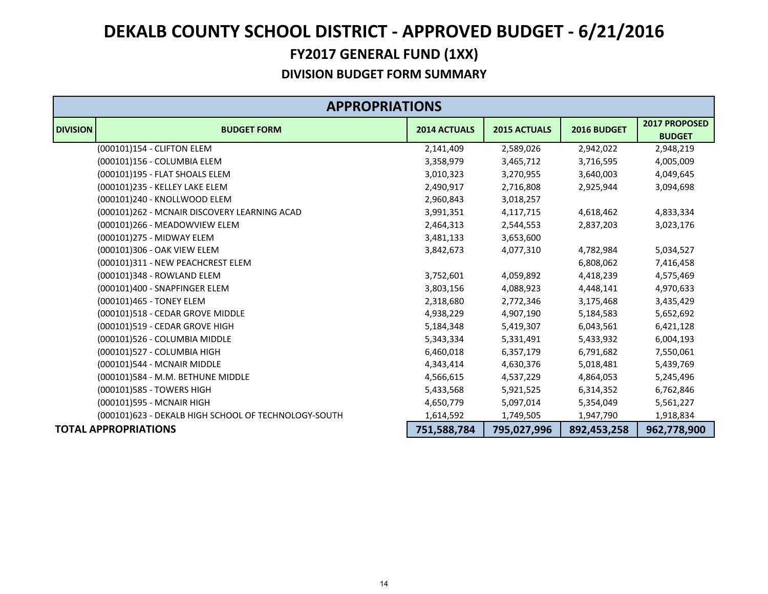# DEKALB COUNTY SCHOOL DISTRICT - APPROVED BUDGET - 6/21/2016

## FY2017 GENERAL FUND (1XX)

### DIVISION BUDGET FORM SUMMARY

| APPROPRIATIONS | | | | | |
|---|---|---|---|---|---|
| **DIVISION** | **BUDGET FORM** | **2014 ACTUALS** | **2015 ACTUALS** | **2016 BUDGET** | **2017 PROPOSED BUDGET** |
| | (000101)154 - CLIFTON ELEM | 2,141,409 | 2,589,026 | 2,942,022 | 2,948,219 |
| | (000101)156 - COLUMBIA ELEM | 3,358,979 | 3,465,712 | 3,716,595 | 4,005,009 |
| | (000101)195 - FLAT SHOALS ELEM | 3,010,323 | 3,270,955 | 3,640,003 | 4,049,645 |
| | (000101)235 - KELLEY LAKE ELEM | 2,490,917 | 2,716,808 | 2,925,944 | 3,094,698 |
| | (000101)240 - KNOLLWOOD ELEM | 2,960,843 | 3,018,257 | | |
| | (000101)262 - MCNAIR DISCOVERY LEARNING ACAD | 3,991,351 | 4,117,715 | 4,618,462 | 4,833,334 |
| | (000101)266 - MEADOWVIEW ELEM | 2,464,313 | 2,544,553 | 2,837,203 | 3,023,176 |
| | (000101)275 - MIDWAY ELEM | 3,481,133 | 3,653,600 | | |
| | (000101)306 - OAK VIEW ELEM | 3,842,673 | 4,077,310 | 4,782,984 | 5,034,527 |
| | (000101)311 - NEW PEACHCREST ELEM | | | 6,808,062 | 7,416,458 |
| | (000101)348 - ROWLAND ELEM | 3,752,601 | 4,059,892 | 4,418,239 | 4,575,469 |
| | (000101)400 - SNAPFINGER ELEM | 3,803,156 | 4,088,923 | 4,448,141 | 4,970,633 |
| | (000101)465 - TONEY ELEM | 2,318,680 | 2,772,346 | 3,175,468 | 3,435,429 |
| | (000101)518 - CEDAR GROVE MIDDLE | 4,938,229 | 4,907,190 | 5,184,583 | 5,652,692 |
| | (000101)519 - CEDAR GROVE HIGH | 5,184,348 | 5,419,307 | 6,043,561 | 6,421,128 |
| | (000101)526 - COLUMBIA MIDDLE | 5,343,334 | 5,331,491 | 5,433,932 | 6,004,193 |
| | (000101)527 - COLUMBIA HIGH | 6,460,018 | 6,357,179 | 6,791,682 | 7,550,061 |
| | (000101)544 - MCNAIR MIDDLE | 4,343,414 | 4,630,376 | 5,018,481 | 5,439,769 |
| | (000101)584 - M.M. BETHUNE MIDDLE | 4,566,615 | 4,537,229 | 4,864,053 | 5,245,496 |
| | (000101)585 - TOWERS HIGH | 5,433,568 | 5,921,525 | 6,314,352 | 6,762,846 |
| | (000101)595 - MCNAIR HIGH | 4,650,779 | 5,097,014 | 5,354,049 | 5,561,227 |
| | (000101)623 - DEKALB HIGH SCHOOL OF TECHNOLOGY-SOUTH | 1,614,592 | 1,749,505 | 1,947,790 | 1,918,834 |
| **TOTAL APPROPRIATIONS** | | **751,588,784** | **795,027,996** | **892,453,258** | **962,778,900** |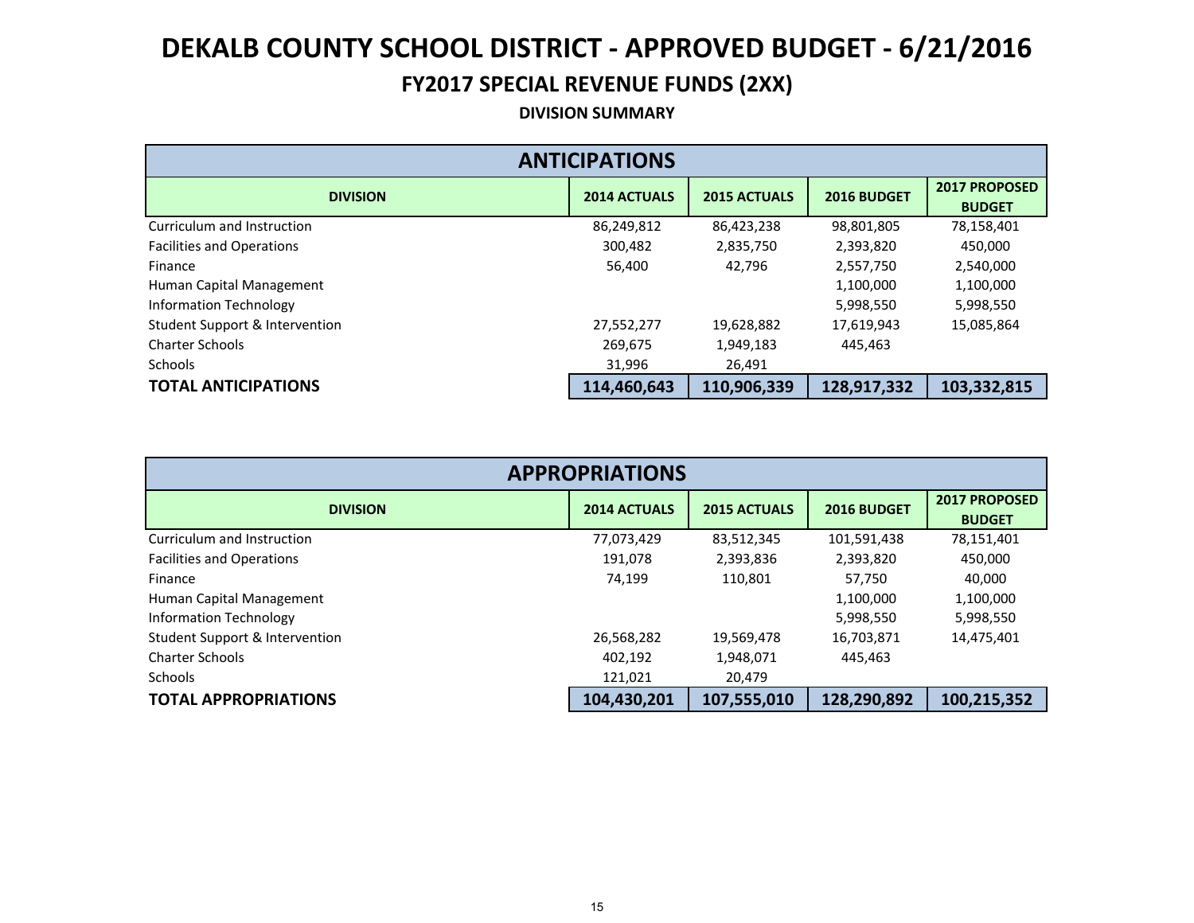# DEKALB COUNTY SCHOOL DISTRICT - APPROVED BUDGET - 6/21/2016

## FY2017 SPECIAL REVENUE FUNDS (2XX)

### DIVISION SUMMARY

| ANTICIPATIONS | | | | |
|---|---|---|---|---|
| **DIVISION** | **2014 ACTUALS** | **2015 ACTUALS** | **2016 BUDGET** | **2017 PROPOSED BUDGET** |
| Curriculum and Instruction | 86,249,812 | 86,423,238 | 98,801,805 | 78,158,401 |
| Facilities and Operations | 300,482 | 2,835,750 | 2,393,820 | 450,000 |
| Finance | 56,400 | 42,796 | 2,557,750 | 2,540,000 |
| Human Capital Management | | | 1,100,000 | 1,100,000 |
| Information Technology | | | 5,998,550 | 5,998,550 |
| Student Support & Intervention | 27,552,277 | 19,628,882 | 17,619,943 | 15,085,864 |
| Charter Schools | 269,675 | 1,949,183 | 445,463 | |
| Schools | 31,996 | 26,491 | | |
| **TOTAL ANTICIPATIONS** | **114,460,643** | **110,906,339** | **128,917,332** | **103,332,815** |

| APPROPRIATIONS | | | | |
|---|---|---|---|---|
| **DIVISION** | **2014 ACTUALS** | **2015 ACTUALS** | **2016 BUDGET** | **2017 PROPOSED BUDGET** |
| Curriculum and Instruction | 77,073,429 | 83,512,345 | 101,591,438 | 78,151,401 |
| Facilities and Operations | 191,078 | 2,393,836 | 2,393,820 | 450,000 |
| Finance | 74,199 | 110,801 | 57,750 | 40,000 |
| Human Capital Management | | | 1,100,000 | 1,100,000 |
| Information Technology | | | 5,998,550 | 5,998,550 |
| Student Support & Intervention | 26,568,282 | 19,569,478 | 16,703,871 | 14,475,401 |
| Charter Schools | 402,192 | 1,948,071 | 445,463 | |
| Schools | 121,021 | 20,479 | | |
| **TOTAL APPROPRIATIONS** | **104,430,201** | **107,555,010** | **128,290,892** | **100,215,352** |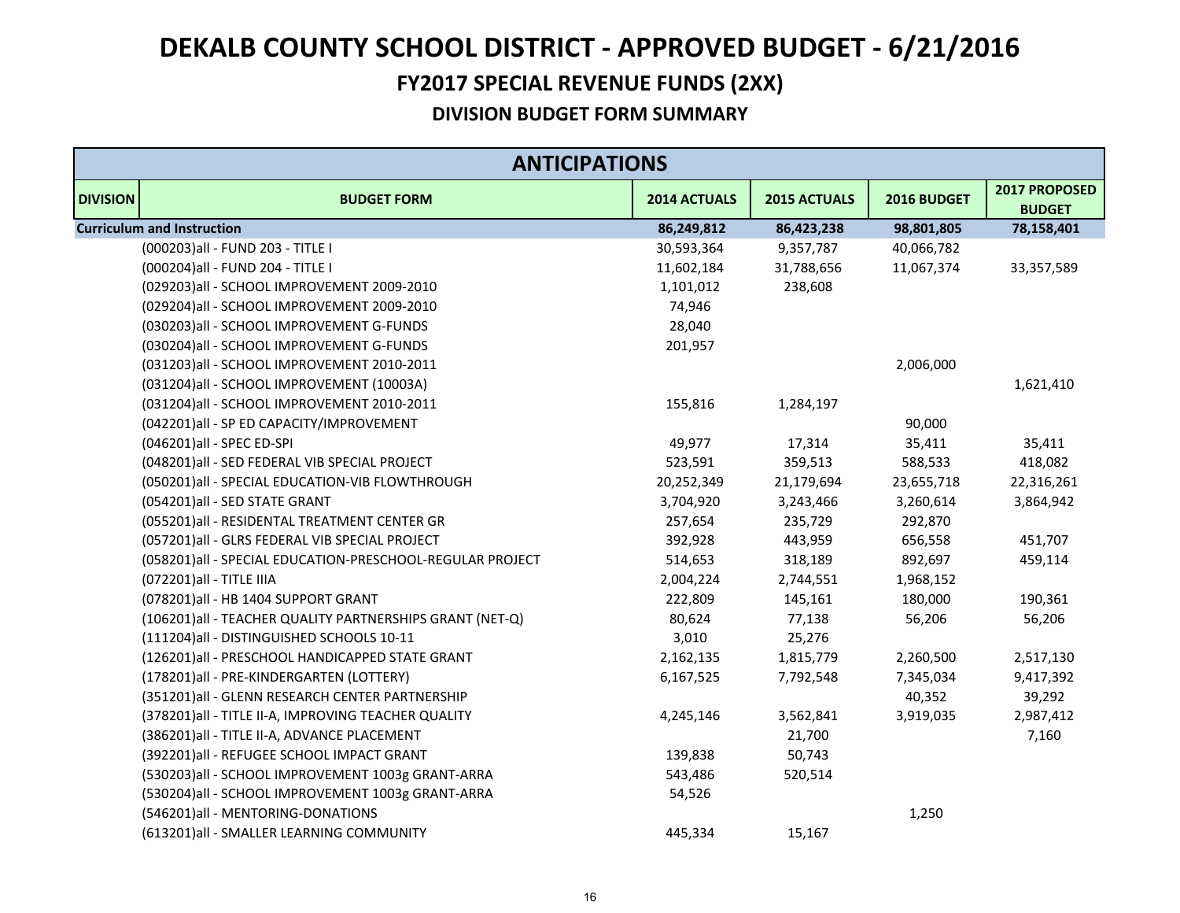# DEKALB COUNTY SCHOOL DISTRICT - APPROVED BUDGET - 6/21/2016

## FY2017 SPECIAL REVENUE FUNDS (2XX)

### DIVISION BUDGET FORM SUMMARY

| ANTICIPATIONS | | | | | |
|---|---|---|---|---|---|
| **DIVISION** | **BUDGET FORM** | **2014 ACTUALS** | **2015 ACTUALS** | **2016 BUDGET** | **2017 PROPOSED BUDGET** |
| **Curriculum and Instruction** | | **86,249,812** | **86,423,238** | **98,801,805** | **78,158,401** |
| | (000203)all - FUND 203 - TITLE I | 30,593,364 | 9,357,787 | 40,066,782 | |
| | (000204)all - FUND 204 - TITLE I | 11,602,184 | 31,788,656 | 11,067,374 | 33,357,589 |
| | (029203)all - SCHOOL IMPROVEMENT 2009-2010 | 1,101,012 | 238,608 | | |
| | (029204)all - SCHOOL IMPROVEMENT 2009-2010 | 74,946 | | | |
| | (030203)all - SCHOOL IMPROVEMENT G-FUNDS | 28,040 | | | |
| | (030204)all - SCHOOL IMPROVEMENT G-FUNDS | 201,957 | | | |
| | (031203)all - SCHOOL IMPROVEMENT 2010-2011 | | | 2,006,000 | |
| | (031204)all - SCHOOL IMPROVEMENT (10003A) | | | | 1,621,410 |
| | (031204)all - SCHOOL IMPROVEMENT 2010-2011 | 155,816 | 1,284,197 | | |
| | (042201)all - SP ED CAPACITY/IMPROVEMENT | | | 90,000 | |
| | (046201)all - SPEC ED-SPI | 49,977 | 17,314 | 35,411 | 35,411 |
| | (048201)all - SED FEDERAL VIB SPECIAL PROJECT | 523,591 | 359,513 | 588,533 | 418,082 |
| | (050201)all - SPECIAL EDUCATION-VIB FLOWTHROUGH | 20,252,349 | 21,179,694 | 23,655,718 | 22,316,261 |
| | (054201)all - SED STATE GRANT | 3,704,920 | 3,243,466 | 3,260,614 | 3,864,942 |
| | (055201)all - RESIDENTAL TREATMENT CENTER GR | 257,654 | 235,729 | 292,870 | |
| | (057201)all - GLRS FEDERAL VIB SPECIAL PROJECT | 392,928 | 443,959 | 656,558 | 451,707 |
| | (058201)all - SPECIAL EDUCATION-PRESCHOOL-REGULAR PROJECT | 514,653 | 318,189 | 892,697 | 459,114 |
| | (072201)all - TITLE IIIA | 2,004,224 | 2,744,551 | 1,968,152 | |
| | (078201)all - HB 1404 SUPPORT GRANT | 222,809 | 145,161 | 180,000 | 190,361 |
| | (106201)all - TEACHER QUALITY PARTNERSHIPS GRANT (NET-Q) | 80,624 | 77,138 | 56,206 | 56,206 |
| | (111204)all - DISTINGUISHED SCHOOLS 10-11 | 3,010 | 25,276 | | |
| | (126201)all - PRESCHOOL HANDICAPPED STATE GRANT | 2,162,135 | 1,815,779 | 2,260,500 | 2,517,130 |
| | (178201)all - PRE-KINDERGARTEN (LOTTERY) | 6,167,525 | 7,792,548 | 7,345,034 | 9,417,392 |
| | (351201)all - GLENN RESEARCH CENTER PARTNERSHIP | | | 40,352 | 39,292 |
| | (378201)all - TITLE II-A, IMPROVING TEACHER QUALITY | 4,245,146 | 3,562,841 | 3,919,035 | 2,987,412 |
| | (386201)all - TITLE II-A, ADVANCE PLACEMENT | | 21,700 | | 7,160 |
| | (392201)all - REFUGEE SCHOOL IMPACT GRANT | 139,838 | 50,743 | | |
| | (530203)all - SCHOOL IMPROVEMENT 1003g GRANT-ARRA | 543,486 | 520,514 | | |
| | (530204)all - SCHOOL IMPROVEMENT 1003g GRANT-ARRA | 54,526 | | | |
| | (546201)all - MENTORING-DONATIONS | | | 1,250 | |
| | (613201)all - SMALLER LEARNING COMMUNITY | 445,334 | 15,167 | | |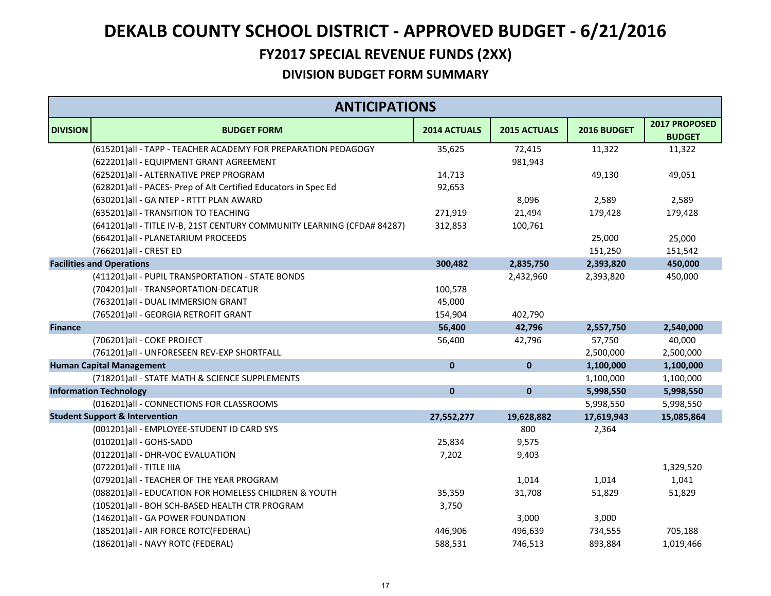# DEKALB COUNTY SCHOOL DISTRICT - APPROVED BUDGET - 6/21/2016

## FY2017 SPECIAL REVENUE FUNDS (2XX)

### DIVISION BUDGET FORM SUMMARY

| ANTICIPATIONS | | | | | |
|---|---|---|---|---|---|
| **DIVISION** | **BUDGET FORM** | **2014 ACTUALS** | **2015 ACTUALS** | **2016 BUDGET** | **2017 PROPOSED BUDGET** |
| | (615201)all - TAPP - TEACHER ACADEMY FOR PREPARATION PEDAGOGY | 35,625 | 72,415 | 11,322 | 11,322 |
| | (622201)all - EQUIPMENT GRANT AGREEMENT | | 981,943 | | |
| | (625201)all - ALTERNATIVE PREP PROGRAM | 14,713 | | 49,130 | 49,051 |
| | (628201)all - PACES- Prep of Alt Certified Educators in Spec Ed | 92,653 | | | |
| | (630201)all - GA NTEP - RTTT PLAN AWARD | | 8,096 | 2,589 | 2,589 |
| | (635201)all - TRANSITION TO TEACHING | 271,919 | 21,494 | 179,428 | 179,428 |
| | (641201)all - TITLE IV-B, 21ST CENTURY COMMUNITY LEARNING (CFDA# 84287) | 312,853 | 100,761 | | |
| | (664201)all - PLANETARIUM PROCEEDS | | | 25,000 | 25,000 |
| | (766201)all - CREST ED | | | 151,250 | 151,542 |
| **Facilities and Operations** | | **300,482** | **2,835,750** | **2,393,820** | **450,000** |
| | (411201)all - PUPIL TRANSPORTATION - STATE BONDS | | 2,432,960 | 2,393,820 | 450,000 |
| | (704201)all - TRANSPORTATION-DECATUR | 100,578 | | | |
| | (763201)all - DUAL IMMERSION GRANT | 45,000 | | | |
| | (765201)all - GEORGIA RETROFIT GRANT | 154,904 | 402,790 | | |
| **Finance** | | **56,400** | **42,796** | **2,557,750** | **2,540,000** |
| | (706201)all - COKE PROJECT | 56,400 | 42,796 | 57,750 | 40,000 |
| | (761201)all - UNFORESEEN REV-EXP SHORTFALL | | | 2,500,000 | 2,500,000 |
| **Human Capital Management** | | **0** | **0** | **1,100,000** | **1,100,000** |
| | (718201)all - STATE MATH & SCIENCE SUPPLEMENTS | | | 1,100,000 | 1,100,000 |
| **Information Technology** | | **0** | **0** | **5,998,550** | **5,998,550** |
| | (016201)all - CONNECTIONS FOR CLASSROOMS | | | 5,998,550 | 5,998,550 |
| **Student Support & Intervention** | | **27,552,277** | **19,628,882** | **17,619,943** | **15,085,864** |
| | (001201)all - EMPLOYEE-STUDENT ID CARD SYS | | 800 | 2,364 | |
| | (010201)all - GOHS-SADD | 25,834 | 9,575 | | |
| | (012201)all - DHR-VOC EVALUATION | 7,202 | 9,403 | | |
| | (072201)all - TITLE IIIA | | | | 1,329,520 |
| | (079201)all - TEACHER OF THE YEAR PROGRAM | | 1,014 | 1,014 | 1,041 |
| | (088201)all - EDUCATION FOR HOMELESS CHILDREN & YOUTH | 35,359 | 31,708 | 51,829 | 51,829 |
| | (105201)all - BOH SCH-BASED HEALTH CTR PROGRAM | 3,750 | | | |
| | (146201)all - GA POWER FOUNDATION | | 3,000 | 3,000 | |
| | (185201)all - AIR FORCE ROTC(FEDERAL) | 446,906 | 496,639 | 734,555 | 705,188 |
| | (186201)all - NAVY ROTC (FEDERAL) | 588,531 | 746,513 | 893,884 | 1,019,466 |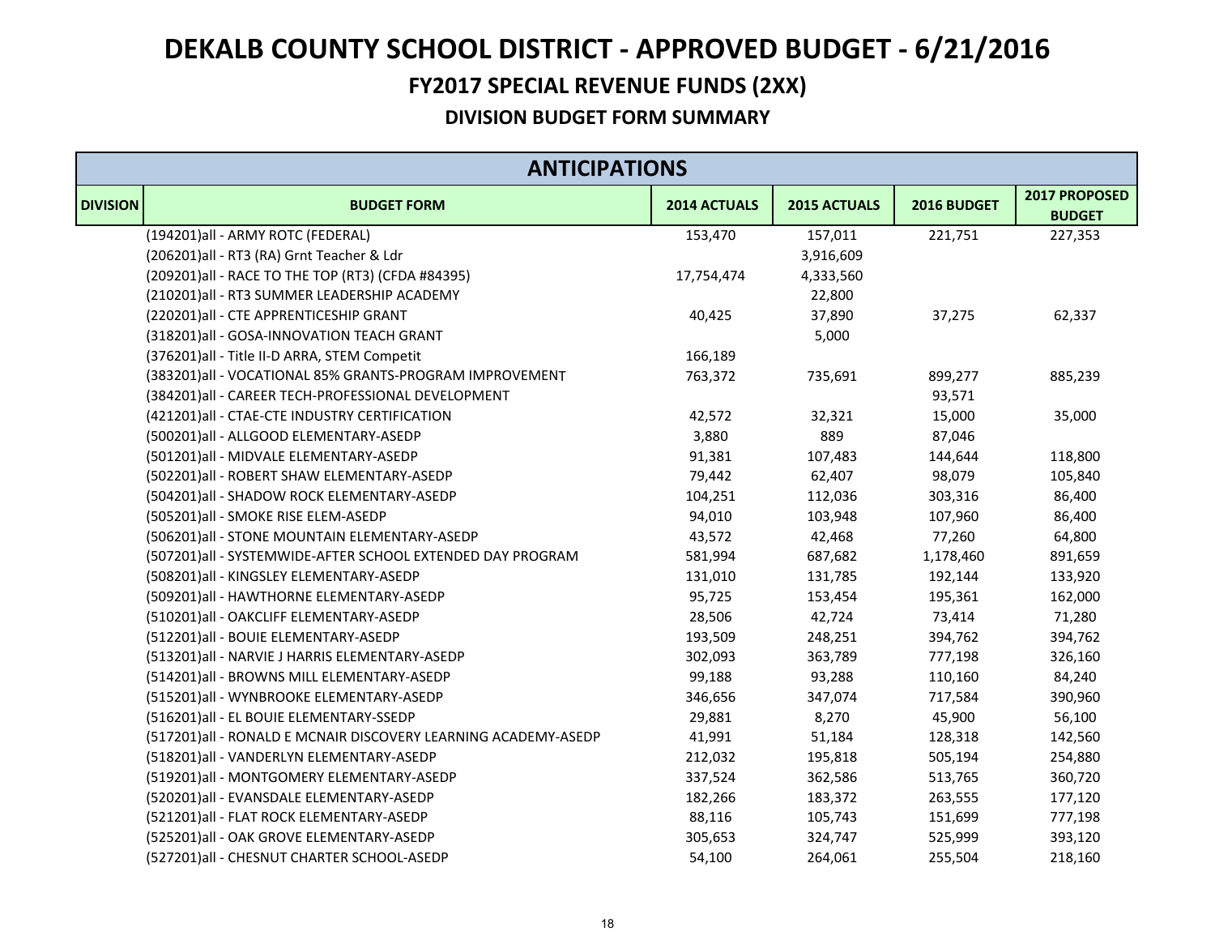# DEKALB COUNTY SCHOOL DISTRICT - APPROVED BUDGET - 6/21/2016

## FY2017 SPECIAL REVENUE FUNDS (2XX)

### DIVISION BUDGET FORM SUMMARY

| ANTICIPATIONS | | | | | |
|---|---|---|---|---|---|
| **DIVISION** | **BUDGET FORM** | **2014 ACTUALS** | **2015 ACTUALS** | **2016 BUDGET** | **2017 PROPOSED BUDGET** |
| | (194201)all - ARMY ROTC (FEDERAL) | 153,470 | 157,011 | 221,751 | 227,353 |
| | (206201)all - RT3 (RA) Grnt Teacher & Ldr | | 3,916,609 | | |
| | (209201)all - RACE TO THE TOP (RT3) (CFDA #84395) | 17,754,474 | 4,333,560 | | |
| | (210201)all - RT3 SUMMER LEADERSHIP ACADEMY | | 22,800 | | |
| | (220201)all - CTE APPRENTICESHIP GRANT | 40,425 | 37,890 | 37,275 | 62,337 |
| | (318201)all - GOSA-INNOVATION TEACH GRANT | | 5,000 | | |
| | (376201)all - Title II-D ARRA, STEM Competit | 166,189 | | | |
| | (383201)all - VOCATIONAL 85% GRANTS-PROGRAM IMPROVEMENT | 763,372 | 735,691 | 899,277 | 885,239 |
| | (384201)all - CAREER TECH-PROFESSIONAL DEVELOPMENT | | | 93,571 | |
| | (421201)all - CTAE-CTE INDUSTRY CERTIFICATION | 42,572 | 32,321 | 15,000 | 35,000 |
| | (500201)all - ALLGOOD ELEMENTARY-ASEDP | 3,880 | 889 | 87,046 | |
| | (501201)all - MIDVALE ELEMENTARY-ASEDP | 91,381 | 107,483 | 144,644 | 118,800 |
| | (502201)all - ROBERT SHAW ELEMENTARY-ASEDP | 79,442 | 62,407 | 98,079 | 105,840 |
| | (504201)all - SHADOW ROCK ELEMENTARY-ASEDP | 104,251 | 112,036 | 303,316 | 86,400 |
| | (505201)all - SMOKE RISE ELEM-ASEDP | 94,010 | 103,948 | 107,960 | 86,400 |
| | (506201)all - STONE MOUNTAIN ELEMENTARY-ASEDP | 43,572 | 42,468 | 77,260 | 64,800 |
| | (507201)all - SYSTEMWIDE-AFTER SCHOOL EXTENDED DAY PROGRAM | 581,994 | 687,682 | 1,178,460 | 891,659 |
| | (508201)all - KINGSLEY ELEMENTARY-ASEDP | 131,010 | 131,785 | 192,144 | 133,920 |
| | (509201)all - HAWTHORNE ELEMENTARY-ASEDP | 95,725 | 153,454 | 195,361 | 162,000 |
| | (510201)all - OAKCLIFF ELEMENTARY-ASEDP | 28,506 | 42,724 | 73,414 | 71,280 |
| | (512201)all - BOUIE ELEMENTARY-ASEDP | 193,509 | 248,251 | 394,762 | 394,762 |
| | (513201)all - NARVIE J HARRIS ELEMENTARY-ASEDP | 302,093 | 363,789 | 777,198 | 326,160 |
| | (514201)all - BROWNS MILL ELEMENTARY-ASEDP | 99,188 | 93,288 | 110,160 | 84,240 |
| | (515201)all - WYNBROOKE ELEMENTARY-ASEDP | 346,656 | 347,074 | 717,584 | 390,960 |
| | (516201)all - EL BOUIE ELEMENTARY-SSEDP | 29,881 | 8,270 | 45,900 | 56,100 |
| | (517201)all - RONALD E MCNAIR DISCOVERY LEARNING ACADEMY-ASEDP | 41,991 | 51,184 | 128,318 | 142,560 |
| | (518201)all - VANDERLYN ELEMENTARY-ASEDP | 212,032 | 195,818 | 505,194 | 254,880 |
| | (519201)all - MONTGOMERY ELEMENTARY-ASEDP | 337,524 | 362,586 | 513,765 | 360,720 |
| | (520201)all - EVANSDALE ELEMENTARY-ASEDP | 182,266 | 183,372 | 263,555 | 177,120 |
| | (521201)all - FLAT ROCK ELEMENTARY-ASEDP | 88,116 | 105,743 | 151,699 | 777,198 |
| | (525201)all - OAK GROVE ELEMENTARY-ASEDP | 305,653 | 324,747 | 525,999 | 393,120 |
| | (527201)all - CHESNUT CHARTER SCHOOL-ASEDP | 54,100 | 264,061 | 255,504 | 218,160 |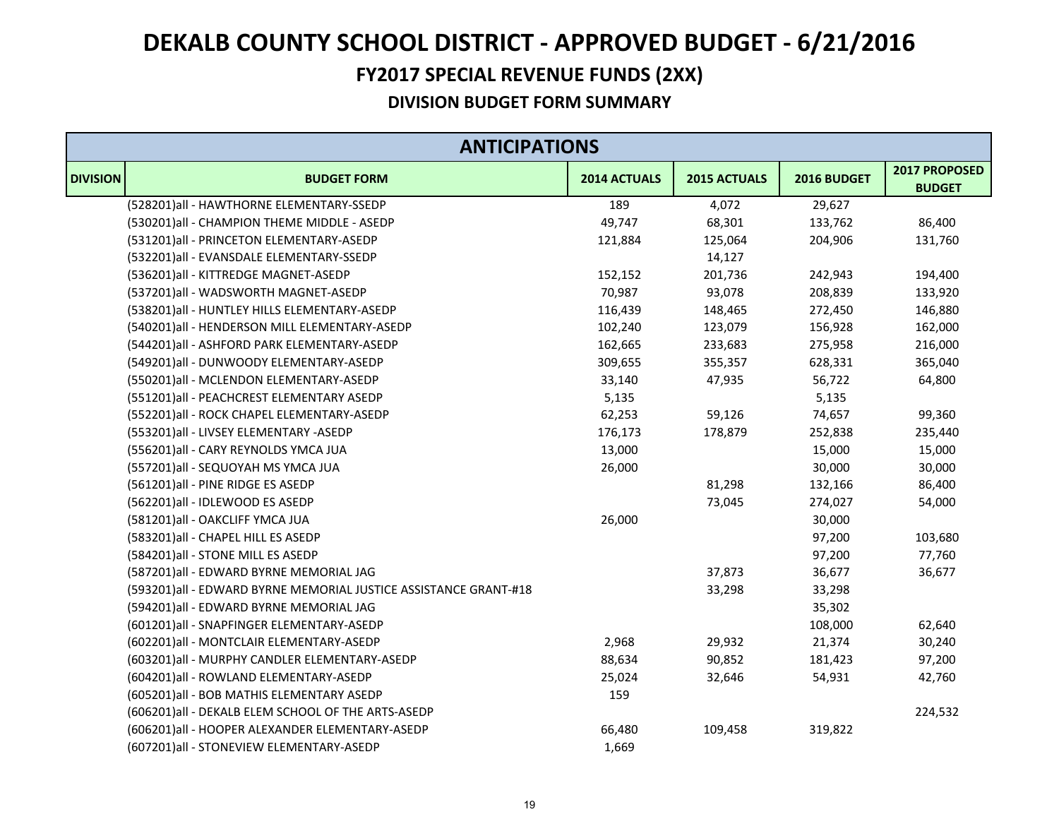# DEKALB COUNTY SCHOOL DISTRICT - APPROVED BUDGET - 6/21/2016

## FY2017 SPECIAL REVENUE FUNDS (2XX)

### DIVISION BUDGET FORM SUMMARY

| ANTICIPATIONS | | | | | |
|---|---|---|---|---|---|
| DIVISION | BUDGET FORM | 2014 ACTUALS | 2015 ACTUALS | 2016 BUDGET | 2017 PROPOSED BUDGET |
| | (528201)all - HAWTHORNE ELEMENTARY-SSEDP | 189 | 4,072 | 29,627 | |
| | (530201)all - CHAMPION THEME MIDDLE - ASEDP | 49,747 | 68,301 | 133,762 | 86,400 |
| | (531201)all - PRINCETON ELEMENTARY-ASEDP | 121,884 | 125,064 | 204,906 | 131,760 |
| | (532201)all - EVANSDALE ELEMENTARY-SSEDP | | 14,127 | | |
| | (536201)all - KITTREDGE MAGNET-ASEDP | 152,152 | 201,736 | 242,943 | 194,400 |
| | (537201)all - WADSWORTH MAGNET-ASEDP | 70,987 | 93,078 | 208,839 | 133,920 |
| | (538201)all - HUNTLEY HILLS ELEMENTARY-ASEDP | 116,439 | 148,465 | 272,450 | 146,880 |
| | (540201)all - HENDERSON MILL ELEMENTARY-ASEDP | 102,240 | 123,079 | 156,928 | 162,000 |
| | (544201)all - ASHFORD PARK ELEMENTARY-ASEDP | 162,665 | 233,683 | 275,958 | 216,000 |
| | (549201)all - DUNWOODY ELEMENTARY-ASEDP | 309,655 | 355,357 | 628,331 | 365,040 |
| | (550201)all - MCLENDON ELEMENTARY-ASEDP | 33,140 | 47,935 | 56,722 | 64,800 |
| | (551201)all - PEACHCREST ELEMENTARY ASEDP | 5,135 | | 5,135 | |
| | (552201)all - ROCK CHAPEL ELEMENTARY-ASEDP | 62,253 | 59,126 | 74,657 | 99,360 |
| | (553201)all - LIVSEY ELEMENTARY -ASEDP | 176,173 | 178,879 | 252,838 | 235,440 |
| | (556201)all - CARY REYNOLDS YMCA JUA | 13,000 | | 15,000 | 15,000 |
| | (557201)all - SEQUOYAH MS YMCA JUA | 26,000 | | 30,000 | 30,000 |
| | (561201)all - PINE RIDGE ES ASEDP | | 81,298 | 132,166 | 86,400 |
| | (562201)all - IDLEWOOD ES ASEDP | | 73,045 | 274,027 | 54,000 |
| | (581201)all - OAKCLIFF YMCA JUA | 26,000 | | 30,000 | |
| | (583201)all - CHAPEL HILL ES ASEDP | | | 97,200 | 103,680 |
| | (584201)all - STONE MILL ES ASEDP | | | 97,200 | 77,760 |
| | (587201)all - EDWARD BYRNE MEMORIAL JAG | | 37,873 | 36,677 | 36,677 |
| | (593201)all - EDWARD BYRNE MEMORIAL JUSTICE ASSISTANCE GRANT-#18 | | 33,298 | 33,298 | |
| | (594201)all - EDWARD BYRNE MEMORIAL JAG | | | 35,302 | |
| | (601201)all - SNAPFINGER ELEMENTARY-ASEDP | | | 108,000 | 62,640 |
| | (602201)all - MONTCLAIR ELEMENTARY-ASEDP | 2,968 | 29,932 | 21,374 | 30,240 |
| | (603201)all - MURPHY CANDLER ELEMENTARY-ASEDP | 88,634 | 90,852 | 181,423 | 97,200 |
| | (604201)all - ROWLAND ELEMENTARY-ASEDP | 25,024 | 32,646 | 54,931 | 42,760 |
| | (605201)all - BOB MATHIS ELEMENTARY ASEDP | 159 | | | |
| | (606201)all - DEKALB ELEM SCHOOL OF THE ARTS-ASEDP | | | | 224,532 |
| | (606201)all - HOOPER ALEXANDER ELEMENTARY-ASEDP | 66,480 | 109,458 | 319,822 | |
| | (607201)all - STONEVIEW ELEMENTARY-ASEDP | 1,669 | | | |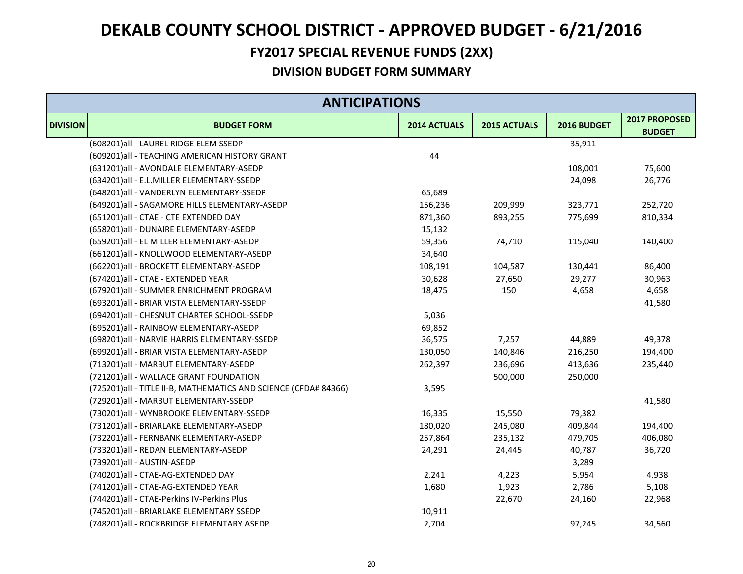# DEKALB COUNTY SCHOOL DISTRICT - APPROVED BUDGET - 6/21/2016

## FY2017 SPECIAL REVENUE FUNDS (2XX)

### DIVISION BUDGET FORM SUMMARY

| ANTICIPATIONS | | | | | |
|---|---|---|---|---|---|
| DIVISION | BUDGET FORM | 2014 ACTUALS | 2015 ACTUALS | 2016 BUDGET | 2017 PROPOSED BUDGET |
| | (608201)all - LAUREL RIDGE ELEM SSEDP | | | 35,911 | |
| | (609201)all - TEACHING AMERICAN HISTORY GRANT | 44 | | | |
| | (631201)all - AVONDALE ELEMENTARY-ASEDP | | | 108,001 | 75,600 |
| | (634201)all - E.L.MILLER ELEMENTARY-SSEDP | | | 24,098 | 26,776 |
| | (648201)all - VANDERLYN ELEMENTARY-SSEDP | 65,689 | | | |
| | (649201)all - SAGAMORE HILLS ELEMENTARY-ASEDP | 156,236 | 209,999 | 323,771 | 252,720 |
| | (651201)all - CTAE - CTE EXTENDED DAY | 871,360 | 893,255 | 775,699 | 810,334 |
| | (658201)all - DUNAIRE ELEMENTARY-ASEDP | 15,132 | | | |
| | (659201)all - EL MILLER ELEMENTARY-ASEDP | 59,356 | 74,710 | 115,040 | 140,400 |
| | (661201)all - KNOLLWOOD ELEMENTARY-ASEDP | 34,640 | | | |
| | (662201)all - BROCKETT ELEMENTARY-ASEDP | 108,191 | 104,587 | 130,441 | 86,400 |
| | (674201)all - CTAE - EXTENDED YEAR | 30,628 | 27,650 | 29,277 | 30,963 |
| | (679201)all - SUMMER ENRICHMENT PROGRAM | 18,475 | 150 | 4,658 | 4,658 |
| | (693201)all - BRIAR VISTA ELEMENTARY-SSEDP | | | | 41,580 |
| | (694201)all - CHESNUT CHARTER SCHOOL-SSEDP | 5,036 | | | |
| | (695201)all - RAINBOW ELEMENTARY-ASEDP | 69,852 | | | |
| | (698201)all - NARVIE HARRIS ELEMENTARY-SSEDP | 36,575 | 7,257 | 44,889 | 49,378 |
| | (699201)all - BRIAR VISTA ELEMENTARY-ASEDP | 130,050 | 140,846 | 216,250 | 194,400 |
| | (713201)all - MARBUT ELEMENTARY-ASEDP | 262,397 | 236,696 | 413,636 | 235,440 |
| | (721201)all - WALLACE GRANT FOUNDATION | | 500,000 | 250,000 | |
| | (725201)all - TITLE II-B, MATHEMATICS AND SCIENCE (CFDA# 84366) | 3,595 | | | |
| | (729201)all - MARBUT ELEMENTARY-SSEDP | | | | 41,580 |
| | (730201)all - WYNBROOKE ELEMENTARY-SSEDP | 16,335 | 15,550 | 79,382 | |
| | (731201)all - BRIARLAKE ELEMENTARY-ASEDP | 180,020 | 245,080 | 409,844 | 194,400 |
| | (732201)all - FERNBANK ELEMENTARY-ASEDP | 257,864 | 235,132 | 479,705 | 406,080 |
| | (733201)all - REDAN ELEMENTARY-ASEDP | 24,291 | 24,445 | 40,787 | 36,720 |
| | (739201)all - AUSTIN-ASEDP | | | 3,289 | |
| | (740201)all - CTAE-AG-EXTENDED DAY | 2,241 | 4,223 | 5,954 | 4,938 |
| | (741201)all - CTAE-AG-EXTENDED YEAR | 1,680 | 1,923 | 2,786 | 5,108 |
| | (744201)all - CTAE-Perkins IV-Perkins Plus | | 22,670 | 24,160 | 22,968 |
| | (745201)all - BRIARLAKE ELEMENTARY SSEDP | 10,911 | | | |
| | (748201)all - ROCKBRIDGE ELEMENTARY ASEDP | 2,704 | | 97,245 | 34,560 |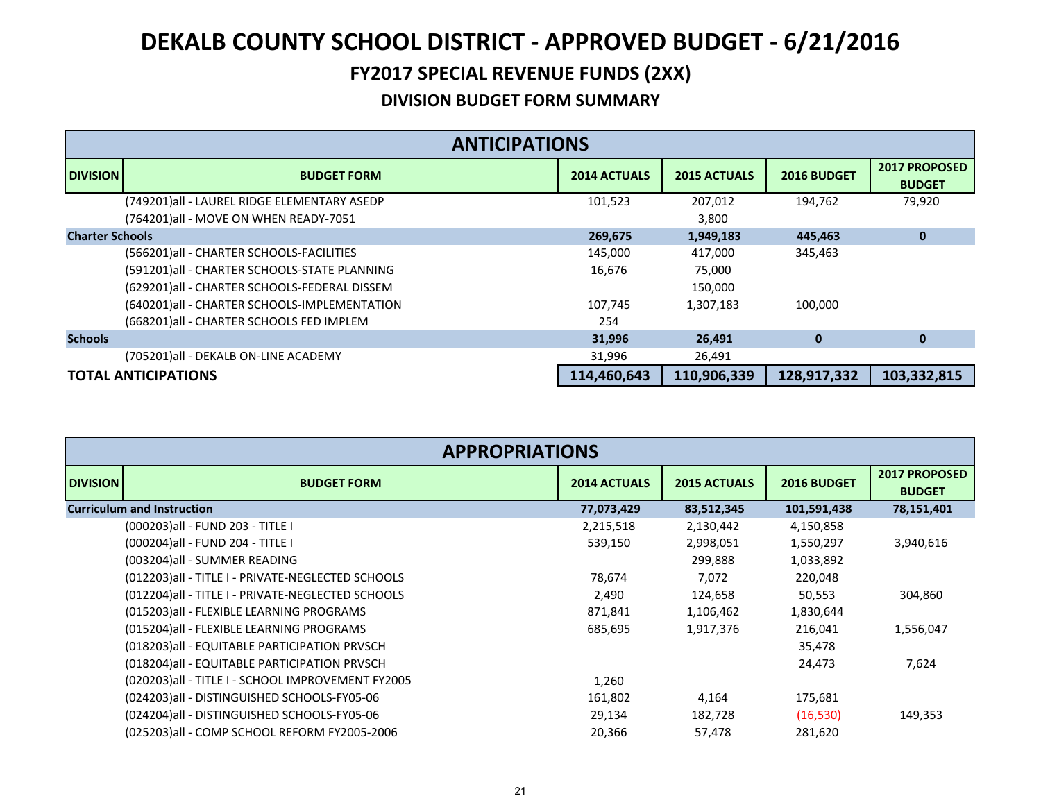# DEKALB COUNTY SCHOOL DISTRICT - APPROVED BUDGET - 6/21/2016

## FY2017 SPECIAL REVENUE FUNDS (2XX)

### DIVISION BUDGET FORM SUMMARY

| ANTICIPATIONS | | | | | |
|---|---|---|---|---|---|
| **DIVISION** | **BUDGET FORM** | **2014 ACTUALS** | **2015 ACTUALS** | **2016 BUDGET** | **2017 PROPOSED BUDGET** |
| | (749201)all - LAUREL RIDGE ELEMENTARY ASEDP | 101,523 | 207,012 | 194,762 | 79,920 |
| | (764201)all - MOVE ON WHEN READY-7051 | | 3,800 | | |
| **Charter Schools** | | **269,675** | **1,949,183** | **445,463** | **0** |
| | (566201)all - CHARTER SCHOOLS-FACILITIES | 145,000 | 417,000 | 345,463 | |
| | (591201)all - CHARTER SCHOOLS-STATE PLANNING | 16,676 | 75,000 | | |
| | (629201)all - CHARTER SCHOOLS-FEDERAL DISSEM | | 150,000 | | |
| | (640201)all - CHARTER SCHOOLS-IMPLEMENTATION | 107,745 | 1,307,183 | 100,000 | |
| | (668201)all - CHARTER SCHOOLS FED IMPLEM | 254 | | | |
| **Schools** | | **31,996** | **26,491** | **0** | **0** |
| | (705201)all - DEKALB ON-LINE ACADEMY | 31,996 | 26,491 | | |
| **TOTAL ANTICIPATIONS** | | **114,460,643** | **110,906,339** | **128,917,332** | **103,332,815** |

| APPROPRIATIONS | | | | | |
|---|---|---|---|---|---|
| **DIVISION** | **BUDGET FORM** | **2014 ACTUALS** | **2015 ACTUALS** | **2016 BUDGET** | **2017 PROPOSED BUDGET** |
| **Curriculum and Instruction** | | **77,073,429** | **83,512,345** | **101,591,438** | **78,151,401** |
| | (000203)all - FUND 203 - TITLE I | 2,215,518 | 2,130,442 | 4,150,858 | |
| | (000204)all - FUND 204 - TITLE I | 539,150 | 2,998,051 | 1,550,297 | 3,940,616 |
| | (003204)all - SUMMER READING | | 299,888 | 1,033,892 | |
| | (012203)all - TITLE I - PRIVATE-NEGLECTED SCHOOLS | 78,674 | 7,072 | 220,048 | |
| | (012204)all - TITLE I - PRIVATE-NEGLECTED SCHOOLS | 2,490 | 124,658 | 50,553 | 304,860 |
| | (015203)all - FLEXIBLE LEARNING PROGRAMS | 871,841 | 1,106,462 | 1,830,644 | |
| | (015204)all - FLEXIBLE LEARNING PROGRAMS | 685,695 | 1,917,376 | 216,041 | 1,556,047 |
| | (018203)all - EQUITABLE PARTICIPATION PRVSCH | | | 35,478 | |
| | (018204)all - EQUITABLE PARTICIPATION PRVSCH | | | 24,473 | 7,624 |
| | (020203)all - TITLE I - SCHOOL IMPROVEMENT FY2005 | 1,260 | | | |
| | (024203)all - DISTINGUISHED SCHOOLS-FY05-06 | 161,802 | 4,164 | 175,681 | |
| | (024204)all - DISTINGUISHED SCHOOLS-FY05-06 | 29,134 | 182,728 | (16,530) | 149,353 |
| | (025203)all - COMP SCHOOL REFORM FY2005-2006 | 20,366 | 57,478 | 281,620 | |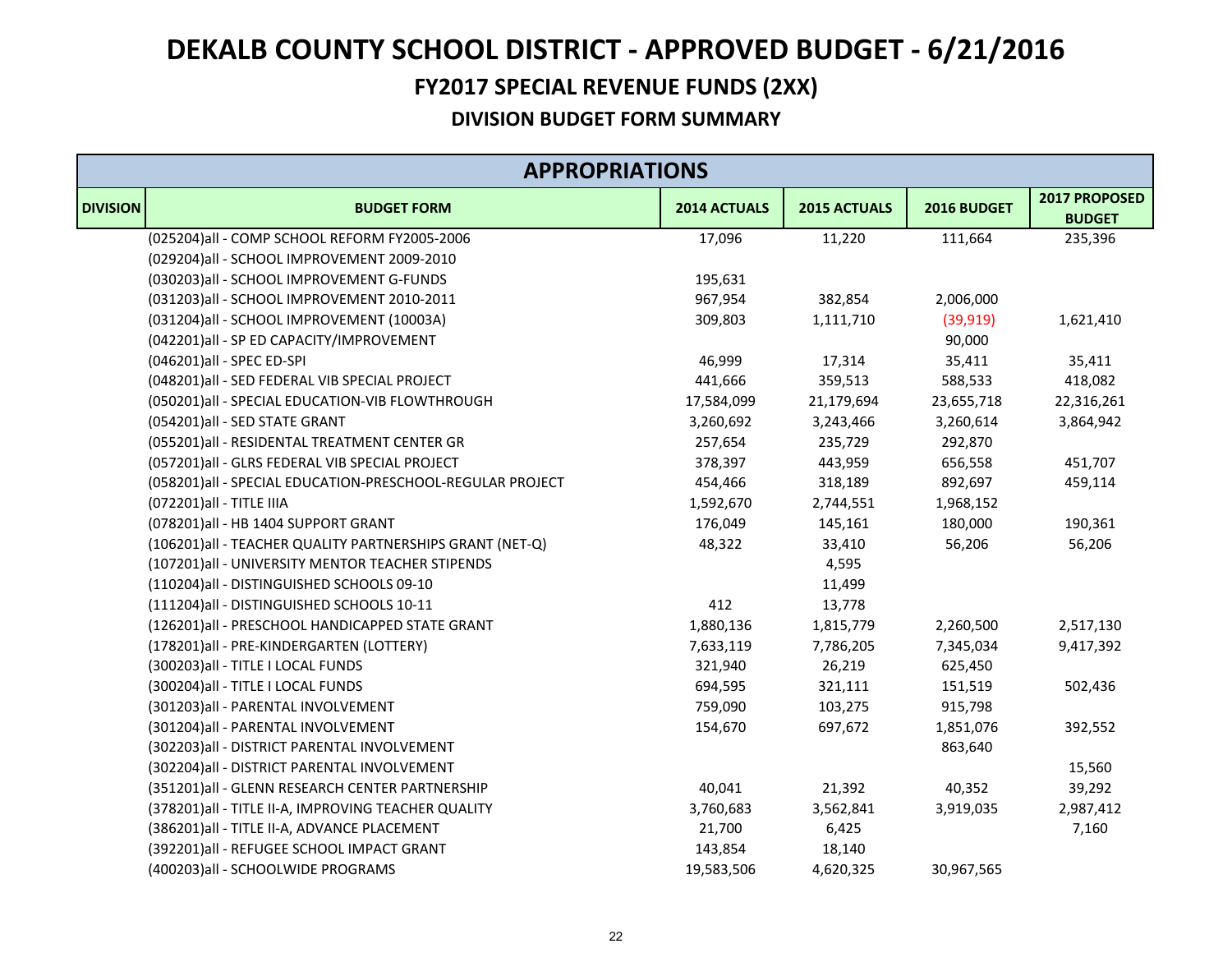# DEKALB COUNTY SCHOOL DISTRICT - APPROVED BUDGET - 6/21/2016

## FY2017 SPECIAL REVENUE FUNDS (2XX)

### DIVISION BUDGET FORM SUMMARY

| APPROPRIATIONS | | | | | |
|---|---|---|---|---|---|
| **DIVISION** | **BUDGET FORM** | **2014 ACTUALS** | **2015 ACTUALS** | **2016 BUDGET** | **2017 PROPOSED BUDGET** |
| | (025204)all - COMP SCHOOL REFORM FY2005-2006 | 17,096 | 11,220 | 111,664 | 235,396 |
| | (029204)all - SCHOOL IMPROVEMENT 2009-2010 | | | | |
| | (030203)all - SCHOOL IMPROVEMENT G-FUNDS | 195,631 | | | |
| | (031203)all - SCHOOL IMPROVEMENT 2010-2011 | 967,954 | 382,854 | 2,006,000 | |
| | (031204)all - SCHOOL IMPROVEMENT (10003A) | 309,803 | 1,111,710 | (39,919) | 1,621,410 |
| | (042201)all - SP ED CAPACITY/IMPROVEMENT | | | 90,000 | |
| | (046201)all - SPEC ED-SPI | 46,999 | 17,314 | 35,411 | 35,411 |
| | (048201)all - SED FEDERAL VIB SPECIAL PROJECT | 441,666 | 359,513 | 588,533 | 418,082 |
| | (050201)all - SPECIAL EDUCATION-VIB FLOWTHROUGH | 17,584,099 | 21,179,694 | 23,655,718 | 22,316,261 |
| | (054201)all - SED STATE GRANT | 3,260,692 | 3,243,466 | 3,260,614 | 3,864,942 |
| | (055201)all - RESIDENTAL TREATMENT CENTER GR | 257,654 | 235,729 | 292,870 | |
| | (057201)all - GLRS FEDERAL VIB SPECIAL PROJECT | 378,397 | 443,959 | 656,558 | 451,707 |
| | (058201)all - SPECIAL EDUCATION-PRESCHOOL-REGULAR PROJECT | 454,466 | 318,189 | 892,697 | 459,114 |
| | (072201)all - TITLE IIIA | 1,592,670 | 2,744,551 | 1,968,152 | |
| | (078201)all - HB 1404 SUPPORT GRANT | 176,049 | 145,161 | 180,000 | 190,361 |
| | (106201)all - TEACHER QUALITY PARTNERSHIPS GRANT (NET-Q) | 48,322 | 33,410 | 56,206 | 56,206 |
| | (107201)all - UNIVERSITY MENTOR TEACHER STIPENDS | | 4,595 | | |
| | (110204)all - DISTINGUISHED SCHOOLS 09-10 | | 11,499 | | |
| | (111204)all - DISTINGUISHED SCHOOLS 10-11 | 412 | 13,778 | | |
| | (126201)all - PRESCHOOL HANDICAPPED STATE GRANT | 1,880,136 | 1,815,779 | 2,260,500 | 2,517,130 |
| | (178201)all - PRE-KINDERGARTEN (LOTTERY) | 7,633,119 | 7,786,205 | 7,345,034 | 9,417,392 |
| | (300203)all - TITLE I LOCAL FUNDS | 321,940 | 26,219 | 625,450 | |
| | (300204)all - TITLE I LOCAL FUNDS | 694,595 | 321,111 | 151,519 | 502,436 |
| | (301203)all - PARENTAL INVOLVEMENT | 759,090 | 103,275 | 915,798 | |
| | (301204)all - PARENTAL INVOLVEMENT | 154,670 | 697,672 | 1,851,076 | 392,552 |
| | (302203)all - DISTRICT PARENTAL INVOLVEMENT | | | 863,640 | |
| | (302204)all - DISTRICT PARENTAL INVOLVEMENT | | | | 15,560 |
| | (351201)all - GLENN RESEARCH CENTER PARTNERSHIP | 40,041 | 21,392 | 40,352 | 39,292 |
| | (378201)all - TITLE II-A, IMPROVING TEACHER QUALITY | 3,760,683 | 3,562,841 | 3,919,035 | 2,987,412 |
| | (386201)all - TITLE II-A, ADVANCE PLACEMENT | 21,700 | 6,425 | | 7,160 |
| | (392201)all - REFUGEE SCHOOL IMPACT GRANT | 143,854 | 18,140 | | |
| | (400203)all - SCHOOLWIDE PROGRAMS | 19,583,506 | 4,620,325 | 30,967,565 | |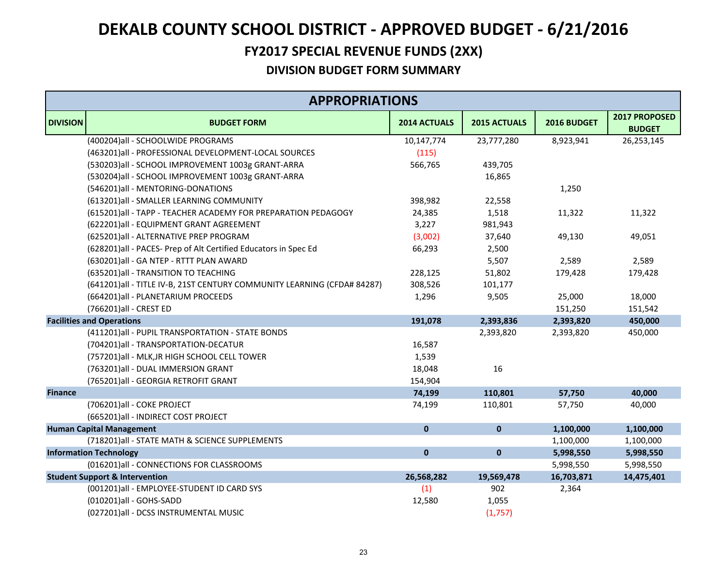# DEKALB COUNTY SCHOOL DISTRICT - APPROVED BUDGET - 6/21/2016

## FY2017 SPECIAL REVENUE FUNDS (2XX)

### DIVISION BUDGET FORM SUMMARY

| APPROPRIATIONS | | | | | |
|---|---|---|---|---|---|
| **DIVISION** | **BUDGET FORM** | **2014 ACTUALS** | **2015 ACTUALS** | **2016 BUDGET** | **2017 PROPOSED BUDGET** |
| | (400204)all - SCHOOLWIDE PROGRAMS | 10,147,774 | 23,777,280 | 8,923,941 | 26,253,145 |
| | (463201)all - PROFESSIONAL DEVELOPMENT-LOCAL SOURCES | (115) | | | |
| | (530203)all - SCHOOL IMPROVEMENT 1003g GRANT-ARRA | 566,765 | 439,705 | | |
| | (530204)all - SCHOOL IMPROVEMENT 1003g GRANT-ARRA | | 16,865 | | |
| | (546201)all - MENTORING-DONATIONS | | | 1,250 | |
| | (613201)all - SMALLER LEARNING COMMUNITY | 398,982 | 22,558 | | |
| | (615201)all - TAPP - TEACHER ACADEMY FOR PREPARATION PEDAGOGY | 24,385 | 1,518 | 11,322 | 11,322 |
| | (622201)all - EQUIPMENT GRANT AGREEMENT | 3,227 | 981,943 | | |
| | (625201)all - ALTERNATIVE PREP PROGRAM | (3,002) | 37,640 | 49,130 | 49,051 |
| | (628201)all - PACES- Prep of Alt Certified Educators in Spec Ed | 66,293 | 2,500 | | |
| | (630201)all - GA NTEP - RTTT PLAN AWARD | | 5,507 | 2,589 | 2,589 |
| | (635201)all - TRANSITION TO TEACHING | 228,125 | 51,802 | 179,428 | 179,428 |
| | (641201)all - TITLE IV-B, 21ST CENTURY COMMUNITY LEARNING (CFDA# 84287) | 308,526 | 101,177 | | |
| | (664201)all - PLANETARIUM PROCEEDS | 1,296 | 9,505 | 25,000 | 18,000 |
| | (766201)all - CREST ED | | | 151,250 | 151,542 |
| **Facilities and Operations** | | **191,078** | **2,393,836** | **2,393,820** | **450,000** |
| | (411201)all - PUPIL TRANSPORTATION - STATE BONDS | | 2,393,820 | 2,393,820 | 450,000 |
| | (704201)all - TRANSPORTATION-DECATUR | 16,587 | | | |
| | (757201)all - MLK,JR HIGH SCHOOL CELL TOWER | 1,539 | | | |
| | (763201)all - DUAL IMMERSION GRANT | 18,048 | 16 | | |
| | (765201)all - GEORGIA RETROFIT GRANT | 154,904 | | | |
| **Finance** | | **74,199** | **110,801** | **57,750** | **40,000** |
| | (706201)all - COKE PROJECT | 74,199 | 110,801 | 57,750 | 40,000 |
| | (665201)all - INDIRECT COST PROJECT | | | | |
| **Human Capital Management** | | **0** | **0** | **1,100,000** | **1,100,000** |
| | (718201)all - STATE MATH & SCIENCE SUPPLEMENTS | | | 1,100,000 | 1,100,000 |
| **Information Technology** | | **0** | **0** | **5,998,550** | **5,998,550** |
| | (016201)all - CONNECTIONS FOR CLASSROOMS | | | 5,998,550 | 5,998,550 |
| **Student Support & Intervention** | | **26,568,282** | **19,569,478** | **16,703,871** | **14,475,401** |
| | (001201)all - EMPLOYEE-STUDENT ID CARD SYS | (1) | 902 | 2,364 | |
| | (010201)all - GOHS-SADD | 12,580 | 1,055 | | |
| | (027201)all - DCSS INSTRUMENTAL MUSIC | | (1,757) | | |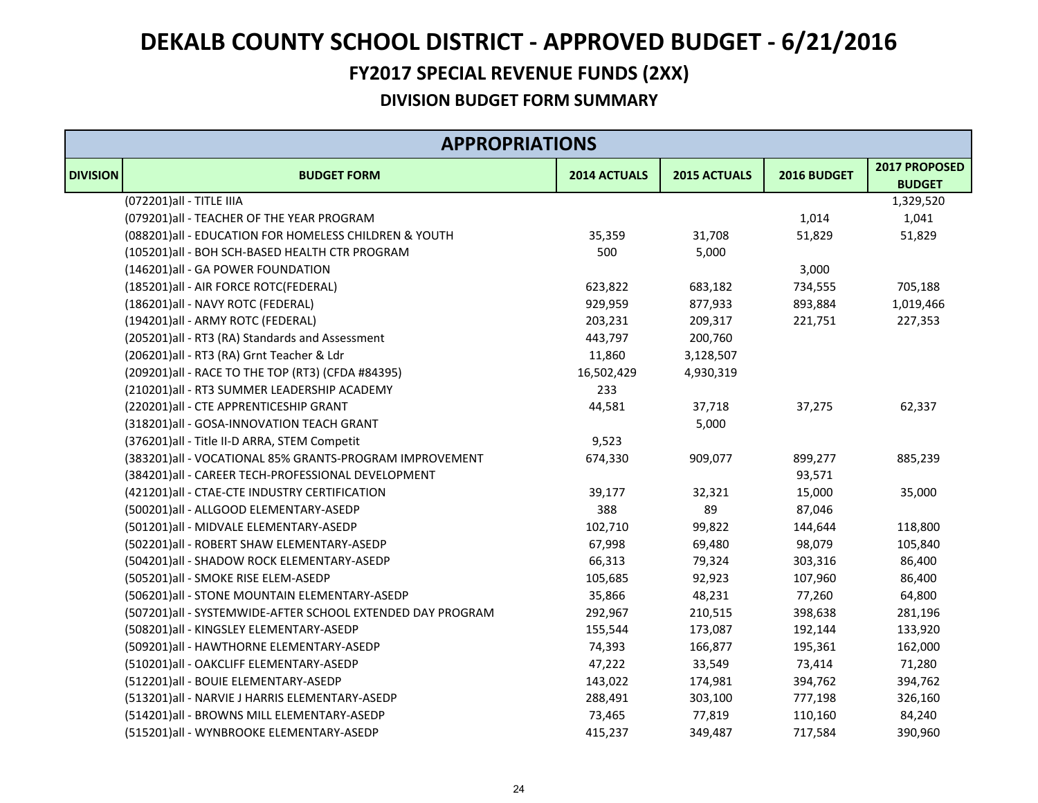# DEKALB COUNTY SCHOOL DISTRICT - APPROVED BUDGET - 6/21/2016

## FY2017 SPECIAL REVENUE FUNDS (2XX)

### DIVISION BUDGET FORM SUMMARY

| APPROPRIATIONS | | | | | |
|---|---|---|---|---|---|
| **DIVISION** | **BUDGET FORM** | **2014 ACTUALS** | **2015 ACTUALS** | **2016 BUDGET** | **2017 PROPOSED BUDGET** |
| | (072201)all - TITLE IIIA | | | | 1,329,520 |
| | (079201)all - TEACHER OF THE YEAR PROGRAM | | | 1,014 | 1,041 |
| | (088201)all - EDUCATION FOR HOMELESS CHILDREN & YOUTH | 35,359 | 31,708 | 51,829 | 51,829 |
| | (105201)all - BOH SCH-BASED HEALTH CTR PROGRAM | 500 | 5,000 | | |
| | (146201)all - GA POWER FOUNDATION | | | 3,000 | |
| | (185201)all - AIR FORCE ROTC(FEDERAL) | 623,822 | 683,182 | 734,555 | 705,188 |
| | (186201)all - NAVY ROTC (FEDERAL) | 929,959 | 877,933 | 893,884 | 1,019,466 |
| | (194201)all - ARMY ROTC (FEDERAL) | 203,231 | 209,317 | 221,751 | 227,353 |
| | (205201)all - RT3 (RA) Standards and Assessment | 443,797 | 200,760 | | |
| | (206201)all - RT3 (RA) Grnt Teacher & Ldr | 11,860 | 3,128,507 | | |
| | (209201)all - RACE TO THE TOP (RT3) (CFDA #84395) | 16,502,429 | 4,930,319 | | |
| | (210201)all - RT3 SUMMER LEADERSHIP ACADEMY | 233 | | | |
| | (220201)all - CTE APPRENTICESHIP GRANT | 44,581 | 37,718 | 37,275 | 62,337 |
| | (318201)all - GOSA-INNOVATION TEACH GRANT | | 5,000 | | |
| | (376201)all - Title II-D ARRA, STEM Competit | 9,523 | | | |
| | (383201)all - VOCATIONAL 85% GRANTS-PROGRAM IMPROVEMENT | 674,330 | 909,077 | 899,277 | 885,239 |
| | (384201)all - CAREER TECH-PROFESSIONAL DEVELOPMENT | | | 93,571 | |
| | (421201)all - CTAE-CTE INDUSTRY CERTIFICATION | 39,177 | 32,321 | 15,000 | 35,000 |
| | (500201)all - ALLGOOD ELEMENTARY-ASEDP | 388 | 89 | 87,046 | |
| | (501201)all - MIDVALE ELEMENTARY-ASEDP | 102,710 | 99,822 | 144,644 | 118,800 |
| | (502201)all - ROBERT SHAW ELEMENTARY-ASEDP | 67,998 | 69,480 | 98,079 | 105,840 |
| | (504201)all - SHADOW ROCK ELEMENTARY-ASEDP | 66,313 | 79,324 | 303,316 | 86,400 |
| | (505201)all - SMOKE RISE ELEM-ASEDP | 105,685 | 92,923 | 107,960 | 86,400 |
| | (506201)all - STONE MOUNTAIN ELEMENTARY-ASEDP | 35,866 | 48,231 | 77,260 | 64,800 |
| | (507201)all - SYSTEMWIDE-AFTER SCHOOL EXTENDED DAY PROGRAM | 292,967 | 210,515 | 398,638 | 281,196 |
| | (508201)all - KINGSLEY ELEMENTARY-ASEDP | 155,544 | 173,087 | 192,144 | 133,920 |
| | (509201)all - HAWTHORNE ELEMENTARY-ASEDP | 74,393 | 166,877 | 195,361 | 162,000 |
| | (510201)all - OAKCLIFF ELEMENTARY-ASEDP | 47,222 | 33,549 | 73,414 | 71,280 |
| | (512201)all - BOUIE ELEMENTARY-ASEDP | 143,022 | 174,981 | 394,762 | 394,762 |
| | (513201)all - NARVIE J HARRIS ELEMENTARY-ASEDP | 288,491 | 303,100 | 777,198 | 326,160 |
| | (514201)all - BROWNS MILL ELEMENTARY-ASEDP | 73,465 | 77,819 | 110,160 | 84,240 |
| | (515201)all - WYNBROOKE ELEMENTARY-ASEDP | 415,237 | 349,487 | 717,584 | 390,960 |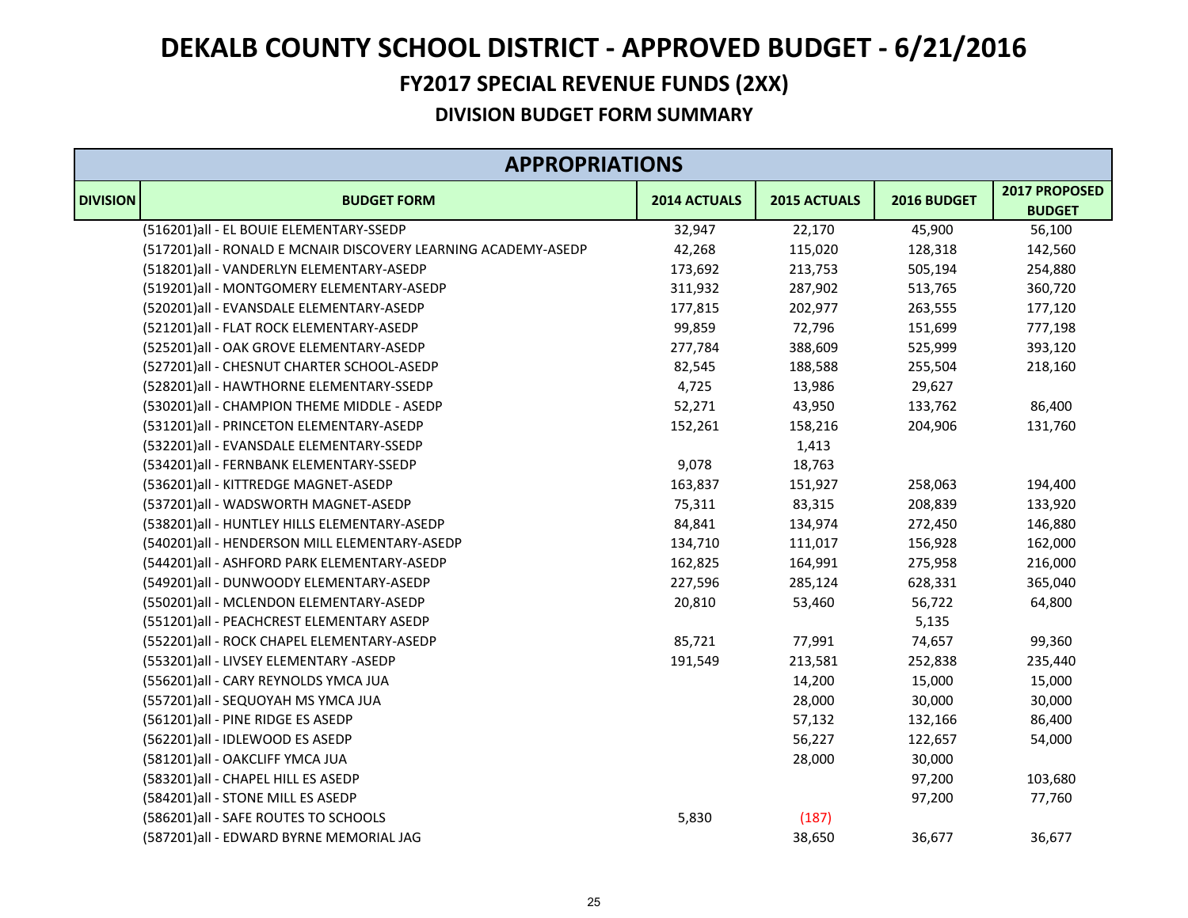# DEKALB COUNTY SCHOOL DISTRICT - APPROVED BUDGET - 6/21/2016

## FY2017 SPECIAL REVENUE FUNDS (2XX)

### DIVISION BUDGET FORM SUMMARY

| APPROPRIATIONS | | | | | |
|---|---|---|---|---|---|
| **DIVISION** | **BUDGET FORM** | **2014 ACTUALS** | **2015 ACTUALS** | **2016 BUDGET** | **2017 PROPOSED BUDGET** |
| | (516201)all - EL BOUIE ELEMENTARY-SSEDP | 32,947 | 22,170 | 45,900 | 56,100 |
| | (517201)all - RONALD E MCNAIR DISCOVERY LEARNING ACADEMY-ASEDP | 42,268 | 115,020 | 128,318 | 142,560 |
| | (518201)all - VANDERLYN ELEMENTARY-ASEDP | 173,692 | 213,753 | 505,194 | 254,880 |
| | (519201)all - MONTGOMERY ELEMENTARY-ASEDP | 311,932 | 287,902 | 513,765 | 360,720 |
| | (520201)all - EVANSDALE ELEMENTARY-ASEDP | 177,815 | 202,977 | 263,555 | 177,120 |
| | (521201)all - FLAT ROCK ELEMENTARY-ASEDP | 99,859 | 72,796 | 151,699 | 777,198 |
| | (525201)all - OAK GROVE ELEMENTARY-ASEDP | 277,784 | 388,609 | 525,999 | 393,120 |
| | (527201)all - CHESNUT CHARTER SCHOOL-ASEDP | 82,545 | 188,588 | 255,504 | 218,160 |
| | (528201)all - HAWTHORNE ELEMENTARY-SSEDP | 4,725 | 13,986 | 29,627 | |
| | (530201)all - CHAMPION THEME MIDDLE - ASEDP | 52,271 | 43,950 | 133,762 | 86,400 |
| | (531201)all - PRINCETON ELEMENTARY-ASEDP | 152,261 | 158,216 | 204,906 | 131,760 |
| | (532201)all - EVANSDALE ELEMENTARY-SSEDP | | 1,413 | | |
| | (534201)all - FERNBANK ELEMENTARY-SSEDP | 9,078 | 18,763 | | |
| | (536201)all - KITTREDGE MAGNET-ASEDP | 163,837 | 151,927 | 258,063 | 194,400 |
| | (537201)all - WADSWORTH MAGNET-ASEDP | 75,311 | 83,315 | 208,839 | 133,920 |
| | (538201)all - HUNTLEY HILLS ELEMENTARY-ASEDP | 84,841 | 134,974 | 272,450 | 146,880 |
| | (540201)all - HENDERSON MILL ELEMENTARY-ASEDP | 134,710 | 111,017 | 156,928 | 162,000 |
| | (544201)all - ASHFORD PARK ELEMENTARY-ASEDP | 162,825 | 164,991 | 275,958 | 216,000 |
| | (549201)all - DUNWOODY ELEMENTARY-ASEDP | 227,596 | 285,124 | 628,331 | 365,040 |
| | (550201)all - MCLENDON ELEMENTARY-ASEDP | 20,810 | 53,460 | 56,722 | 64,800 |
| | (551201)all - PEACHCREST ELEMENTARY ASEDP | | | 5,135 | |
| | (552201)all - ROCK CHAPEL ELEMENTARY-ASEDP | 85,721 | 77,991 | 74,657 | 99,360 |
| | (553201)all - LIVSEY ELEMENTARY -ASEDP | 191,549 | 213,581 | 252,838 | 235,440 |
| | (556201)all - CARY REYNOLDS YMCA JUA | | 14,200 | 15,000 | 15,000 |
| | (557201)all - SEQUOYAH MS YMCA JUA | | 28,000 | 30,000 | 30,000 |
| | (561201)all - PINE RIDGE ES ASEDP | | 57,132 | 132,166 | 86,400 |
| | (562201)all - IDLEWOOD ES ASEDP | | 56,227 | 122,657 | 54,000 |
| | (581201)all - OAKCLIFF YMCA JUA | | 28,000 | 30,000 | |
| | (583201)all - CHAPEL HILL ES ASEDP | | | 97,200 | 103,680 |
| | (584201)all - STONE MILL ES ASEDP | | | 97,200 | 77,760 |
| | (586201)all - SAFE ROUTES TO SCHOOLS | 5,830 | (187) | | |
| | (587201)all - EDWARD BYRNE MEMORIAL JAG | | 38,650 | 36,677 | 36,677 |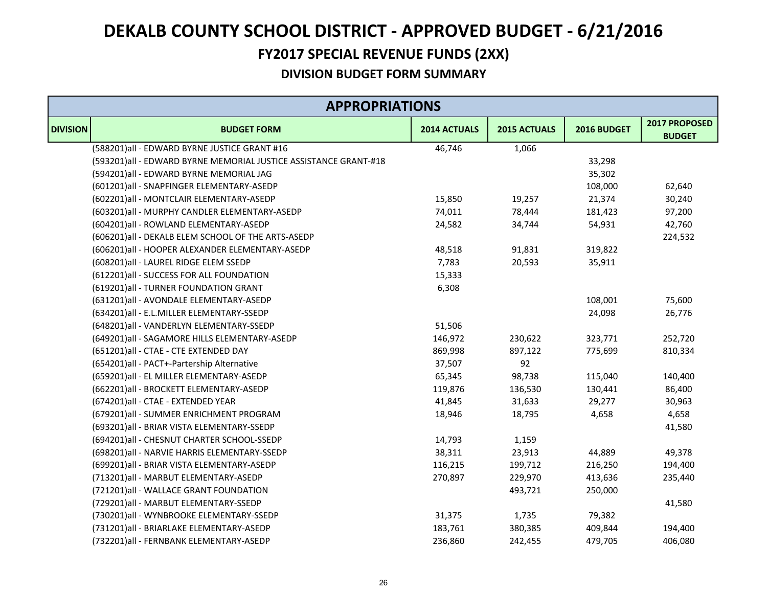# DEKALB COUNTY SCHOOL DISTRICT - APPROVED BUDGET - 6/21/2016

## FY2017 SPECIAL REVENUE FUNDS (2XX)

### DIVISION BUDGET FORM SUMMARY

| APPROPRIATIONS | | | | | |
|---|---|---|---|---|---|
| **DIVISION** | **BUDGET FORM** | **2014 ACTUALS** | **2015 ACTUALS** | **2016 BUDGET** | **2017 PROPOSED BUDGET** |
| | (588201)all - EDWARD BYRNE JUSTICE GRANT #16 | 46,746 | 1,066 | | |
| | (593201)all - EDWARD BYRNE MEMORIAL JUSTICE ASSISTANCE GRANT-#18 | | | 33,298 | |
| | (594201)all - EDWARD BYRNE MEMORIAL JAG | | | 35,302 | |
| | (601201)all - SNAPFINGER ELEMENTARY-ASEDP | | | 108,000 | 62,640 |
| | (602201)all - MONTCLAIR ELEMENTARY-ASEDP | 15,850 | 19,257 | 21,374 | 30,240 |
| | (603201)all - MURPHY CANDLER ELEMENTARY-ASEDP | 74,011 | 78,444 | 181,423 | 97,200 |
| | (604201)all - ROWLAND ELEMENTARY-ASEDP | 24,582 | 34,744 | 54,931 | 42,760 |
| | (606201)all - DEKALB ELEM SCHOOL OF THE ARTS-ASEDP | | | | 224,532 |
| | (606201)all - HOOPER ALEXANDER ELEMENTARY-ASEDP | 48,518 | 91,831 | 319,822 | |
| | (608201)all - LAUREL RIDGE ELEM SSEDP | 7,783 | 20,593 | 35,911 | |
| | (612201)all - SUCCESS FOR ALL FOUNDATION | 15,333 | | | |
| | (619201)all - TURNER FOUNDATION GRANT | 6,308 | | | |
| | (631201)all - AVONDALE ELEMENTARY-ASEDP | | | 108,001 | 75,600 |
| | (634201)all - E.L.MILLER ELEMENTARY-SSEDP | | | 24,098 | 26,776 |
| | (648201)all - VANDERLYN ELEMENTARY-SSEDP | 51,506 | | | |
| | (649201)all - SAGAMORE HILLS ELEMENTARY-ASEDP | 146,972 | 230,622 | 323,771 | 252,720 |
| | (651201)all - CTAE - CTE EXTENDED DAY | 869,998 | 897,122 | 775,699 | 810,334 |
| | (654201)all - PACT+-Partership Alternative | 37,507 | 92 | | |
| | (659201)all - EL MILLER ELEMENTARY-ASEDP | 65,345 | 98,738 | 115,040 | 140,400 |
| | (662201)all - BROCKETT ELEMENTARY-ASEDP | 119,876 | 136,530 | 130,441 | 86,400 |
| | (674201)all - CTAE - EXTENDED YEAR | 41,845 | 31,633 | 29,277 | 30,963 |
| | (679201)all - SUMMER ENRICHMENT PROGRAM | 18,946 | 18,795 | 4,658 | 4,658 |
| | (693201)all - BRIAR VISTA ELEMENTARY-SSEDP | | | | 41,580 |
| | (694201)all - CHESNUT CHARTER SCHOOL-SSEDP | 14,793 | 1,159 | | |
| | (698201)all - NARVIE HARRIS ELEMENTARY-SSEDP | 38,311 | 23,913 | 44,889 | 49,378 |
| | (699201)all - BRIAR VISTA ELEMENTARY-ASEDP | 116,215 | 199,712 | 216,250 | 194,400 |
| | (713201)all - MARBUT ELEMENTARY-ASEDP | 270,897 | 229,970 | 413,636 | 235,440 |
| | (721201)all - WALLACE GRANT FOUNDATION | | 493,721 | 250,000 | |
| | (729201)all - MARBUT ELEMENTARY-SSEDP | | | | 41,580 |
| | (730201)all - WYNBROOKE ELEMENTARY-SSEDP | 31,375 | 1,735 | 79,382 | |
| | (731201)all - BRIARLAKE ELEMENTARY-ASEDP | 183,761 | 380,385 | 409,844 | 194,400 |
| | (732201)all - FERNBANK ELEMENTARY-ASEDP | 236,860 | 242,455 | 479,705 | 406,080 |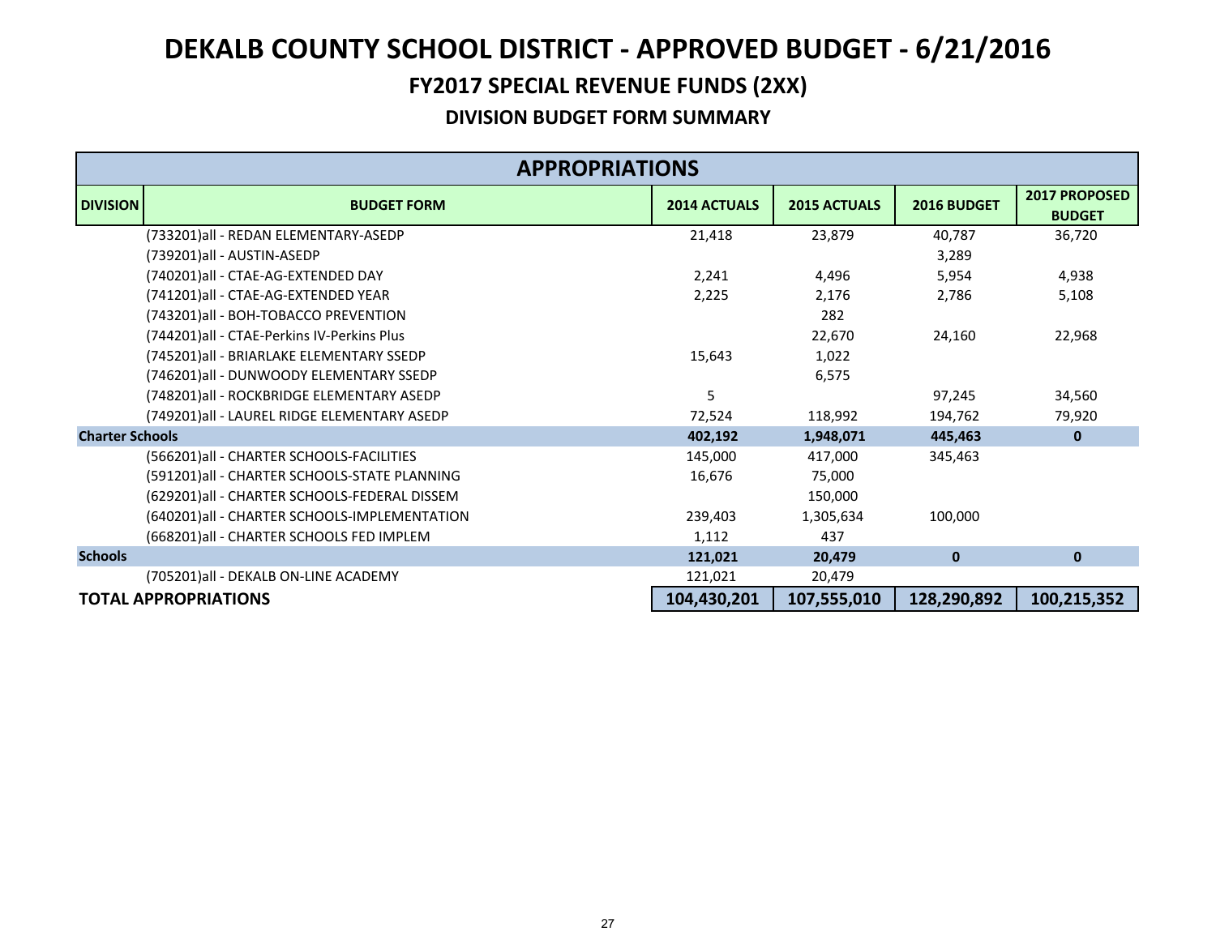# DEKALB COUNTY SCHOOL DISTRICT - APPROVED BUDGET - 6/21/2016

## FY2017 SPECIAL REVENUE FUNDS (2XX)

### DIVISION BUDGET FORM SUMMARY

| APPROPRIATIONS | | | | | |
|---|---|---|---|---|---|
| **DIVISION** | **BUDGET FORM** | **2014 ACTUALS** | **2015 ACTUALS** | **2016 BUDGET** | **2017 PROPOSED BUDGET** |
| | (733201)all - REDAN ELEMENTARY-ASEDP | 21,418 | 23,879 | 40,787 | 36,720 |
| | (739201)all - AUSTIN-ASEDP | | | 3,289 | |
| | (740201)all - CTAE-AG-EXTENDED DAY | 2,241 | 4,496 | 5,954 | 4,938 |
| | (741201)all - CTAE-AG-EXTENDED YEAR | 2,225 | 2,176 | 2,786 | 5,108 |
| | (743201)all - BOH-TOBACCO PREVENTION | | 282 | | |
| | (744201)all - CTAE-Perkins IV-Perkins Plus | | 22,670 | 24,160 | 22,968 |
| | (745201)all - BRIARLAKE ELEMENTARY SSEDP | 15,643 | 1,022 | | |
| | (746201)all - DUNWOODY ELEMENTARY SSEDP | | 6,575 | | |
| | (748201)all - ROCKBRIDGE ELEMENTARY ASEDP | 5 | | 97,245 | 34,560 |
| | (749201)all - LAUREL RIDGE ELEMENTARY ASEDP | 72,524 | 118,992 | 194,762 | 79,920 |
| **Charter Schools** | | **402,192** | **1,948,071** | **445,463** | **0** |
| | (566201)all - CHARTER SCHOOLS-FACILITIES | 145,000 | 417,000 | 345,463 | |
| | (591201)all - CHARTER SCHOOLS-STATE PLANNING | 16,676 | 75,000 | | |
| | (629201)all - CHARTER SCHOOLS-FEDERAL DISSEM | | 150,000 | | |
| | (640201)all - CHARTER SCHOOLS-IMPLEMENTATION | 239,403 | 1,305,634 | 100,000 | |
| | (668201)all - CHARTER SCHOOLS FED IMPLEM | 1,112 | 437 | | |
| **Schools** | | **121,021** | **20,479** | **0** | **0** |
| | (705201)all - DEKALB ON-LINE ACADEMY | 121,021 | 20,479 | | |
| **TOTAL APPROPRIATIONS** | | **104,430,201** | **107,555,010** | **128,290,892** | **100,215,352** |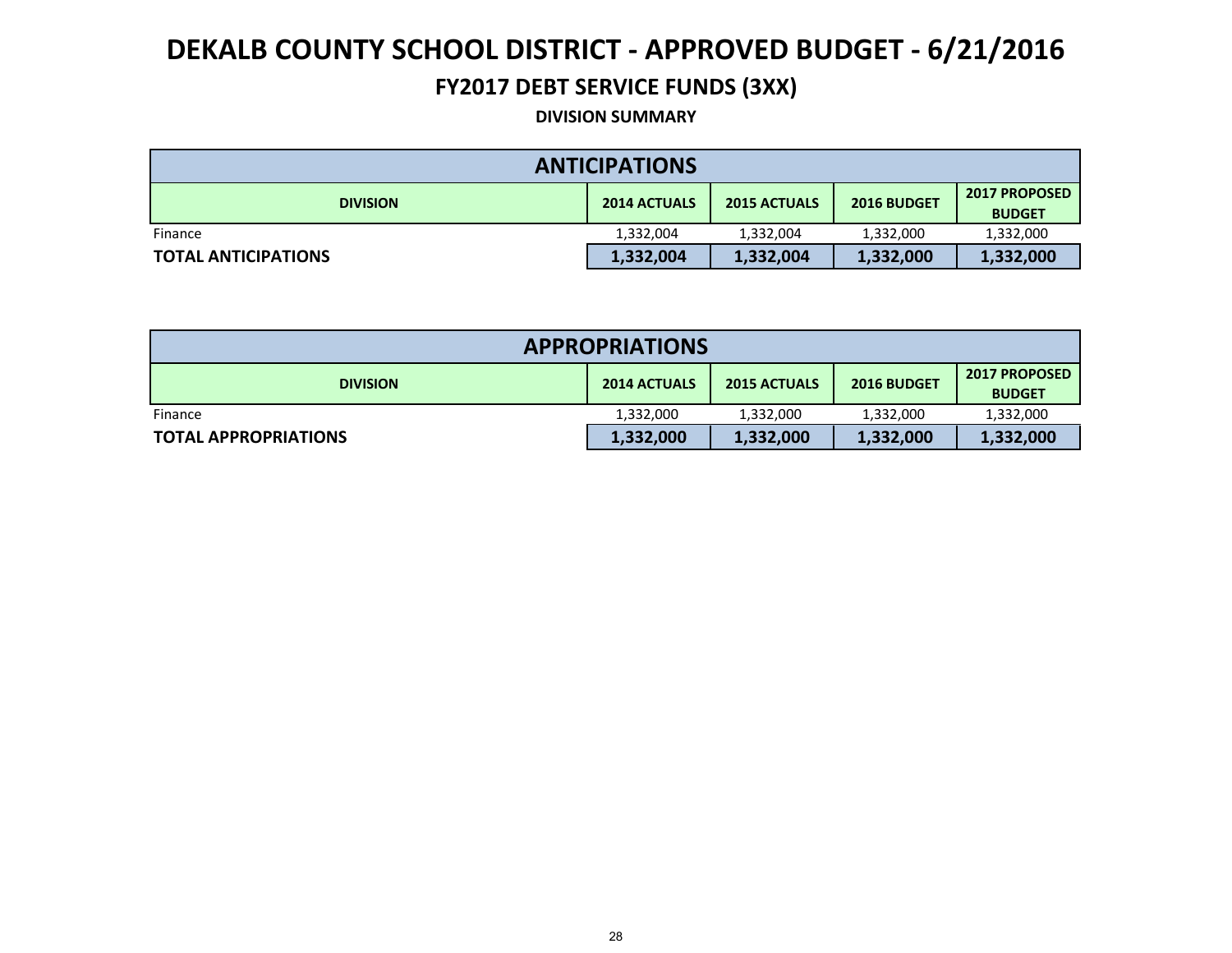# DEKALB COUNTY SCHOOL DISTRICT - APPROVED BUDGET - 6/21/2016

## FY2017 DEBT SERVICE FUNDS (3XX)

### DIVISION SUMMARY

| ANTICIPATIONS | | | | |
|---|---|---|---|---|
| **DIVISION** | **2014 ACTUALS** | **2015 ACTUALS** | **2016 BUDGET** | **2017 PROPOSED BUDGET** |
| Finance | 1,332,004 | 1,332,004 | 1,332,000 | 1,332,000 |
| **TOTAL ANTICIPATIONS** | **1,332,004** | **1,332,004** | **1,332,000** | **1,332,000** |

| APPROPRIATIONS | | | | |
|---|---|---|---|---|
| **DIVISION** | **2014 ACTUALS** | **2015 ACTUALS** | **2016 BUDGET** | **2017 PROPOSED BUDGET** |
| Finance | 1,332,000 | 1,332,000 | 1,332,000 | 1,332,000 |
| **TOTAL APPROPRIATIONS** | **1,332,000** | **1,332,000** | **1,332,000** | **1,332,000** |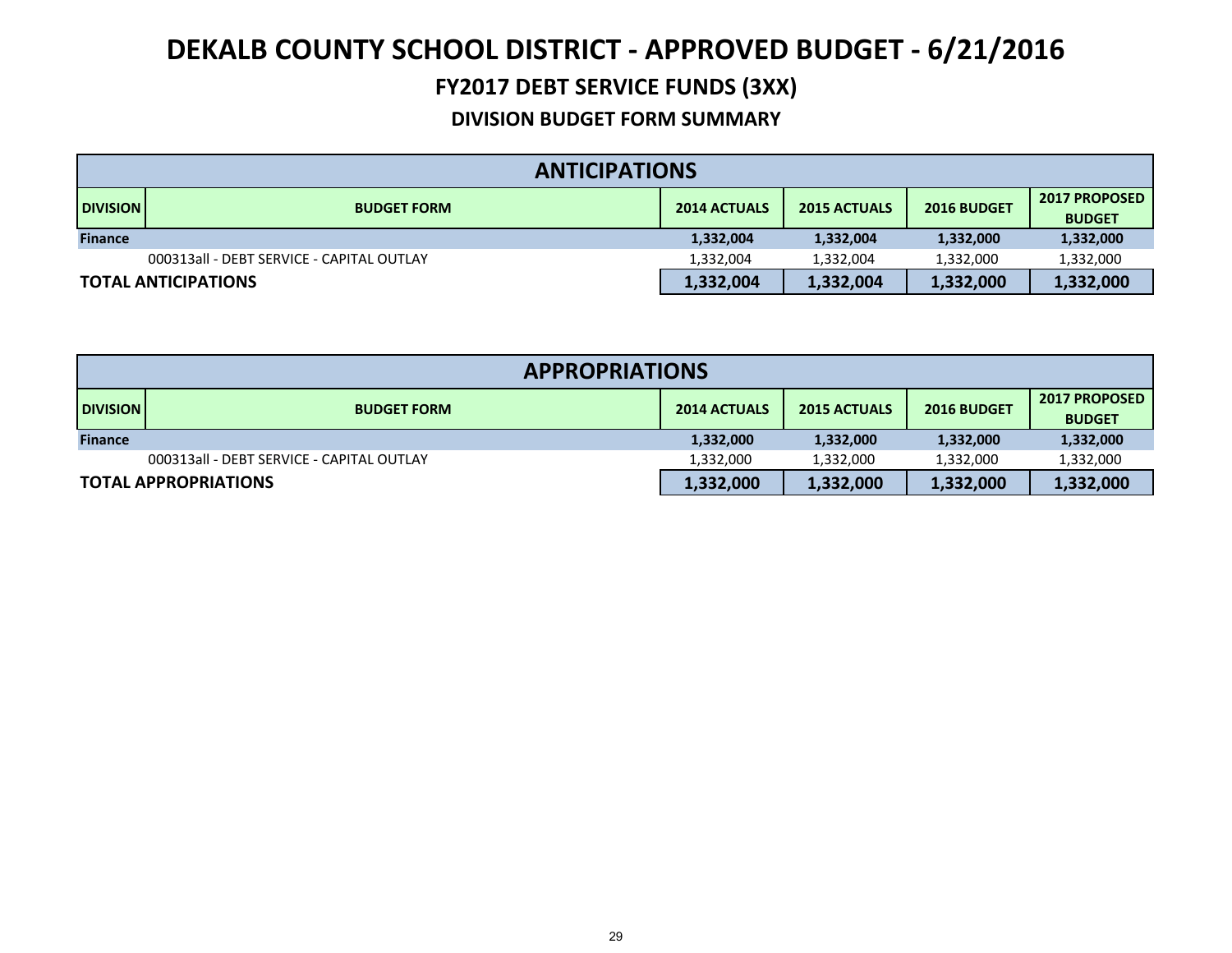# DEKALB COUNTY SCHOOL DISTRICT - APPROVED BUDGET - 6/21/2016

## FY2017 DEBT SERVICE FUNDS (3XX)

### DIVISION BUDGET FORM SUMMARY

| ANTICIPATIONS | | | | | |
|---|---|---|---|---|---|
| **DIVISION** | **BUDGET FORM** | **2014 ACTUALS** | **2015 ACTUALS** | **2016 BUDGET** | **2017 PROPOSED BUDGET** |
| **Finance** | | **1,332,004** | **1,332,004** | **1,332,000** | **1,332,000** |
| | 000313all - DEBT SERVICE - CAPITAL OUTLAY | 1,332,004 | 1,332,004 | 1,332,000 | 1,332,000 |
| **TOTAL ANTICIPATIONS** | | **1,332,004** | **1,332,004** | **1,332,000** | **1,332,000** |

| APPROPRIATIONS | | | | | |
|---|---|---|---|---|---|
| **DIVISION** | **BUDGET FORM** | **2014 ACTUALS** | **2015 ACTUALS** | **2016 BUDGET** | **2017 PROPOSED BUDGET** |
| **Finance** | | **1,332,000** | **1,332,000** | **1,332,000** | **1,332,000** |
| | 000313all - DEBT SERVICE - CAPITAL OUTLAY | 1,332,000 | 1,332,000 | 1,332,000 | 1,332,000 |
| **TOTAL APPROPRIATIONS** | | **1,332,000** | **1,332,000** | **1,332,000** | **1,332,000** |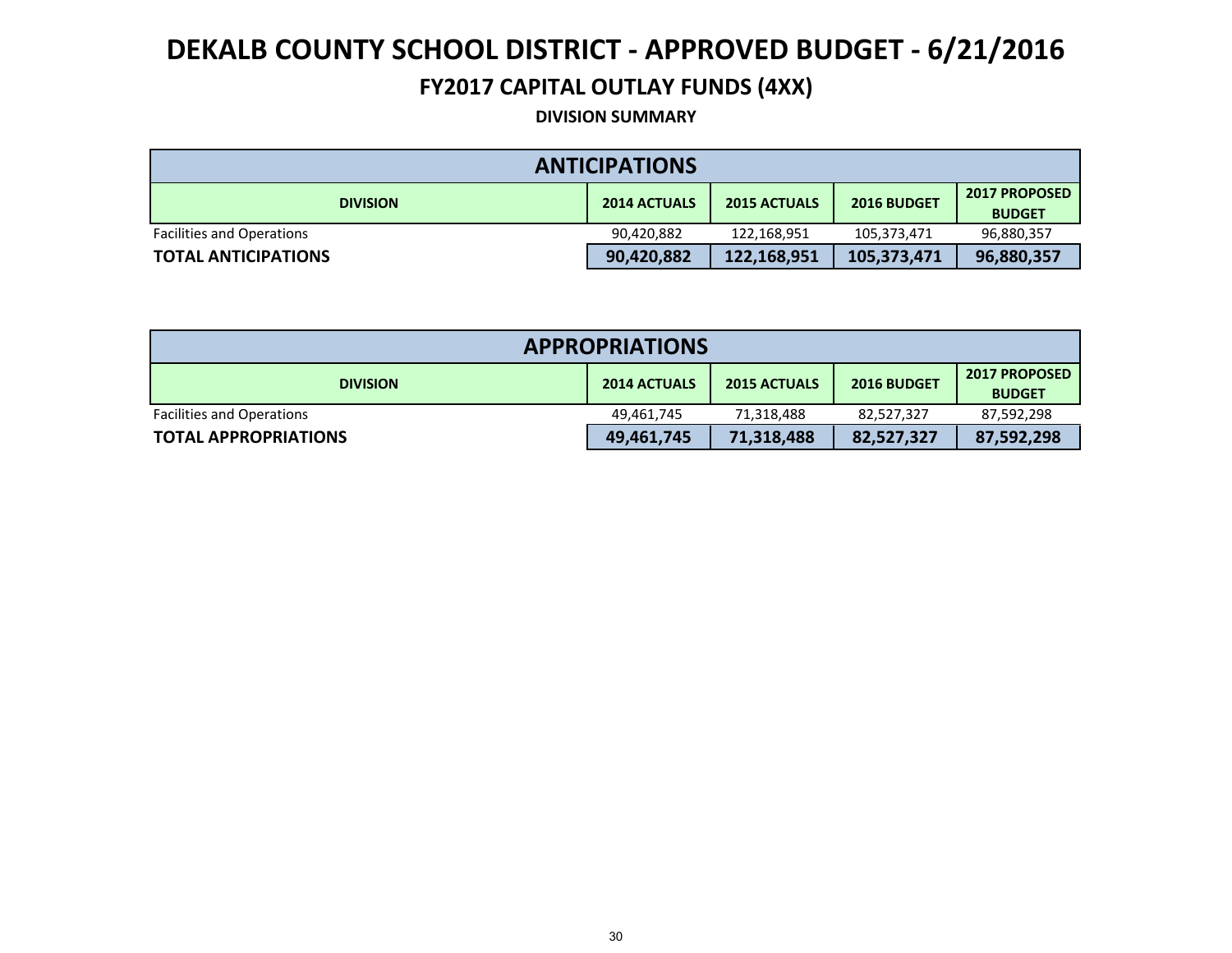# DEKALB COUNTY SCHOOL DISTRICT - APPROVED BUDGET - 6/21/2016

## FY2017 CAPITAL OUTLAY FUNDS (4XX)

### DIVISION SUMMARY

| ANTICIPATIONS | | | | |
|---|---|---|---|---|
| **DIVISION** | **2014 ACTUALS** | **2015 ACTUALS** | **2016 BUDGET** | **2017 PROPOSED BUDGET** |
| Facilities and Operations | 90,420,882 | 122,168,951 | 105,373,471 | 96,880,357 |
| **TOTAL ANTICIPATIONS** | **90,420,882** | **122,168,951** | **105,373,471** | **96,880,357** |

| APPROPRIATIONS | | | | |
|---|---|---|---|---|
| **DIVISION** | **2014 ACTUALS** | **2015 ACTUALS** | **2016 BUDGET** | **2017 PROPOSED BUDGET** |
| Facilities and Operations | 49,461,745 | 71,318,488 | 82,527,327 | 87,592,298 |
| **TOTAL APPROPRIATIONS** | **49,461,745** | **71,318,488** | **82,527,327** | **87,592,298** |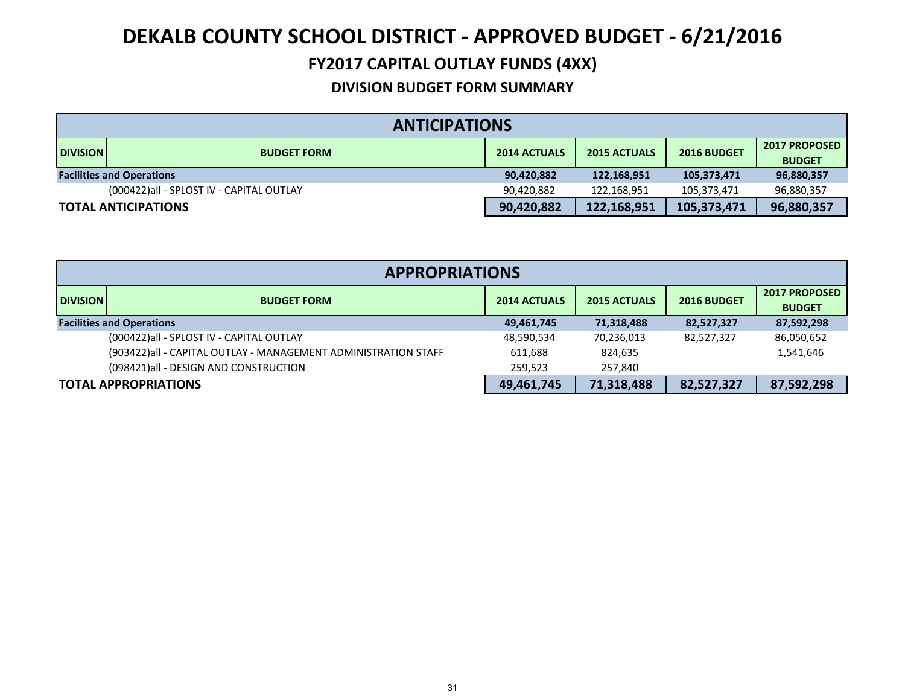# DEKALB COUNTY SCHOOL DISTRICT - APPROVED BUDGET - 6/21/2016

## FY2017 CAPITAL OUTLAY FUNDS (4XX)

### DIVISION BUDGET FORM SUMMARY

| ANTICIPATIONS | | | | | |
|---|---|---|---|---|---|
| **DIVISION** | **BUDGET FORM** | **2014 ACTUALS** | **2015 ACTUALS** | **2016 BUDGET** | **2017 PROPOSED BUDGET** |
| **Facilities and Operations** | | **90,420,882** | **122,168,951** | **105,373,471** | **96,880,357** |
| | (000422)all - SPLOST IV - CAPITAL OUTLAY | 90,420,882 | 122,168,951 | 105,373,471 | 96,880,357 |
| **TOTAL ANTICIPATIONS** | | **90,420,882** | **122,168,951** | **105,373,471** | **96,880,357** |

| APPROPRIATIONS | | | | | |
|---|---|---|---|---|---|
| **DIVISION** | **BUDGET FORM** | **2014 ACTUALS** | **2015 ACTUALS** | **2016 BUDGET** | **2017 PROPOSED BUDGET** |
| **Facilities and Operations** | | **49,461,745** | **71,318,488** | **82,527,327** | **87,592,298** |
| | (000422)all - SPLOST IV - CAPITAL OUTLAY | 48,590,534 | 70,236,013 | 82,527,327 | 86,050,652 |
| | (903422)all - CAPITAL OUTLAY - MANAGEMENT ADMINISTRATION STAFF | 611,688 | 824,635 | | 1,541,646 |
| | (098421)all - DESIGN AND CONSTRUCTION | 259,523 | 257,840 | | |
| **TOTAL APPROPRIATIONS** | | **49,461,745** | **71,318,488** | **82,527,327** | **87,592,298** |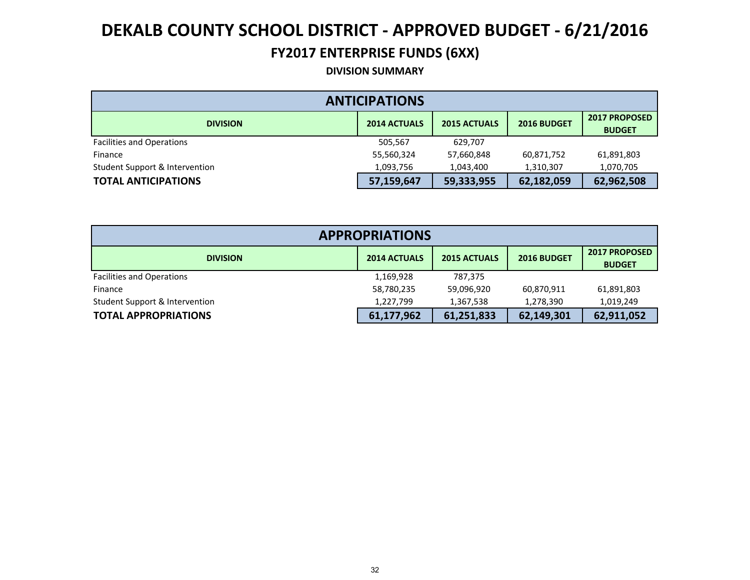# DEKALB COUNTY SCHOOL DISTRICT - APPROVED BUDGET - 6/21/2016

## FY2017 ENTERPRISE FUNDS (6XX)

### DIVISION SUMMARY

| ANTICIPATIONS | | | | |
|---|---|---|---|---|
| **DIVISION** | **2014 ACTUALS** | **2015 ACTUALS** | **2016 BUDGET** | **2017 PROPOSED BUDGET** |
| Facilities and Operations | 505,567 | 629,707 | | |
| Finance | 55,560,324 | 57,660,848 | 60,871,752 | 61,891,803 |
| Student Support & Intervention | 1,093,756 | 1,043,400 | 1,310,307 | 1,070,705 |
| **TOTAL ANTICIPATIONS** | **57,159,647** | **59,333,955** | **62,182,059** | **62,962,508** |

| APPROPRIATIONS | | | | |
|---|---|---|---|---|
| **DIVISION** | **2014 ACTUALS** | **2015 ACTUALS** | **2016 BUDGET** | **2017 PROPOSED BUDGET** |
| Facilities and Operations | 1,169,928 | 787,375 | | |
| Finance | 58,780,235 | 59,096,920 | 60,870,911 | 61,891,803 |
| Student Support & Intervention | 1,227,799 | 1,367,538 | 1,278,390 | 1,019,249 |
| **TOTAL APPROPRIATIONS** | **61,177,962** | **61,251,833** | **62,149,301** | **62,911,052** |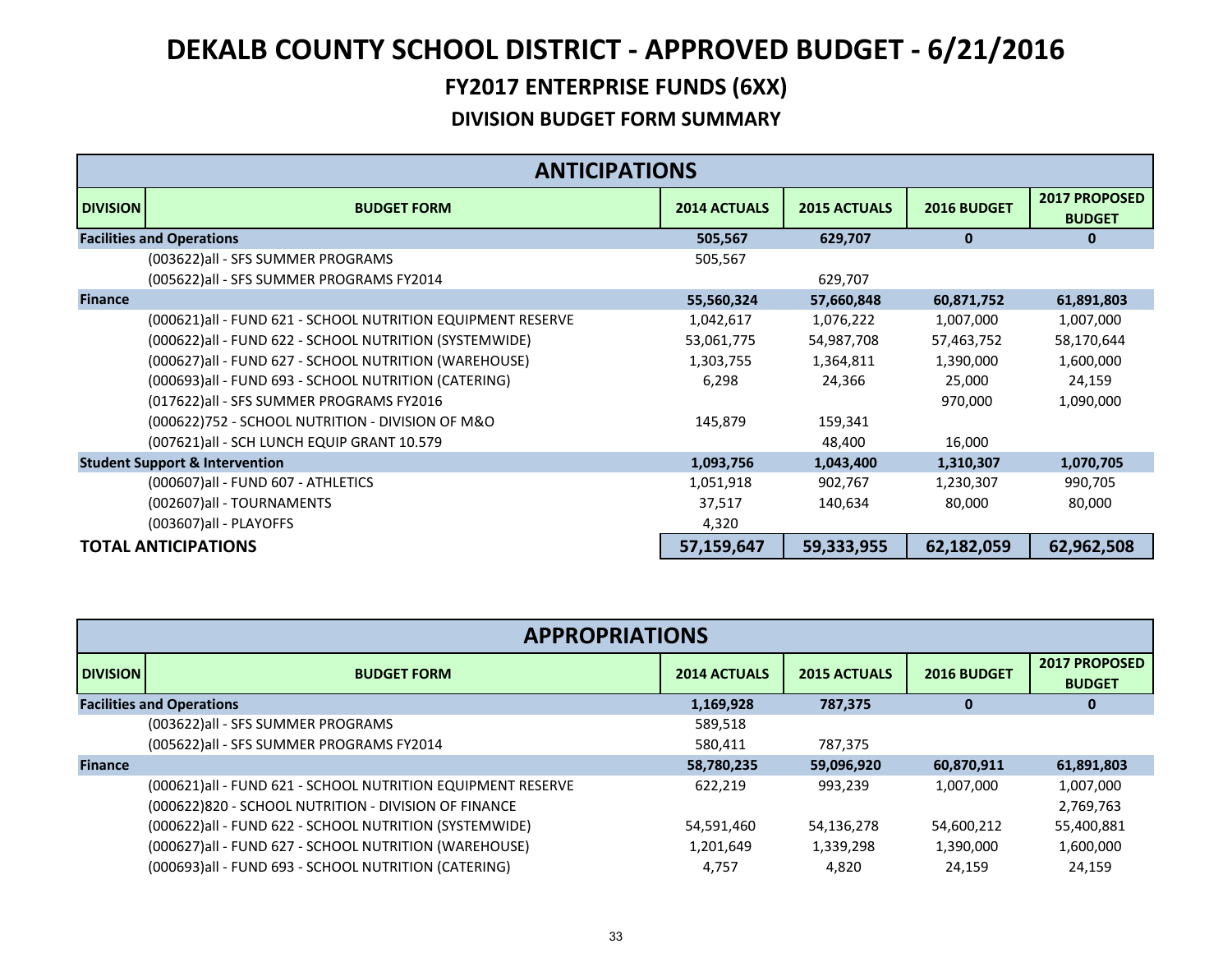# DEKALB COUNTY SCHOOL DISTRICT - APPROVED BUDGET - 6/21/2016

## FY2017 ENTERPRISE FUNDS (6XX)

### DIVISION BUDGET FORM SUMMARY

| ANTICIPATIONS | | | | | |
|---|---|---|---|---|---|
| **DIVISION** | **BUDGET FORM** | **2014 ACTUALS** | **2015 ACTUALS** | **2016 BUDGET** | **2017 PROPOSED BUDGET** |
| **Facilities and Operations** | | **505,567** | **629,707** | **0** | **0** |
| | (003622)all - SFS SUMMER PROGRAMS | 505,567 | | | |
| | (005622)all - SFS SUMMER PROGRAMS FY2014 | | 629,707 | | |
| **Finance** | | **55,560,324** | **57,660,848** | **60,871,752** | **61,891,803** |
| | (000621)all - FUND 621 - SCHOOL NUTRITION EQUIPMENT RESERVE | 1,042,617 | 1,076,222 | 1,007,000 | 1,007,000 |
| | (000622)all - FUND 622 - SCHOOL NUTRITION (SYSTEMWIDE) | 53,061,775 | 54,987,708 | 57,463,752 | 58,170,644 |
| | (000627)all - FUND 627 - SCHOOL NUTRITION (WAREHOUSE) | 1,303,755 | 1,364,811 | 1,390,000 | 1,600,000 |
| | (000693)all - FUND 693 - SCHOOL NUTRITION (CATERING) | 6,298 | 24,366 | 25,000 | 24,159 |
| | (017622)all - SFS SUMMER PROGRAMS FY2016 | | | 970,000 | 1,090,000 |
| | (000622)752 - SCHOOL NUTRITION - DIVISION OF M&O | 145,879 | 159,341 | | |
| | (007621)all - SCH LUNCH EQUIP GRANT 10.579 | | 48,400 | 16,000 | |
| **Student Support & Intervention** | | **1,093,756** | **1,043,400** | **1,310,307** | **1,070,705** |
| | (000607)all - FUND 607 - ATHLETICS | 1,051,918 | 902,767 | 1,230,307 | 990,705 |
| | (002607)all - TOURNAMENTS | 37,517 | 140,634 | 80,000 | 80,000 |
| | (003607)all - PLAYOFFS | 4,320 | | | |
| **TOTAL ANTICIPATIONS** | | **57,159,647** | **59,333,955** | **62,182,059** | **62,962,508** |

| APPROPRIATIONS | | | | | |
|---|---|---|---|---|---|
| **DIVISION** | **BUDGET FORM** | **2014 ACTUALS** | **2015 ACTUALS** | **2016 BUDGET** | **2017 PROPOSED BUDGET** |
| **Facilities and Operations** | | **1,169,928** | **787,375** | **0** | **0** |
| | (003622)all - SFS SUMMER PROGRAMS | 589,518 | | | |
| | (005622)all - SFS SUMMER PROGRAMS FY2014 | 580,411 | 787,375 | | |
| **Finance** | | **58,780,235** | **59,096,920** | **60,870,911** | **61,891,803** |
| | (000621)all - FUND 621 - SCHOOL NUTRITION EQUIPMENT RESERVE | 622,219 | 993,239 | 1,007,000 | 1,007,000 |
| | (000622)820 - SCHOOL NUTRITION - DIVISION OF FINANCE | | | | 2,769,763 |
| | (000622)all - FUND 622 - SCHOOL NUTRITION (SYSTEMWIDE) | 54,591,460 | 54,136,278 | 54,600,212 | 55,400,881 |
| | (000627)all - FUND 627 - SCHOOL NUTRITION (WAREHOUSE) | 1,201,649 | 1,339,298 | 1,390,000 | 1,600,000 |
| | (000693)all - FUND 693 - SCHOOL NUTRITION (CATERING) | 4,757 | 4,820 | 24,159 | 24,159 |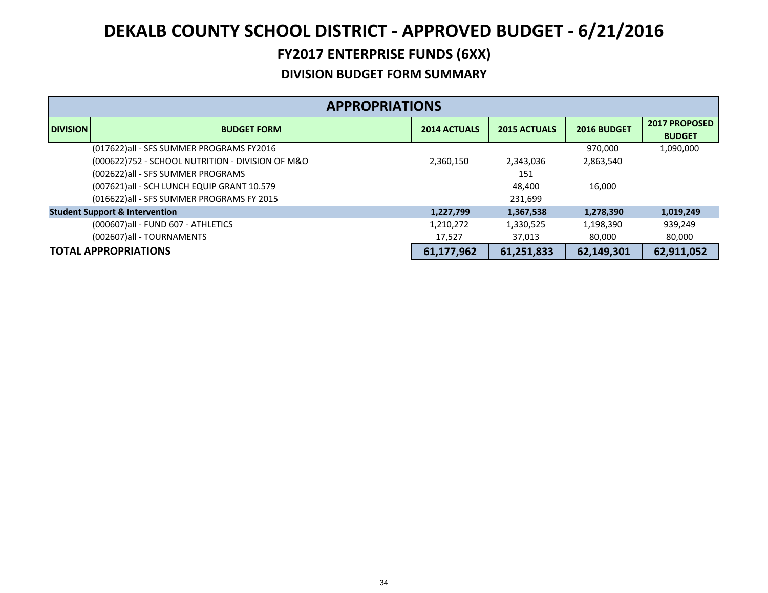# DEKALB COUNTY SCHOOL DISTRICT - APPROVED BUDGET - 6/21/2016

## FY2017 ENTERPRISE FUNDS (6XX)

### DIVISION BUDGET FORM SUMMARY

| APPROPRIATIONS | | | | | |
|---|---|---|---|---|---|
| **DIVISION** | **BUDGET FORM** | **2014 ACTUALS** | **2015 ACTUALS** | **2016 BUDGET** | **2017 PROPOSED BUDGET** |
| | (017622)all - SFS SUMMER PROGRAMS FY2016 | | | 970,000 | 1,090,000 |
| | (000622)752 - SCHOOL NUTRITION - DIVISION OF M&O | 2,360,150 | 2,343,036 | 2,863,540 | |
| | (002622)all - SFS SUMMER PROGRAMS | | 151 | | |
| | (007621)all - SCH LUNCH EQUIP GRANT 10.579 | | 48,400 | 16,000 | |
| | (016622)all - SFS SUMMER PROGRAMS FY 2015 | | 231,699 | | |
| **Student Support & Intervention** | | **1,227,799** | **1,367,538** | **1,278,390** | **1,019,249** |
| | (000607)all - FUND 607 - ATHLETICS | 1,210,272 | 1,330,525 | 1,198,390 | 939,249 |
| | (002607)all - TOURNAMENTS | 17,527 | 37,013 | 80,000 | 80,000 |
| **TOTAL APPROPRIATIONS** | | **61,177,962** | **61,251,833** | **62,149,301** | **62,911,052** |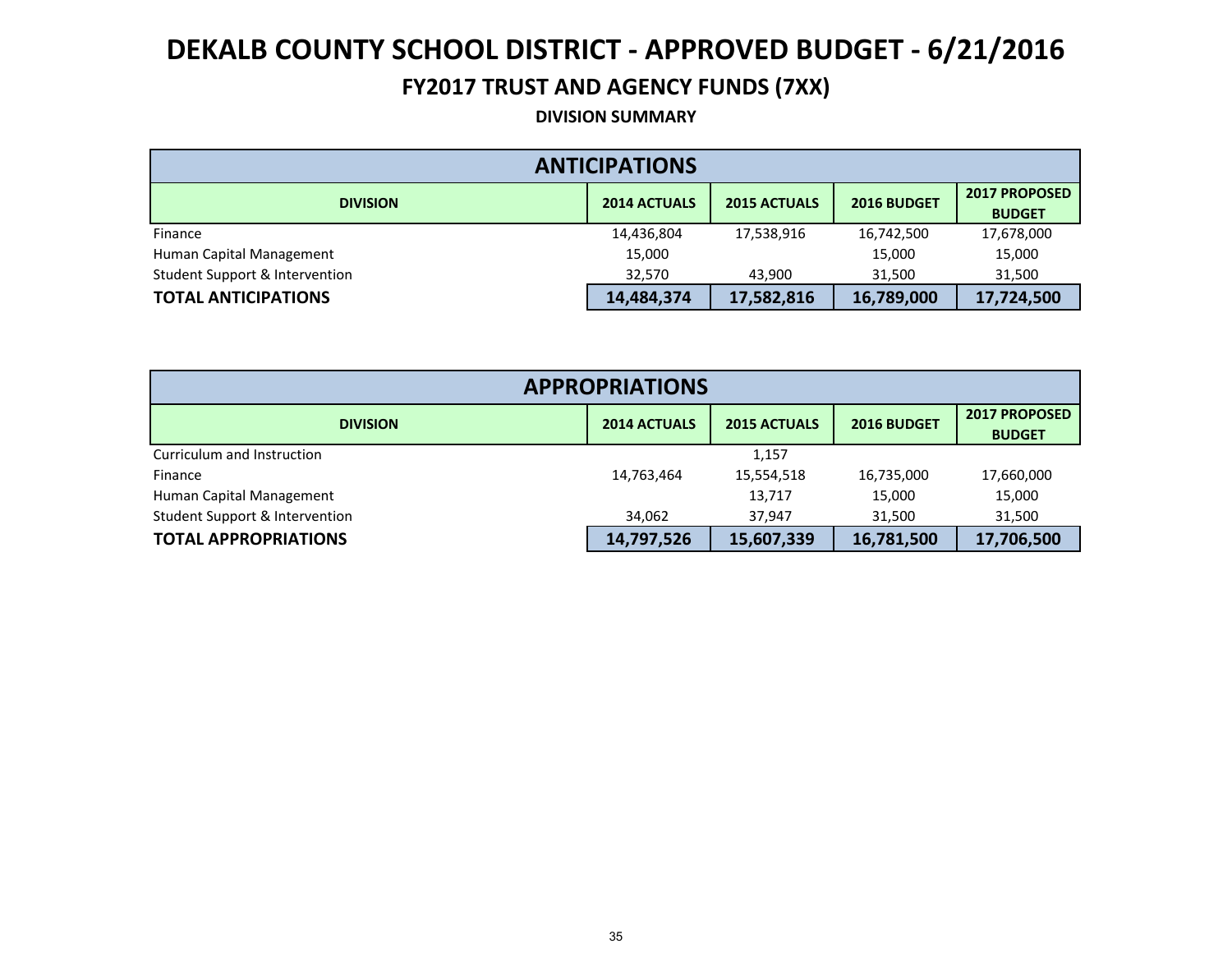# DEKALB COUNTY SCHOOL DISTRICT - APPROVED BUDGET - 6/21/2016

## FY2017 TRUST AND AGENCY FUNDS (7XX)

### DIVISION SUMMARY

| ANTICIPATIONS | | | | |
|---|---|---|---|---|
| **DIVISION** | **2014 ACTUALS** | **2015 ACTUALS** | **2016 BUDGET** | **2017 PROPOSED BUDGET** |
| Finance | 14,436,804 | 17,538,916 | 16,742,500 | 17,678,000 |
| Human Capital Management | 15,000 | | 15,000 | 15,000 |
| Student Support & Intervention | 32,570 | 43,900 | 31,500 | 31,500 |
| **TOTAL ANTICIPATIONS** | **14,484,374** | **17,582,816** | **16,789,000** | **17,724,500** |

| APPROPRIATIONS | | | | |
|---|---|---|---|---|
| **DIVISION** | **2014 ACTUALS** | **2015 ACTUALS** | **2016 BUDGET** | **2017 PROPOSED BUDGET** |
| Curriculum and Instruction | | 1,157 | | |
| Finance | 14,763,464 | 15,554,518 | 16,735,000 | 17,660,000 |
| Human Capital Management | | 13,717 | 15,000 | 15,000 |
| Student Support & Intervention | 34,062 | 37,947 | 31,500 | 31,500 |
| **TOTAL APPROPRIATIONS** | **14,797,526** | **15,607,339** | **16,781,500** | **17,706,500** |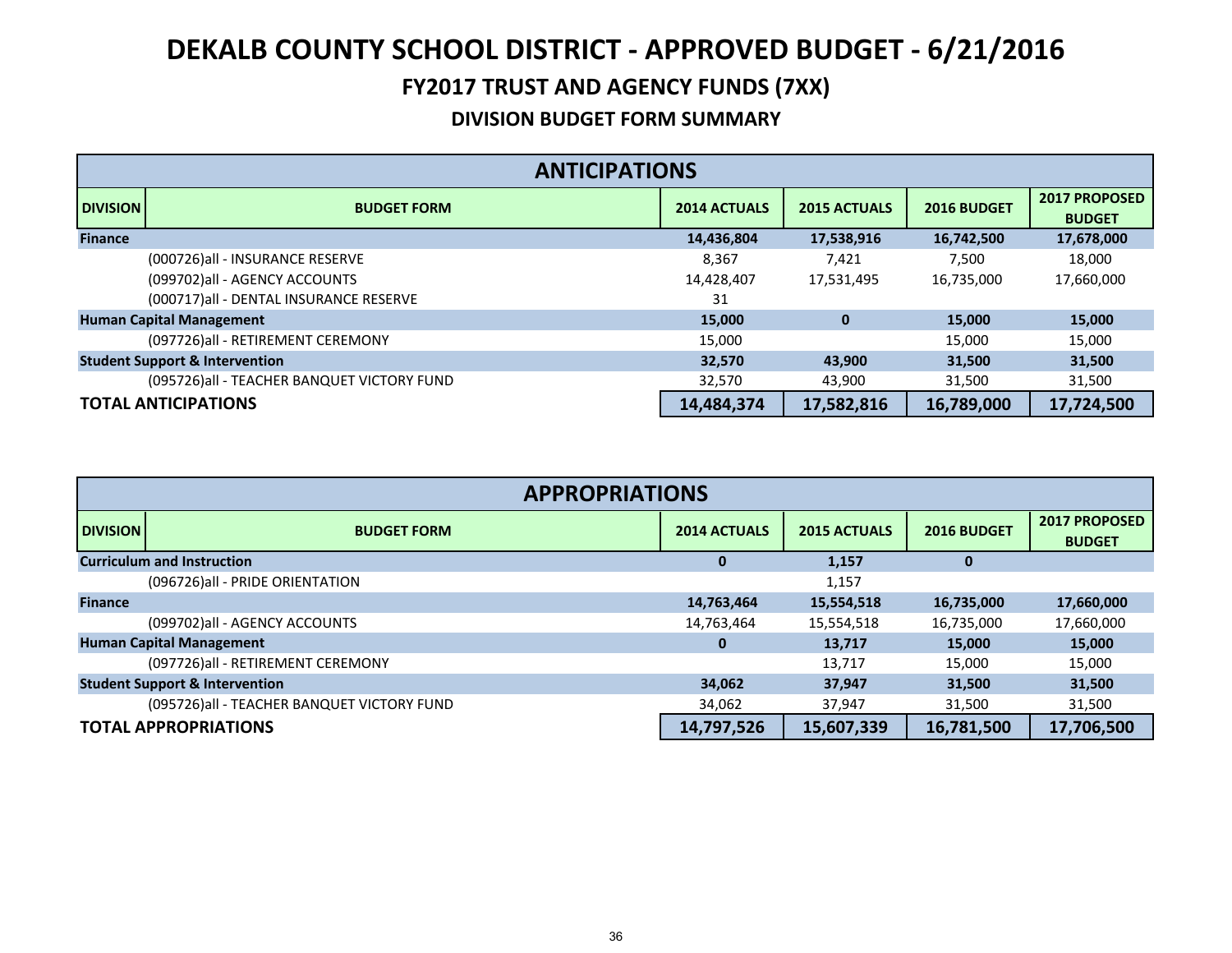# DEKALB COUNTY SCHOOL DISTRICT - APPROVED BUDGET - 6/21/2016

## FY2017 TRUST AND AGENCY FUNDS (7XX)

### DIVISION BUDGET FORM SUMMARY

**ANTICIPATIONS**

| DIVISION | BUDGET FORM | 2014 ACTUALS | 2015 ACTUALS | 2016 BUDGET | 2017 PROPOSED BUDGET |
|---|---|---|---|---|---|
| **Finance** | | **14,436,804** | **17,538,916** | **16,742,500** | **17,678,000** |
| | (000726)all - INSURANCE RESERVE | 8,367 | 7,421 | 7,500 | 18,000 |
| | (099702)all - AGENCY ACCOUNTS | 14,428,407 | 17,531,495 | 16,735,000 | 17,660,000 |
| | (000717)all - DENTAL INSURANCE RESERVE | 31 | | | |
| **Human Capital Management** | | **15,000** | **0** | **15,000** | **15,000** |
| | (097726)all - RETIREMENT CEREMONY | 15,000 | | 15,000 | 15,000 |
| **Student Support & Intervention** | | **32,570** | **43,900** | **31,500** | **31,500** |
| | (095726)all - TEACHER BANQUET VICTORY FUND | 32,570 | 43,900 | 31,500 | 31,500 |
| **TOTAL ANTICIPATIONS** | | **14,484,374** | **17,582,816** | **16,789,000** | **17,724,500** |

**APPROPRIATIONS**

| DIVISION | BUDGET FORM | 2014 ACTUALS | 2015 ACTUALS | 2016 BUDGET | 2017 PROPOSED BUDGET |
|---|---|---|---|---|---|
| **Curriculum and Instruction** | | **0** | **1,157** | **0** | |
| | (096726)all - PRIDE ORIENTATION | | 1,157 | | |
| **Finance** | | **14,763,464** | **15,554,518** | **16,735,000** | **17,660,000** |
| | (099702)all - AGENCY ACCOUNTS | 14,763,464 | 15,554,518 | 16,735,000 | 17,660,000 |
| **Human Capital Management** | | **0** | **13,717** | **15,000** | **15,000** |
| | (097726)all - RETIREMENT CEREMONY | | 13,717 | 15,000 | 15,000 |
| **Student Support & Intervention** | | **34,062** | **37,947** | **31,500** | **31,500** |
| | (095726)all - TEACHER BANQUET VICTORY FUND | 34,062 | 37,947 | 31,500 | 31,500 |
| **TOTAL APPROPRIATIONS** | | **14,797,526** | **15,607,339** | **16,781,500** | **17,706,500** |